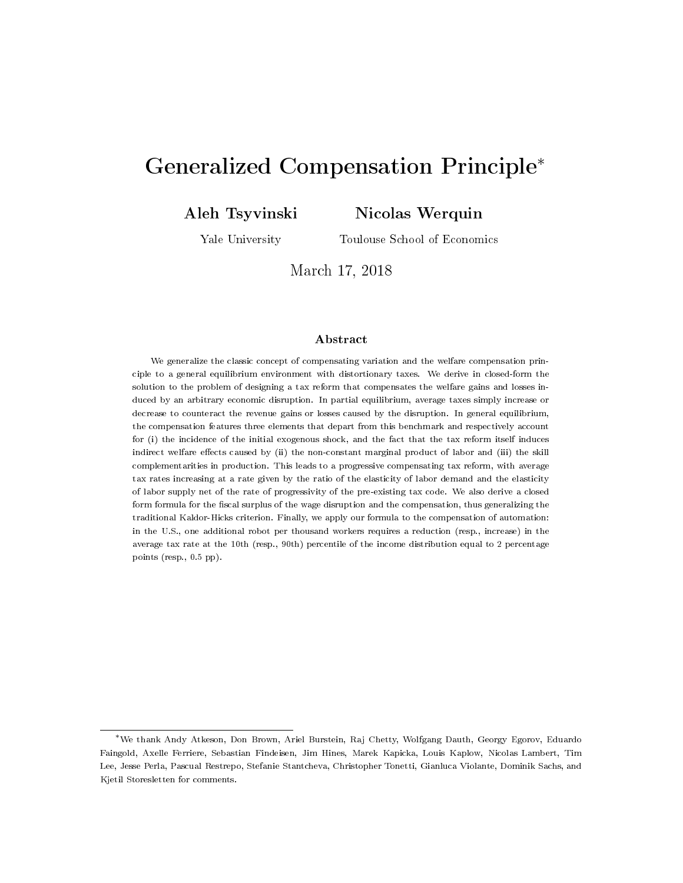# Generalized Compensation Principle[*]

**Aleh Tsyvinski**
Yale University

**Nicolas Werquin**
Toulouse School of Economics

March 17, 2018

## Abstract

We generalize the classic concept of compensating variation and the welfare compensation principle to a general equilibrium environment with distortionary taxes. We derive in closed-form the solution to the problem of designing a tax reform that compensates the welfare gains and losses induced by an arbitrary economic disruption. In partial equilibrium, average taxes simply increase or decrease to counteract the revenue gains or losses caused by the disruption. In general equilibrium, the compensation features three elements that depart from this benchmark and respectively account for (i) the incidence of the initial exogenous shock, and the fact that the tax reform itself induces indirect welfare effects caused by (ii) the non-constant marginal product of labor and (iii) the skill complementarities in production. This leads to a progressive compensating tax reform, with average tax rates increasing at a rate given by the ratio of the elasticity of labor demand and the elasticity of labor supply net of the rate of progressivity of the pre-existing tax code. We also derive a closed form formula for the fiscal surplus of the wage disruption and the compensation, thus generalizing the traditional Kaldor-Hicks criterion. Finally, we apply our formula to the compensation of automation: in the U.S., one additional robot per thousand workers requires a reduction (resp., increase) in the average tax rate at the 10th (resp., 90th) percentile of the income distribution equal to 2 percentage points (resp., 0.5 pp).

---

[*] We thank Andy Atkeson, Don Brown, Ariel Burstein, Raj Chetty, Wolfgang Dauth, Georgy Egorov, Eduardo Faingold, Axelle Ferriere, Sebastian Findeisen, Jim Hines, Marek Kapicka, Louis Kaplow, Nicolas Lambert, Tim Lee, Jesse Perla, Pascual Restrepo, Stefanie Stantcheva, Christopher Tonetti, Gianluca Violante, Dominik Sachs, and Kjetil Storesletten for comments.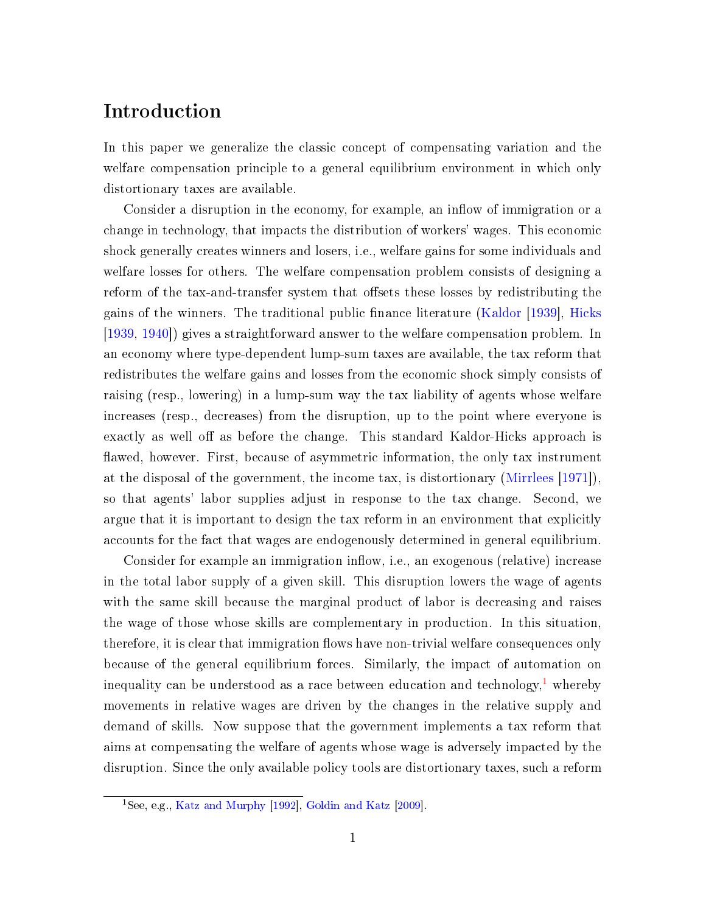# Introduction

In this paper we generalize the classic concept of compensating variation and the welfare compensation principle to a general equilibrium environment in which only distortionary taxes are available.

Consider a disruption in the economy, for example, an inflow of immigration or a change in technology, that impacts the distribution of workers' wages. This economic shock generally creates winners and losers, i.e., welfare gains for some individuals and welfare losses for others. The welfare compensation problem consists of designing a reform of the tax-and-transfer system that offsets these losses by redistributing the gains of the winners. The traditional public finance literature (Kaldor [1939], Hicks [1939, 1940]) gives a straightforward answer to the welfare compensation problem. In an economy where type-dependent lump-sum taxes are available, the tax reform that redistributes the welfare gains and losses from the economic shock simply consists of raising (resp., lowering) in a lump-sum way the tax liability of agents whose welfare increases (resp., decreases) from the disruption, up to the point where everyone is exactly as well off as before the change. This standard Kaldor-Hicks approach is flawed, however. First, because of asymmetric information, the only tax instrument at the disposal of the government, the income tax, is distortionary (Mirrlees [1971]), so that agents' labor supplies adjust in response to the tax change. Second, we argue that it is important to design the tax reform in an environment that explicitly accounts for the fact that wages are endogenously determined in general equilibrium.

Consider for example an immigration inflow, i.e., an exogenous (relative) increase in the total labor supply of a given skill. This disruption lowers the wage of agents with the same skill because the marginal product of labor is decreasing and raises the wage of those whose skills are complementary in production. In this situation, therefore, it is clear that immigration flows have non-trivial welfare consequences only because of the general equilibrium forces. Similarly, the impact of automation on inequality can be understood as a race between education and technology,[1] whereby movements in relative wages are driven by the changes in the relative supply and demand of skills. Now suppose that the government implements a tax reform that aims at compensating the welfare of agents whose wage is adversely impacted by the disruption. Since the only available policy tools are distortionary taxes, such a reform

[1] See, e.g., Katz and Murphy [1992], Goldin and Katz [2009].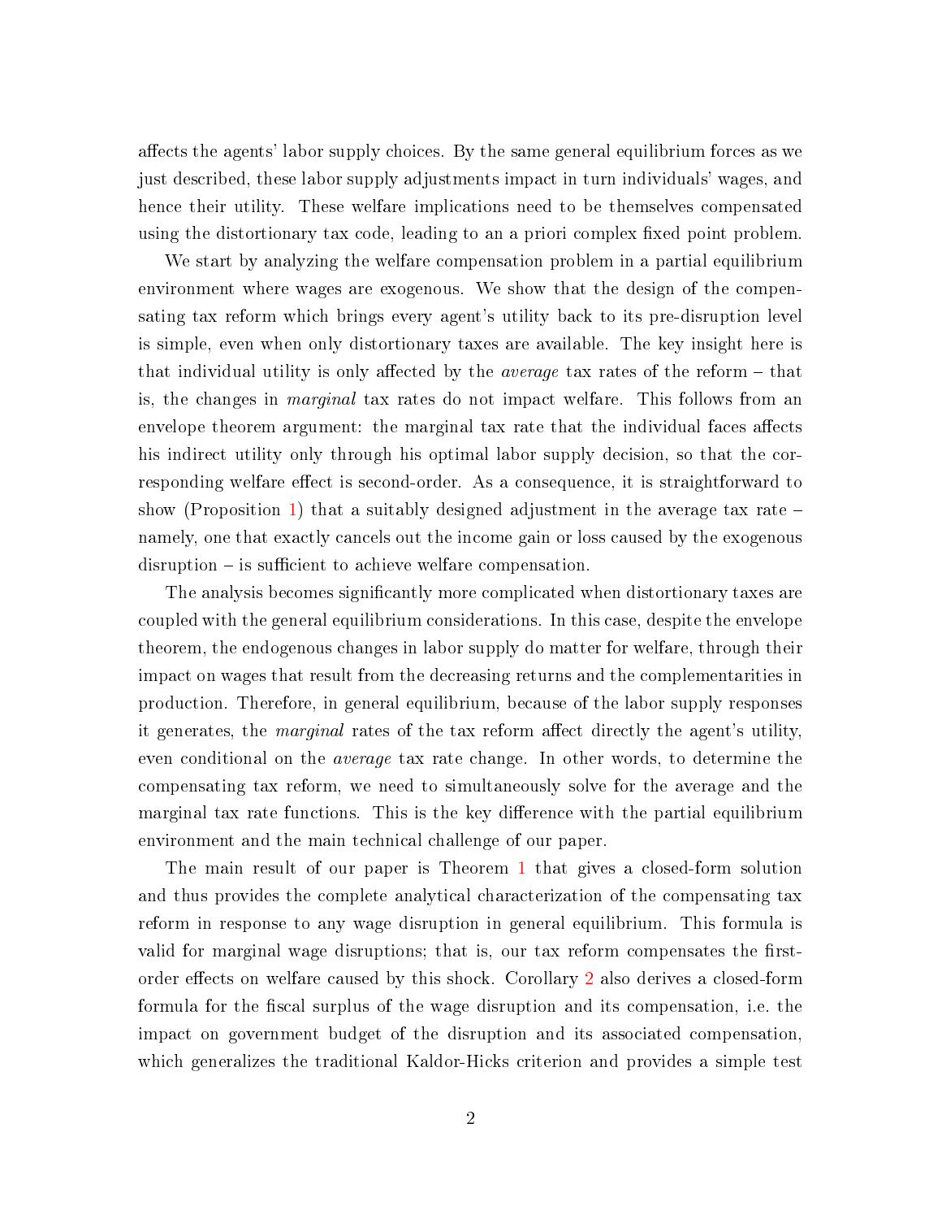affects the agents' labor supply choices. By the same general equilibrium forces as we just described, these labor supply adjustments impact in turn individuals' wages, and hence their utility. These welfare implications need to be themselves compensated using the distortionary tax code, leading to an a priori complex fixed point problem.

We start by analyzing the welfare compensation problem in a partial equilibrium environment where wages are exogenous. We show that the design of the compensating tax reform which brings every agent's utility back to its pre-disruption level is simple, even when only distortionary taxes are available. The key insight here is that individual utility is only affected by the *average* tax rates of the reform – that is, the changes in *marginal* tax rates do not impact welfare. This follows from an envelope theorem argument: the marginal tax rate that the individual faces affects his indirect utility only through his optimal labor supply decision, so that the corresponding welfare effect is second-order. As a consequence, it is straightforward to show (Proposition 1) that a suitably designed adjustment in the average tax rate – namely, one that exactly cancels out the income gain or loss caused by the exogenous disruption – is sufficient to achieve welfare compensation.

The analysis becomes significantly more complicated when distortionary taxes are coupled with the general equilibrium considerations. In this case, despite the envelope theorem, the endogenous changes in labor supply do matter for welfare, through their impact on wages that result from the decreasing returns and the complementarities in production. Therefore, in general equilibrium, because of the labor supply responses it generates, the *marginal* rates of the tax reform affect directly the agent's utility, even conditional on the *average* tax rate change. In other words, to determine the compensating tax reform, we need to simultaneously solve for the average and the marginal tax rate functions. This is the key difference with the partial equilibrium environment and the main technical challenge of our paper.

The main result of our paper is Theorem 1 that gives a closed-form solution and thus provides the complete analytical characterization of the compensating tax reform in response to any wage disruption in general equilibrium. This formula is valid for marginal wage disruptions; that is, our tax reform compensates the first-order effects on welfare caused by this shock. Corollary 2 also derives a closed-form formula for the fiscal surplus of the wage disruption and its compensation, i.e. the impact on government budget of the disruption and its associated compensation, which generalizes the traditional Kaldor-Hicks criterion and provides a simple test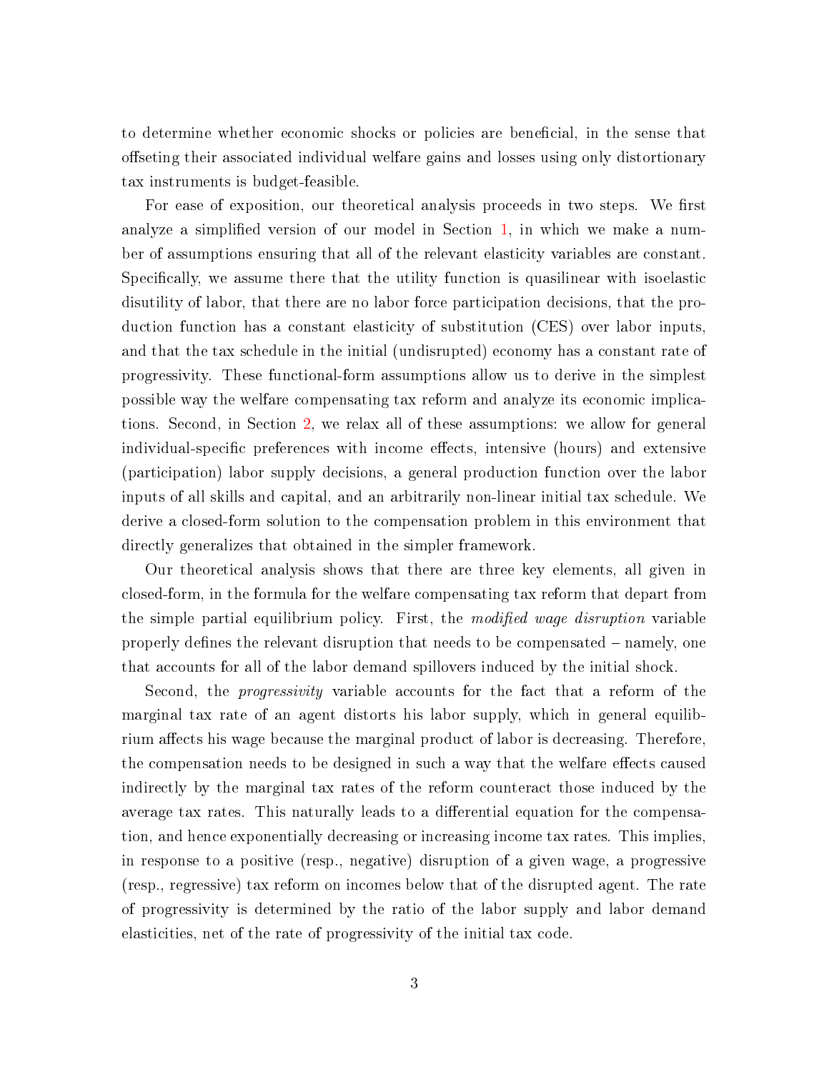to determine whether economic shocks or policies are beneficial, in the sense that offseting their associated individual welfare gains and losses using only distortionary tax instruments is budget-feasible.

For ease of exposition, our theoretical analysis proceeds in two steps. We first analyze a simplified version of our model in Section 1, in which we make a number of assumptions ensuring that all of the relevant elasticity variables are constant. Specifically, we assume there that the utility function is quasilinear with isoelastic disutility of labor, that there are no labor force participation decisions, that the production function has a constant elasticity of substitution (CES) over labor inputs, and that the tax schedule in the initial (undisrupted) economy has a constant rate of progressivity. These functional-form assumptions allow us to derive in the simplest possible way the welfare compensating tax reform and analyze its economic implications. Second, in Section 2, we relax all of these assumptions: we allow for general individual-specific preferences with income effects, intensive (hours) and extensive (participation) labor supply decisions, a general production function over the labor inputs of all skills and capital, and an arbitrarily non-linear initial tax schedule. We derive a closed-form solution to the compensation problem in this environment that directly generalizes that obtained in the simpler framework.

Our theoretical analysis shows that there are three key elements, all given in closed-form, in the formula for the welfare compensating tax reform that depart from the simple partial equilibrium policy. First, the *modified wage disruption* variable properly defines the relevant disruption that needs to be compensated – namely, one that accounts for all of the labor demand spillovers induced by the initial shock.

Second, the *progressivity* variable accounts for the fact that a reform of the marginal tax rate of an agent distorts his labor supply, which in general equilibrium affects his wage because the marginal product of labor is decreasing. Therefore, the compensation needs to be designed in such a way that the welfare effects caused indirectly by the marginal tax rates of the reform counteract those induced by the average tax rates. This naturally leads to a differential equation for the compensation, and hence exponentially decreasing or increasing income tax rates. This implies, in response to a positive (resp., negative) disruption of a given wage, a progressive (resp., regressive) tax reform on incomes below that of the disrupted agent. The rate of progressivity is determined by the ratio of the labor supply and labor demand elasticities, net of the rate of progressivity of the initial tax code.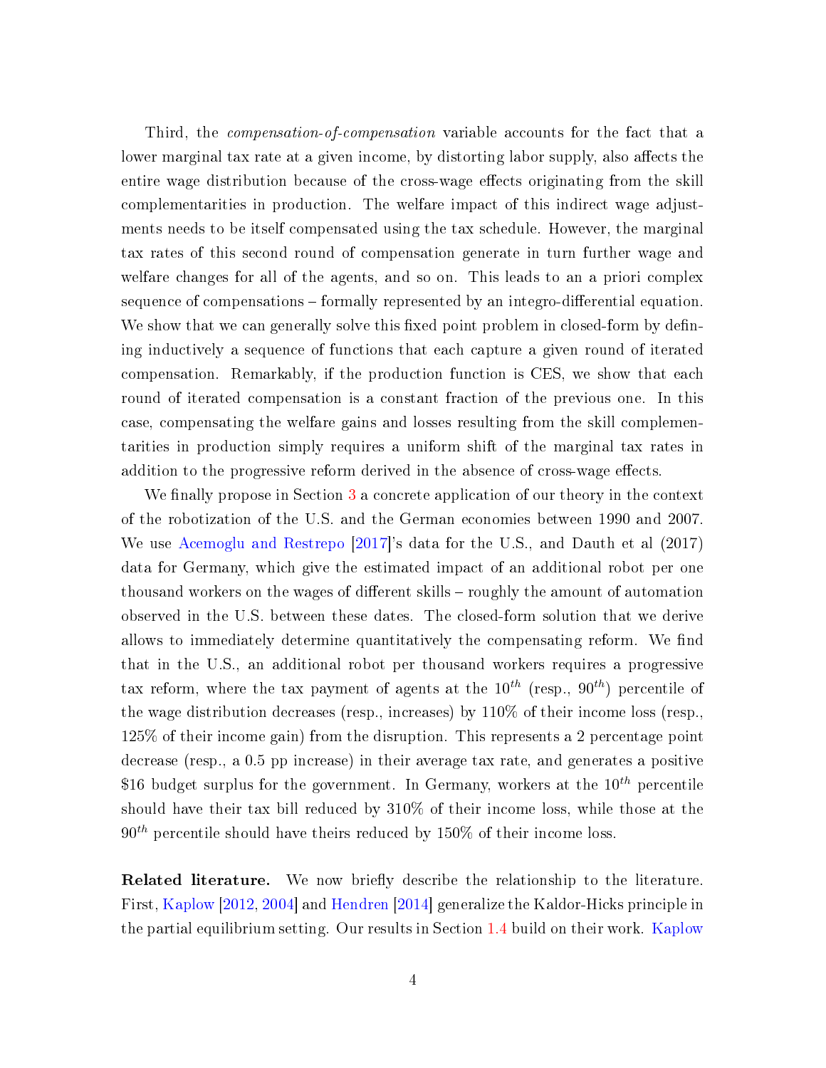Third, the *compensation-of-compensation* variable accounts for the fact that a lower marginal tax rate at a given income, by distorting labor supply, also affects the entire wage distribution because of the cross-wage effects originating from the skill complementarities in production. The welfare impact of this indirect wage adjustments needs to be itself compensated using the tax schedule. However, the marginal tax rates of this second round of compensation generate in turn further wage and welfare changes for all of the agents, and so on. This leads to an a priori complex sequence of compensations – formally represented by an integro-differential equation. We show that we can generally solve this fixed point problem in closed-form by defining inductively a sequence of functions that each capture a given round of iterated compensation. Remarkably, if the production function is CES, we show that each round of iterated compensation is a constant fraction of the previous one. In this case, compensating the welfare gains and losses resulting from the skill complementarities in production simply requires a uniform shift of the marginal tax rates in addition to the progressive reform derived in the absence of cross-wage effects.

We finally propose in Section 3 a concrete application of our theory in the context of the robotization of the U.S. and the German economies between 1990 and 2007. We use Acemoglu and Restrepo [2017]'s data for the U.S., and Dauth et al (2017) data for Germany, which give the estimated impact of an additional robot per one thousand workers on the wages of different skills – roughly the amount of automation observed in the U.S. between these dates. The closed-form solution that we derive allows to immediately determine quantitatively the compensating reform. We find that in the U.S., an additional robot per thousand workers requires a progressive tax reform, where the tax payment of agents at the $10^{th}$ (resp., $90^{th}$) percentile of the wage distribution decreases (resp., increases) by 110% of their income loss (resp., 125% of their income gain) from the disruption. This represents a 2 percentage point decrease (resp., a 0.5 pp increase) in their average tax rate, and generates a positive \$16 budget surplus for the government. In Germany, workers at the $10^{th}$ percentile should have their tax bill reduced by 310% of their income loss, while those at the $90^{th}$ percentile should have theirs reduced by 150% of their income loss.

**Related literature.** We now briefly describe the relationship to the literature. First, Kaplow [2012, 2004] and Hendren [2014] generalize the Kaldor-Hicks principle in the partial equilibrium setting. Our results in Section 1.4 build on their work. Kaplow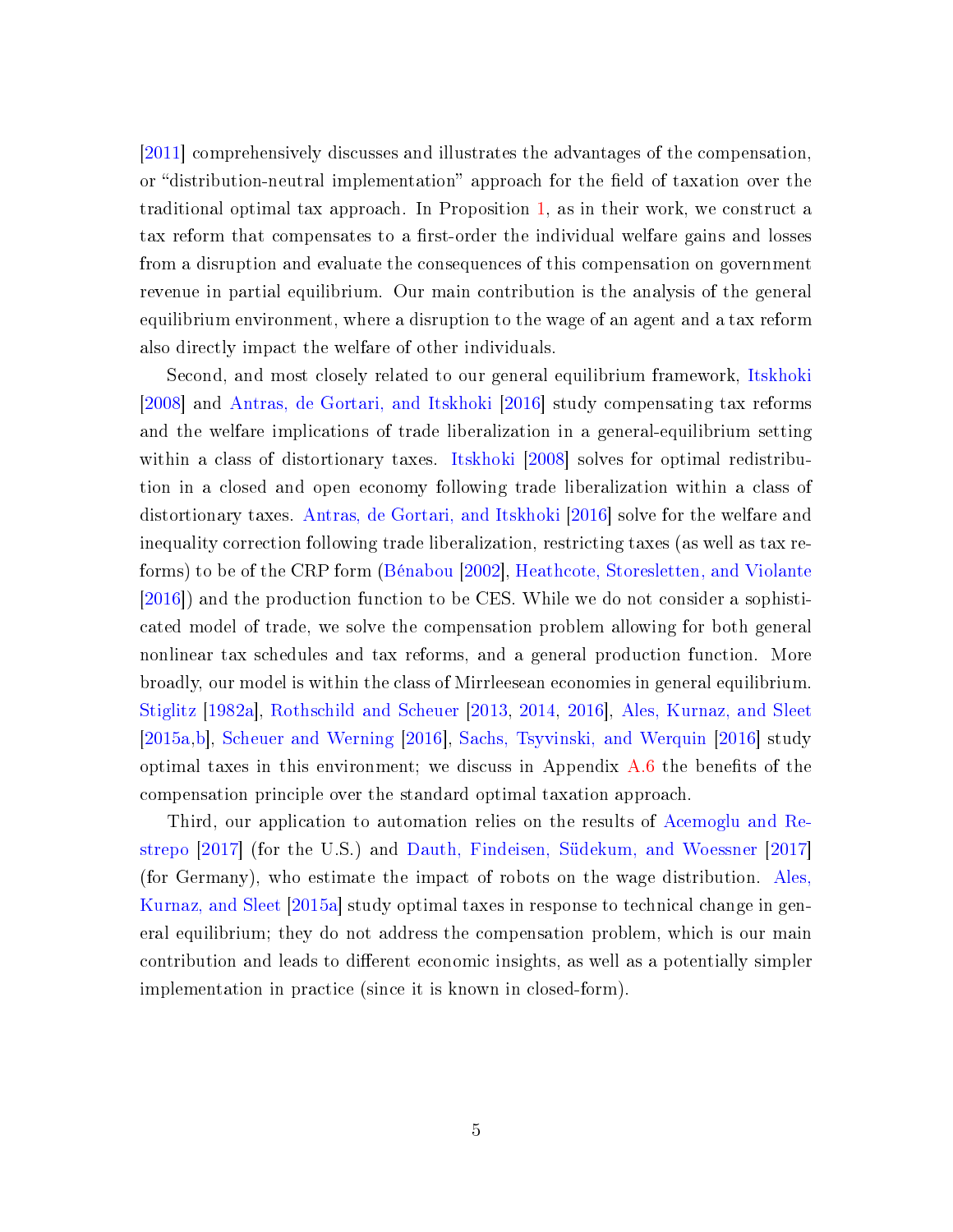[2011] comprehensively discusses and illustrates the advantages of the compensation, or "distribution-neutral implementation" approach for the field of taxation over the traditional optimal tax approach. In Proposition 1, as in their work, we construct a tax reform that compensates to a first-order the individual welfare gains and losses from a disruption and evaluate the consequences of this compensation on government revenue in partial equilibrium. Our main contribution is the analysis of the general equilibrium environment, where a disruption to the wage of an agent and a tax reform also directly impact the welfare of other individuals.

Second, and most closely related to our general equilibrium framework, Itskhoki [2008] and Antras, de Gortari, and Itskhoki [2016] study compensating tax reforms and the welfare implications of trade liberalization in a general-equilibrium setting within a class of distortionary taxes. Itskhoki [2008] solves for optimal redistribution in a closed and open economy following trade liberalization within a class of distortionary taxes. Antras, de Gortari, and Itskhoki [2016] solve for the welfare and inequality correction following trade liberalization, restricting taxes (as well as tax reforms) to be of the CRP form (Bénabou [2002], Heathcote, Storesletten, and Violante [2016]) and the production function to be CES. While we do not consider a sophisticated model of trade, we solve the compensation problem allowing for both general nonlinear tax schedules and tax reforms, and a general production function. More broadly, our model is within the class of Mirrleesean economies in general equilibrium. Stiglitz [1982a], Rothschild and Scheuer [2013, 2014, 2016], Ales, Kurnaz, and Sleet [2015a,b], Scheuer and Werning [2016], Sachs, Tsyvinski, and Werquin [2016] study optimal taxes in this environment; we discuss in Appendix A.6 the benefits of the compensation principle over the standard optimal taxation approach.

Third, our application to automation relies on the results of Acemoglu and Restrepo [2017] (for the U.S.) and Dauth, Findeisen, Südekum, and Woessner [2017] (for Germany), who estimate the impact of robots on the wage distribution. Ales, Kurnaz, and Sleet [2015a] study optimal taxes in response to technical change in general equilibrium; they do not address the compensation problem, which is our main contribution and leads to different economic insights, as well as a potentially simpler implementation in practice (since it is known in closed-form).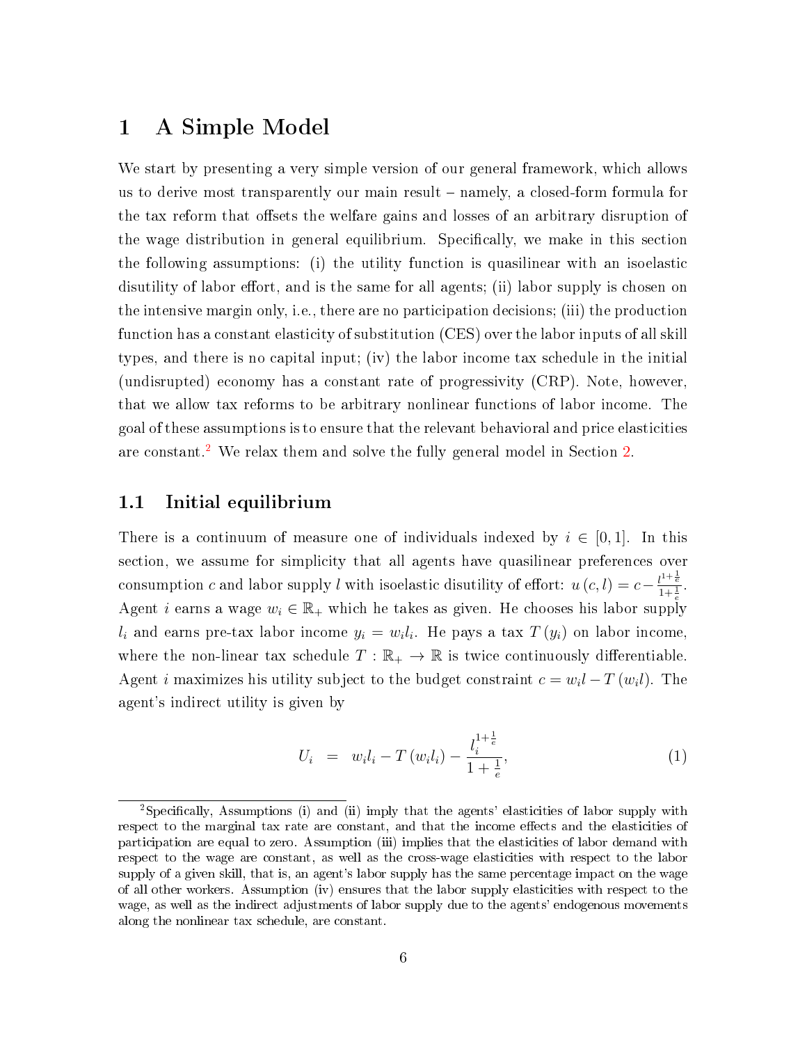# 1 A Simple Model

We start by presenting a very simple version of our general framework, which allows us to derive most transparently our main result – namely, a closed-form formula for the tax reform that offsets the welfare gains and losses of an arbitrary disruption of the wage distribution in general equilibrium. Specifically, we make in this section the following assumptions: (i) the utility function is quasilinear with an isoelastic disutility of labor effort, and is the same for all agents; (ii) labor supply is chosen on the intensive margin only, i.e., there are no participation decisions; (iii) the production function has a constant elasticity of substitution (CES) over the labor inputs of all skill types, and there is no capital input; (iv) the labor income tax schedule in the initial (undisrupted) economy has a constant rate of progressivity (CRP). Note, however, that we allow tax reforms to be arbitrary nonlinear functions of labor income. The goal of these assumptions is to ensure that the relevant behavioral and price elasticities are constant.[2] We relax them and solve the fully general model in Section 2.

## 1.1 Initial equilibrium

There is a continuum of measure one of individuals indexed by $i \in [0,1]$. In this section, we assume for simplicity that all agents have quasilinear preferences over consumption $c$ and labor supply $l$ with isoelastic disutility of effort: $u(c,l) = c - \frac{l^{1+\frac{1}{e}}}{1+\frac{1}{e}}$. Agent $i$ earns a wage $w_i \in \mathbb{R}_+$ which he takes as given. He chooses his labor supply $l_i$ and earns pre-tax labor income $y_i = w_i l_i$. He pays a tax $T(y_i)$ on labor income, where the non-linear tax schedule $T : \mathbb{R}_+ \to \mathbb{R}$ is twice continuously differentiable. Agent $i$ maximizes his utility subject to the budget constraint $c = w_i l - T(w_i l)$. The agent's indirect utility is given by

$$U_i = w_i l_i - T(w_i l_i) - \frac{l_i^{1+\frac{1}{e}}}{1+\frac{1}{e}}, \tag{1}$$

[2] Specifically, Assumptions (i) and (ii) imply that the agents' elasticities of labor supply with respect to the marginal tax rate are constant, and that the income effects and the elasticities of participation are equal to zero. Assumption (iii) implies that the elasticities of labor demand with respect to the wage are constant, as well as the cross-wage elasticities with respect to the labor supply of a given skill, that is, an agent's labor supply has the same percentage impact on the wage of all other workers. Assumption (iv) ensures that the labor supply elasticities with respect to the wage, as well as the indirect adjustments of labor supply due to the agents' endogenous movements along the nonlinear tax schedule, are constant.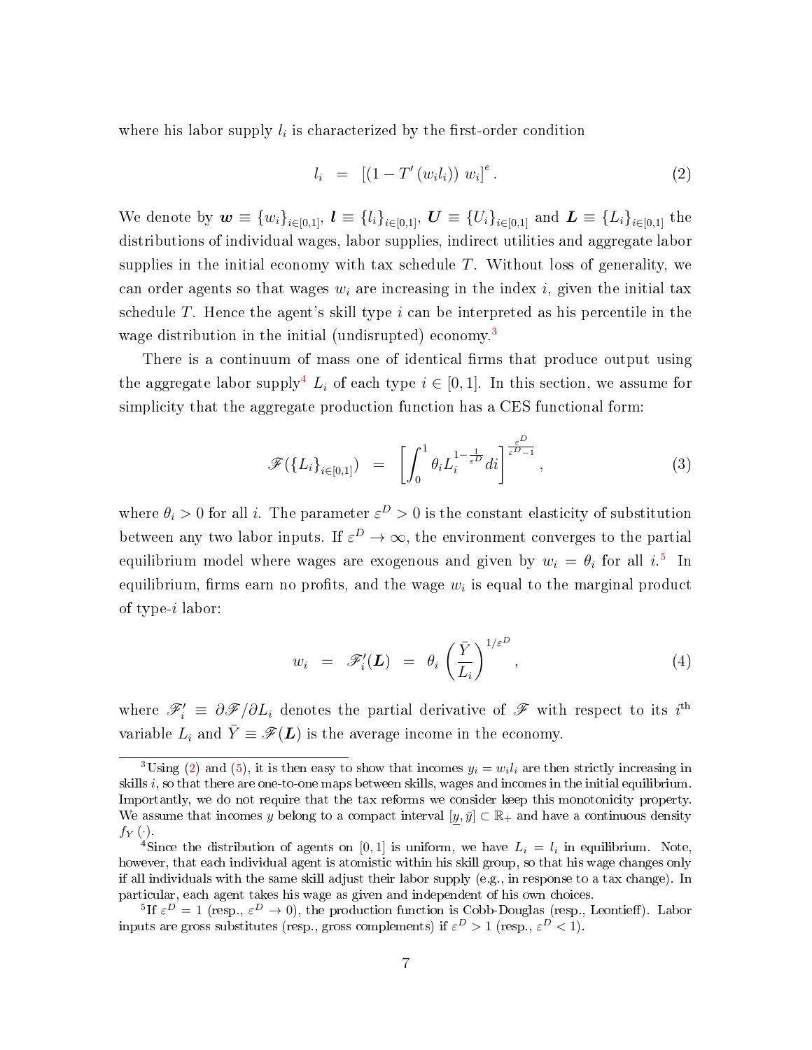where his labor supply $l_i$ is characterized by the first-order condition

$$l_i \;=\; \left[\left(1 - T'\left(w_i l_i\right)\right) \, w_i\right]^e. \tag{2}$$

We denote by $\boldsymbol{w} \equiv \{w_i\}_{i\in[0,1]}$, $\boldsymbol{l} \equiv \{l_i\}_{i\in[0,1]}$, $\boldsymbol{U} \equiv \{U_i\}_{i\in[0,1]}$ and $\boldsymbol{L} \equiv \{L_i\}_{i\in[0,1]}$ the distributions of individual wages, labor supplies, indirect utilities and aggregate labor supplies in the initial economy with tax schedule $T$. Without loss of generality, we can order agents so that wages $w_i$ are increasing in the index $i$, given the initial tax schedule $T$. Hence the agent's skill type $i$ can be interpreted as his percentile in the wage distribution in the initial (undisrupted) economy.[3]

There is a continuum of mass one of identical firms that produce output using the aggregate labor supply[4] $L_i$ of each type $i \in [0,1]$. In this section, we assume for simplicity that the aggregate production function has a CES functional form:

$$\mathscr{F}(\{L_i\}_{i\in[0,1]}) \;=\; \left[\int_0^1 \theta_i L_i^{1-\frac{1}{\varepsilon^D}} di\right]^{\frac{\varepsilon^D}{\varepsilon^D - 1}}, \tag{3}$$

where $\theta_i > 0$ for all $i$. The parameter $\varepsilon^D > 0$ is the constant elasticity of substitution between any two labor inputs. If $\varepsilon^D \to \infty$, the environment converges to the partial equilibrium model where wages are exogenous and given by $w_i = \theta_i$ for all $i$.[5] In equilibrium, firms earn no profits, and the wage $w_i$ is equal to the marginal product of type-$i$ labor:

$$w_i \;=\; \mathscr{F}_i'(\boldsymbol{L}) \;=\; \theta_i \left(\frac{\bar{Y}}{L_i}\right)^{1/\varepsilon^D}, \tag{4}$$

where $\mathscr{F}_i' \equiv \partial \mathscr{F} / \partial L_i$ denotes the partial derivative of $\mathscr{F}$ with respect to its $i^{\text{th}}$ variable $L_i$ and $\bar{Y} \equiv \mathscr{F}(\boldsymbol{L})$ is the average income in the economy.

[3] Using (2) and (5), it is then easy to show that incomes $y_i = w_i l_i$ are then strictly increasing in skills $i$, so that there are one-to-one maps between skills, wages and incomes in the initial equilibrium. Importantly, we do not require that the tax reforms we consider keep this monotonicity property. We assume that incomes $y$ belong to a compact interval $[\underline{y}, \bar{y}] \subset \mathbb{R}_+$ and have a continuous density $f_Y(\cdot)$.

[4] Since the distribution of agents on $[0,1]$ is uniform, we have $L_i = l_i$ in equilibrium. Note, however, that each individual agent is atomistic within his skill group, so that his wage changes only if all individuals with the same skill adjust their labor supply (e.g., in response to a tax change). In particular, each agent takes his wage as given and independent of his own choices.

[5] If $\varepsilon^D = 1$ (resp., $\varepsilon^D \to 0$), the production function is Cobb-Douglas (resp., Leontieff). Labor inputs are gross substitutes (resp., gross complements) if $\varepsilon^D > 1$ (resp., $\varepsilon^D < 1$).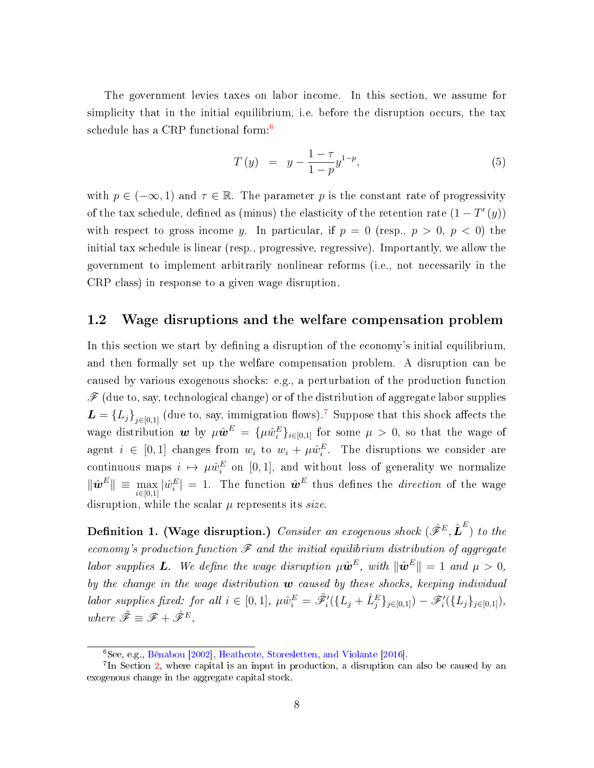The government levies taxes on labor income. In this section, we assume for simplicity that in the initial equilibrium, i.e. before the disruption occurs, the tax schedule has a CRP functional form:[6]

$$T(y) \;=\; y - \frac{1-\tau}{1-p} y^{1-p}, \tag{5}$$

with $p \in (-\infty, 1)$ and $\tau \in \mathbb{R}$. The parameter $p$ is the constant rate of progressivity of the tax schedule, defined as (minus) the elasticity of the retention rate $(1 - T'(y))$ with respect to gross income $y$. In particular, if $p = 0$ (resp., $p > 0$, $p < 0$) the initial tax schedule is linear (resp., progressive, regressive). Importantly, we allow the government to implement arbitrarily nonlinear reforms (i.e., not necessarily in the CRP class) in response to a given wage disruption.

## 1.2 Wage disruptions and the welfare compensation problem

In this section we start by defining a disruption of the economy's initial equilibrium, and then formally set up the welfare compensation problem. A disruption can be caused by various exogenous shocks: e.g., a perturbation of the production function $\mathscr{F}$ (due to, say, technological change) or of the distribution of aggregate labor supplies $\boldsymbol{L} = \{L_j\}_{j\in[0,1]}$ (due to, say, immigration flows).[7] Suppose that this shock affects the wage distribution $\boldsymbol{w}$ by $\mu\hat{\boldsymbol{w}}^E = \{\mu\hat{w}_i^E\}_{i\in[0,1]}$ for some $\mu > 0$, so that the wage of agent $i \in [0,1]$ changes from $w_i$ to $w_i + \mu\hat{w}_i^E$. The disruptions we consider are continuous maps $i \mapsto \mu\hat{w}_i^E$ on $[0,1]$, and without loss of generality we normalize $\|\hat{\boldsymbol{w}}^E\| \equiv \max_{i\in[0,1]} |\hat{w}_i^E| = 1$. The function $\hat{\boldsymbol{w}}^E$ thus defines the *direction* of the wage disruption, while the scalar $\mu$ represents its *size*.

**Definition 1. (Wage disruption.)** *Consider an exogenous shock $(\hat{\mathscr{F}}^E, \hat{\boldsymbol{L}}^E)$ to the economy's production function $\mathscr{F}$ and the initial equilibrium distribution of aggregate labor supplies $\boldsymbol{L}$. We define the wage disruption $\mu\hat{\boldsymbol{w}}^E$, with $\|\hat{\boldsymbol{w}}^E\| = 1$ and $\mu > 0$, by the change in the wage distribution $\boldsymbol{w}$ caused by these shocks, keeping individual labor supplies fixed: for all $i \in [0,1]$, $\mu\hat{w}_i^E = \tilde{\mathscr{F}}_i'(\{L_j + \hat{L}_j^E\}_{j\in[0,1]}) - \mathscr{F}_i'(\{L_j\}_{j\in[0,1]})$, where $\tilde{\mathscr{F}} \equiv \mathscr{F} + \hat{\mathscr{F}}^E$.*

---

[6] See, e.g., Bénabou [2002], Heathcote, Storesletten, and Violante [2016].

[7] In Section 2, where capital is an input in production, a disruption can also be caused by an exogenous change in the aggregate capital stock.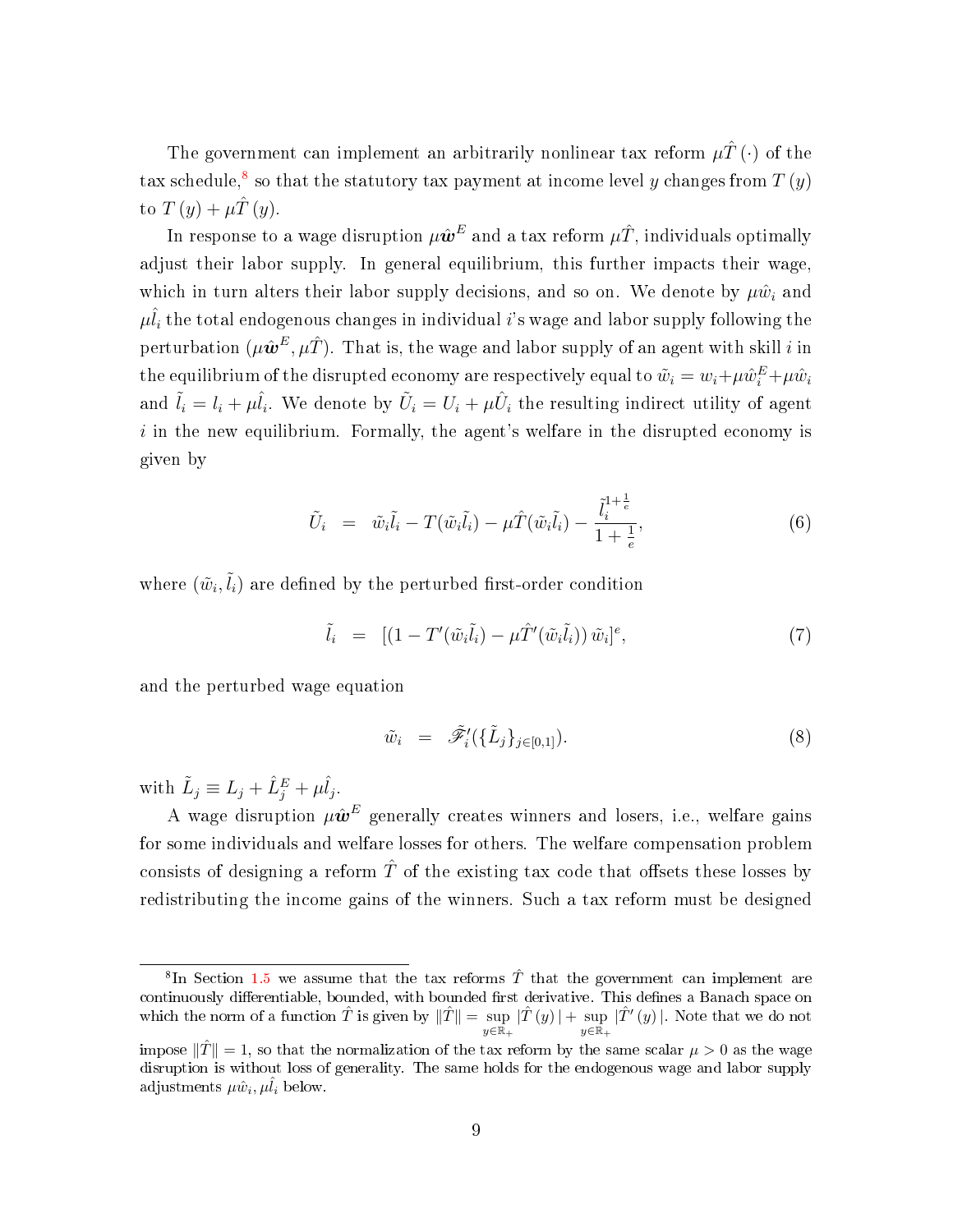The government can implement an arbitrarily nonlinear tax reform $\mu\hat{T}(\cdot)$ of the tax schedule,[8] so that the statutory tax payment at income level $y$ changes from $T(y)$ to $T(y) + \mu\hat{T}(y)$.

In response to a wage disruption $\mu\hat{\boldsymbol{w}}^E$ and a tax reform $\mu\hat{T}$, individuals optimally adjust their labor supply. In general equilibrium, this further impacts their wage, which in turn alters their labor supply decisions, and so on. We denote by $\mu\hat{w}_i$ and $\mu\hat{l}_i$ the total endogenous changes in individual $i$'s wage and labor supply following the perturbation $(\mu\hat{\boldsymbol{w}}^E, \mu\hat{T})$. That is, the wage and labor supply of an agent with skill $i$ in the equilibrium of the disrupted economy are respectively equal to $\tilde{w}_i = w_i + \mu\hat{w}_i^E + \mu\hat{w}_i$ and $\tilde{l}_i = l_i + \mu\hat{l}_i$. We denote by $\tilde{U}_i = U_i + \mu\hat{U}_i$ the resulting indirect utility of agent $i$ in the new equilibrium. Formally, the agent's welfare in the disrupted economy is given by

$$\tilde{U}_i = \tilde{w}_i\tilde{l}_i - T(\tilde{w}_i\tilde{l}_i) - \mu\hat{T}(\tilde{w}_i\tilde{l}_i) - \frac{\tilde{l}_i^{1+\frac{1}{e}}}{1+\frac{1}{e}}, \tag{6}$$

where $(\tilde{w}_i, \tilde{l}_i)$ are defined by the perturbed first-order condition

$$\tilde{l}_i = [(1 - T'(\tilde{w}_i\tilde{l}_i) - \mu\hat{T}'(\tilde{w}_i\tilde{l}_i))\,\tilde{w}_i]^e, \tag{7}$$

and the perturbed wage equation

$$\tilde{w}_i = \tilde{\mathscr{F}}_i'(\{\tilde{L}_j\}_{j\in[0,1]}). \tag{8}$$

with $\tilde{L}_j \equiv L_j + \hat{L}_j^E + \mu\hat{l}_j$.

A wage disruption $\mu\hat{\boldsymbol{w}}^E$ generally creates winners and losers, i.e., welfare gains for some individuals and welfare losses for others. The welfare compensation problem consists of designing a reform $\hat{T}$ of the existing tax code that offsets these losses by redistributing the income gains of the winners. Such a tax reform must be designed

[8] In Section 1.5 we assume that the tax reforms $\hat{T}$ that the government can implement are continuously differentiable, bounded, with bounded first derivative. This defines a Banach space on which the norm of a function $\hat{T}$ is given by $\|\hat{T}\| = \sup_{y\in\mathbb{R}_+} |\hat{T}(y)| + \sup_{y\in\mathbb{R}_+} |\hat{T}'(y)|$. Note that we do not impose $\|\hat{T}\| = 1$, so that the normalization of the tax reform by the same scalar $\mu > 0$ as the wage disruption is without loss of generality. The same holds for the endogenous wage and labor supply adjustments $\mu\hat{w}_i, \mu\hat{l}_i$ below.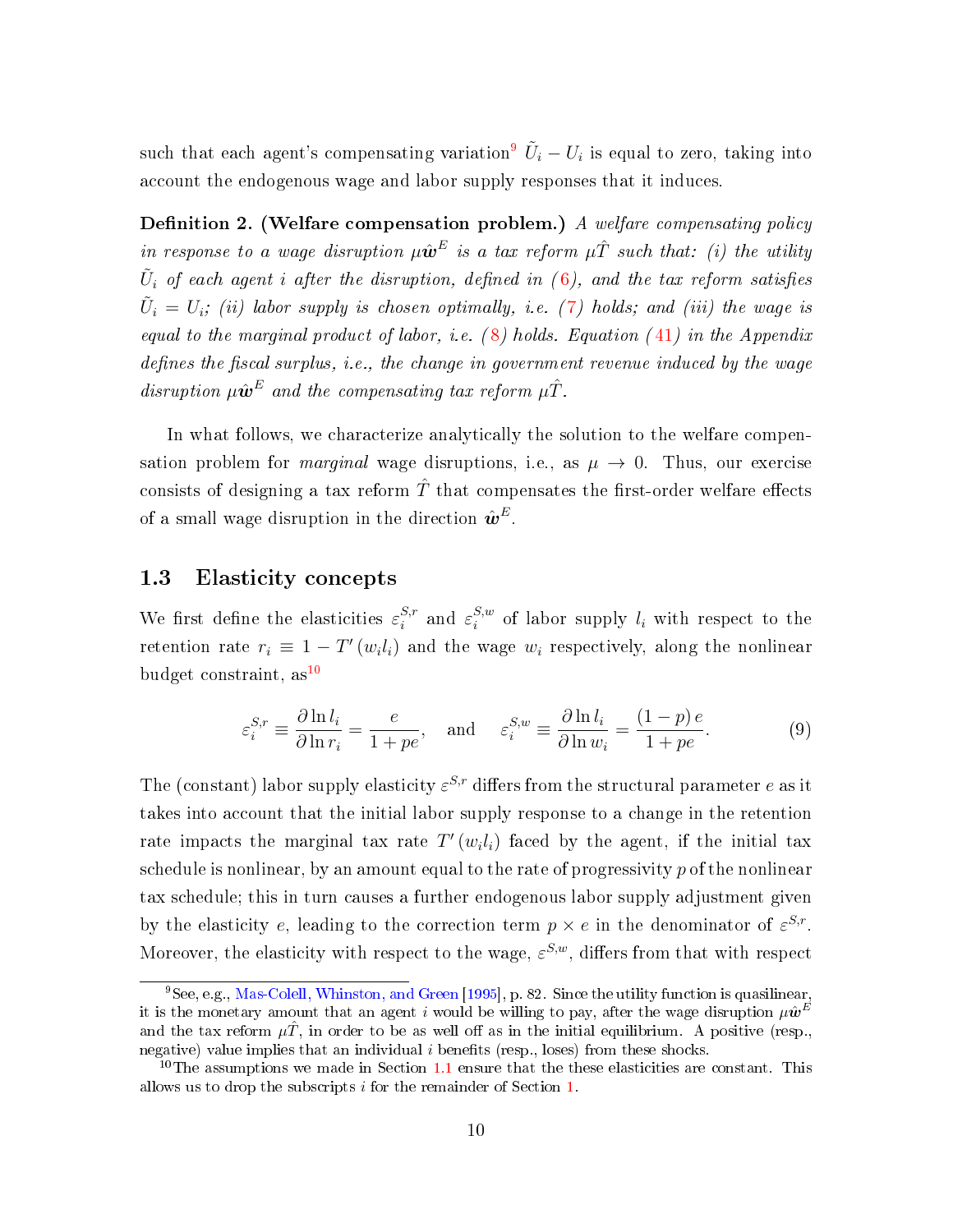such that each agent's compensating variation[9] $\tilde{U}_i - U_i$ is equal to zero, taking into account the endogenous wage and labor supply responses that it induces.

**Definition 2. (Welfare compensation problem.)** *A welfare compensating policy in response to a wage disruption $\mu \hat{\boldsymbol{w}}^E$ is a tax reform $\mu \hat{T}$ such that: (i) the utility $\tilde{U}_i$ of each agent $i$ after the disruption, defined in (6), and the tax reform satisfies $\tilde{U}_i = U_i$; (ii) labor supply is chosen optimally, i.e. (7) holds; and (iii) the wage is equal to the marginal product of labor, i.e. (8) holds. Equation (41) in the Appendix defines the fiscal surplus, i.e., the change in government revenue induced by the wage disruption $\mu \hat{\boldsymbol{w}}^E$ and the compensating tax reform $\mu \hat{T}$.*

In what follows, we characterize analytically the solution to the welfare compensation problem for *marginal* wage disruptions, i.e., as $\mu \to 0$. Thus, our exercise consists of designing a tax reform $\hat{T}$ that compensates the first-order welfare effects of a small wage disruption in the direction $\hat{\boldsymbol{w}}^E$.

## 1.3 Elasticity concepts

We first define the elasticities $\varepsilon_i^{S,r}$ and $\varepsilon_i^{S,w}$ of labor supply $l_i$ with respect to the retention rate $r_i \equiv 1 - T'(w_i l_i)$ and the wage $w_i$ respectively, along the nonlinear budget constraint, as[10]

$$\varepsilon_i^{S,r} \equiv \frac{\partial \ln l_i}{\partial \ln r_i} = \frac{e}{1+pe}, \quad \text{and} \quad \varepsilon_i^{S,w} \equiv \frac{\partial \ln l_i}{\partial \ln w_i} = \frac{(1-p)\,e}{1+pe}. \tag{9}$$

The (constant) labor supply elasticity $\varepsilon^{S,r}$ differs from the structural parameter $e$ as it takes into account that the initial labor supply response to a change in the retention rate impacts the marginal tax rate $T'(w_i l_i)$ faced by the agent, if the initial tax schedule is nonlinear, by an amount equal to the rate of progressivity $p$ of the nonlinear tax schedule; this in turn causes a further endogenous labor supply adjustment given by the elasticity $e$, leading to the correction term $p \times e$ in the denominator of $\varepsilon^{S,r}$. Moreover, the elasticity with respect to the wage, $\varepsilon^{S,w}$, differs from that with respect

---

[9] See, e.g., Mas-Colell, Whinston, and Green [1995], p. 82. Since the utility function is quasilinear, it is the monetary amount that an agent $i$ would be willing to pay, after the wage disruption $\mu \hat{\boldsymbol{w}}^E$ and the tax reform $\mu \hat{T}$, in order to be as well off as in the initial equilibrium. A positive (resp., negative) value implies that an individual $i$ benefits (resp., loses) from these shocks.

[10] The assumptions we made in Section 1.1 ensure that the these elasticities are constant. This allows us to drop the subscripts $i$ for the remainder of Section 1.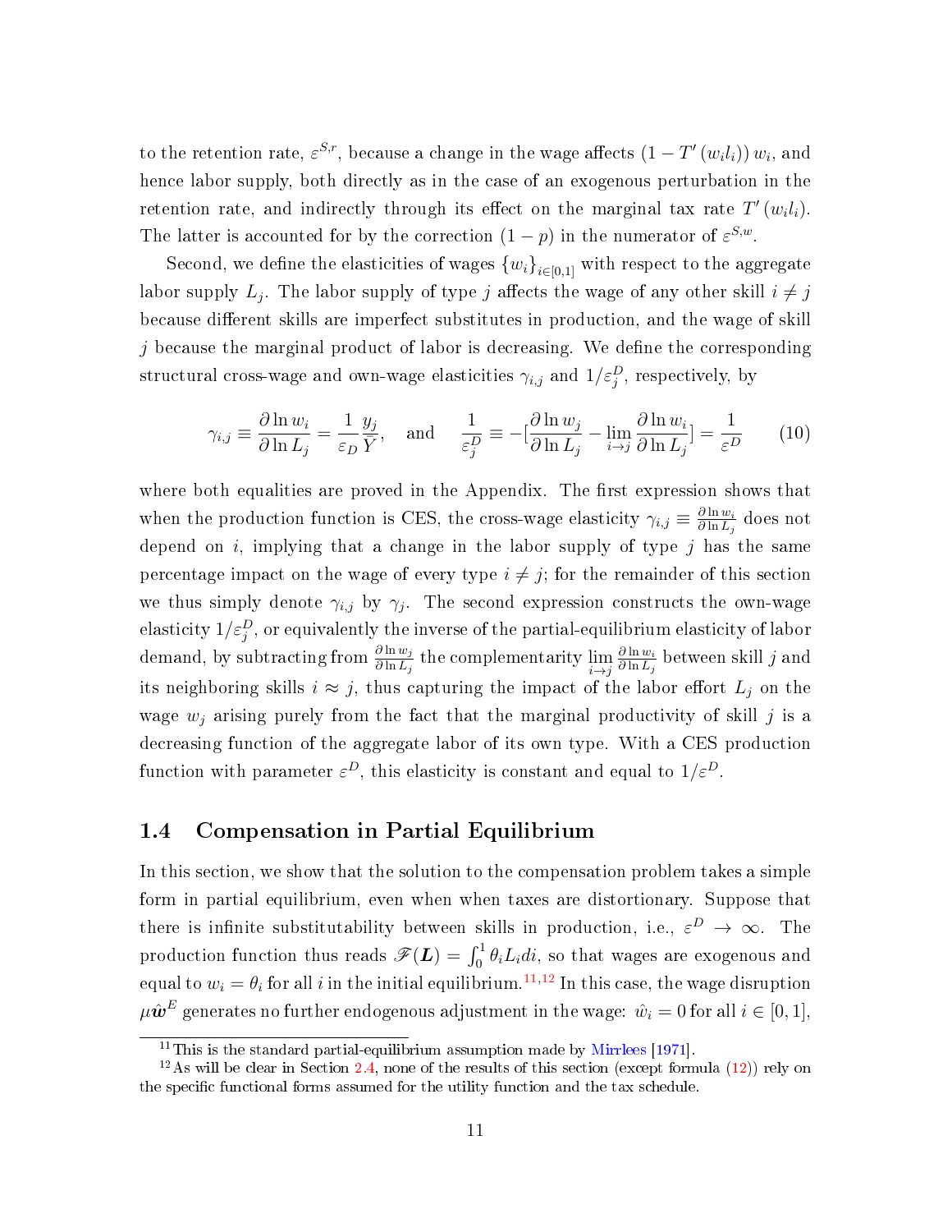to the retention rate, $\varepsilon^{S,r}$, because a change in the wage affects $\left(1 - T'\left(w_i l_i\right)\right) w_i$, and hence labor supply, both directly as in the case of an exogenous perturbation in the retention rate, and indirectly through its effect on the marginal tax rate $T'\left(w_i l_i\right)$. The latter is accounted for by the correction $(1-p)$ in the numerator of $\varepsilon^{S,w}$.

Second, we define the elasticities of wages $\{w_i\}_{i\in[0,1]}$ with respect to the aggregate labor supply $L_j$. The labor supply of type $j$ affects the wage of any other skill $i \neq j$ because different skills are imperfect substitutes in production, and the wage of skill $j$ because the marginal product of labor is decreasing. We define the corresponding structural cross-wage and own-wage elasticities $\gamma_{i,j}$ and $1/\varepsilon_j^D$, respectively, by

$$\gamma_{i,j} \equiv \frac{\partial \ln w_i}{\partial \ln L_j} = \frac{1}{\varepsilon_D}\frac{y_j}{Y}, \quad \text{and} \quad \frac{1}{\varepsilon_j^D} \equiv -\left[\frac{\partial \ln w_j}{\partial \ln L_j} - \lim_{i\to j}\frac{\partial \ln w_i}{\partial \ln L_j}\right] = \frac{1}{\varepsilon^D} \tag{10}$$

where both equalities are proved in the Appendix. The first expression shows that when the production function is CES, the cross-wage elasticity $\gamma_{i,j} \equiv \frac{\partial \ln w_i}{\partial \ln L_j}$ does not depend on $i$, implying that a change in the labor supply of type $j$ has the same percentage impact on the wage of every type $i \neq j$; for the remainder of this section we thus simply denote $\gamma_{i,j}$ by $\gamma_j$. The second expression constructs the own-wage elasticity $1/\varepsilon_j^D$, or equivalently the inverse of the partial-equilibrium elasticity of labor demand, by subtracting from $\frac{\partial \ln w_j}{\partial \ln L_j}$ the complementarity $\lim_{i\to j}\frac{\partial \ln w_i}{\partial \ln L_j}$ between skill $j$ and its neighboring skills $i \approx j$, thus capturing the impact of the labor effort $L_j$ on the wage $w_j$ arising purely from the fact that the marginal productivity of skill $j$ is a decreasing function of the aggregate labor of its own type. With a CES production function with parameter $\varepsilon^D$, this elasticity is constant and equal to $1/\varepsilon^D$.

## 1.4 Compensation in Partial Equilibrium

In this section, we show that the solution to the compensation problem takes a simple form in partial equilibrium, even when when taxes are distortionary. Suppose that there is infinite substitutability between skills in production, i.e., $\varepsilon^D \to \infty$. The production function thus reads $\mathscr{F}(\boldsymbol{L}) = \int_0^1 \theta_i L_i di$, so that wages are exogenous and equal to $w_i = \theta_i$ for all $i$ in the initial equilibrium.[11,12] In this case, the wage disruption $\mu \hat{\boldsymbol{w}}^E$ generates no further endogenous adjustment in the wage: $\hat{w}_i = 0$ for all $i \in [0,1]$,

[11] This is the standard partial-equilibrium assumption made by Mirrlees [1971].

[12] As will be clear in Section 2.4, none of the results of this section (except formula (12)) rely on the specific functional forms assumed for the utility function and the tax schedule.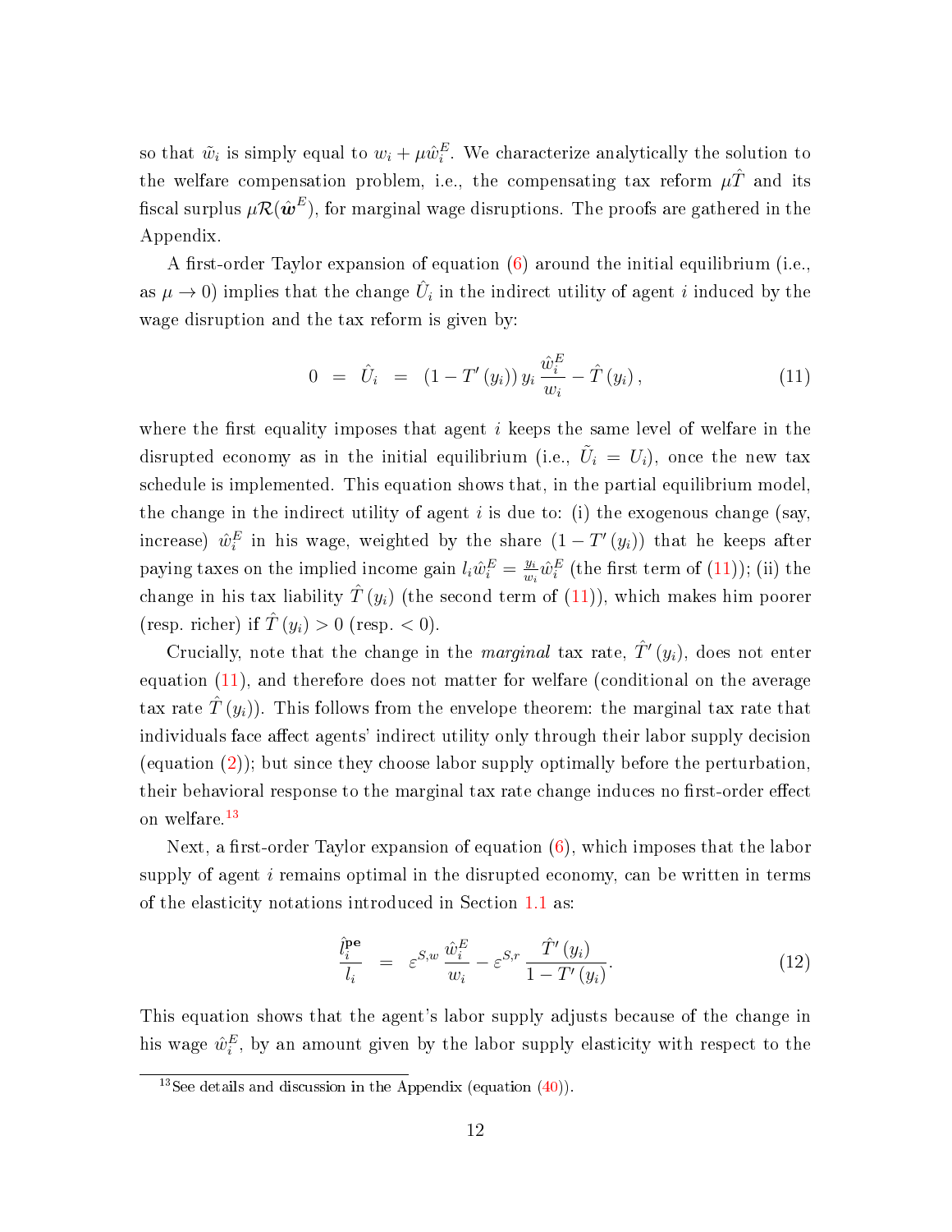so that $\tilde{w}_i$ is simply equal to $w_i + \mu \hat{w}_i^E$. We characterize analytically the solution to the welfare compensation problem, i.e., the compensating tax reform $\mu \hat{T}$ and its fiscal surplus $\mu \mathcal{R}(\hat{\boldsymbol{w}}^E)$, for marginal wage disruptions. The proofs are gathered in the Appendix.

A first-order Taylor expansion of equation (6) around the initial equilibrium (i.e., as $\mu \to 0$) implies that the change $\hat{U}_i$ in the indirect utility of agent $i$ induced by the wage disruption and the tax reform is given by:

$$0 \;\; = \;\; \hat{U}_i \;\; = \;\; \left(1 - T'\left(y_i\right)\right) y_i \, \frac{\hat{w}_i^E}{w_i} - \hat{T}\left(y_i\right), \tag{11}$$

where the first equality imposes that agent $i$ keeps the same level of welfare in the disrupted economy as in the initial equilibrium (i.e., $\tilde{U}_i = U_i$), once the new tax schedule is implemented. This equation shows that, in the partial equilibrium model, the change in the indirect utility of agent $i$ is due to: (i) the exogenous change (say, increase) $\hat{w}_i^E$ in his wage, weighted by the share $(1 - T'(y_i))$ that he keeps after paying taxes on the implied income gain $l_i \hat{w}_i^E = \frac{y_i}{w_i} \hat{w}_i^E$ (the first term of (11)); (ii) the change in his tax liability $\hat{T}(y_i)$ (the second term of (11)), which makes him poorer (resp. richer) if $\hat{T}(y_i) > 0$ (resp. $< 0$).

Crucially, note that the change in the *marginal* tax rate, $\hat{T}'(y_i)$, does not enter equation (11), and therefore does not matter for welfare (conditional on the average tax rate $\hat{T}(y_i)$). This follows from the envelope theorem: the marginal tax rate that individuals face affect agents' indirect utility only through their labor supply decision (equation (2)); but since they choose labor supply optimally before the perturbation, their behavioral response to the marginal tax rate change induces no first-order effect on welfare.[13]

Next, a first-order Taylor expansion of equation (6), which imposes that the labor supply of agent $i$ remains optimal in the disrupted economy, can be written in terms of the elasticity notations introduced in Section 1.1 as:

$$\frac{\hat{l}_i^{\mathbf{pe}}}{l_i} \;\; = \;\; \varepsilon^{S,w} \, \frac{\hat{w}_i^E}{w_i} - \varepsilon^{S,r} \, \frac{\hat{T}'\left(y_i\right)}{1 - T'\left(y_i\right)}. \tag{12}$$

This equation shows that the agent's labor supply adjusts because of the change in his wage $\hat{w}_i^E$, by an amount given by the labor supply elasticity with respect to the

[13] See details and discussion in the Appendix (equation (40)).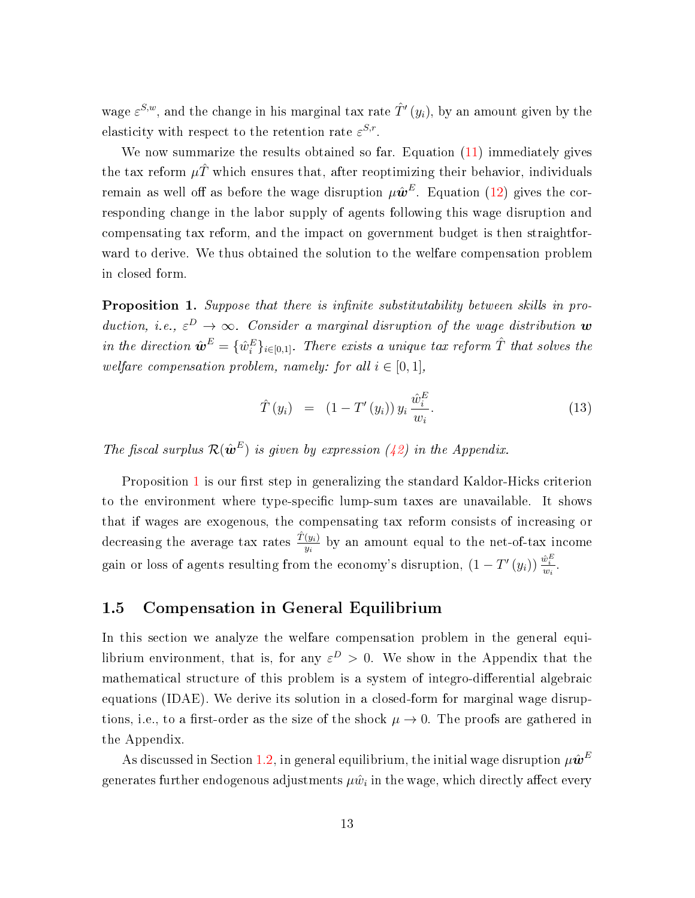wage $\varepsilon^{S,w}$, and the change in his marginal tax rate $\hat{T}'(y_i)$, by an amount given by the elasticity with respect to the retention rate $\varepsilon^{S,r}$.

We now summarize the results obtained so far. Equation (11) immediately gives the tax reform $\mu\hat{T}$ which ensures that, after reoptimizing their behavior, individuals remain as well off as before the wage disruption $\mu\hat{\boldsymbol{w}}^E$. Equation (12) gives the corresponding change in the labor supply of agents following this wage disruption and compensating tax reform, and the impact on government budget is then straightforward to derive. We thus obtained the solution to the welfare compensation problem in closed form.

**Proposition 1.** *Suppose that there is infinite substitutability between skills in production, i.e., $\varepsilon^D \to \infty$. Consider a marginal disruption of the wage distribution $\boldsymbol{w}$ in the direction $\hat{\boldsymbol{w}}^E = \{\hat{w}_i^E\}_{i\in[0,1]}$. There exists a unique tax reform $\hat{T}$ that solves the welfare compensation problem, namely: for all $i \in [0,1]$,*

$$\hat{T}(y_i) \quad = \quad (1 - T'(y_i))\, y_i \, \frac{\hat{w}_i^E}{w_i}. \tag{13}$$

*The fiscal surplus $\mathcal{R}(\hat{\boldsymbol{w}}^E)$ is given by expression (42) in the Appendix.*

Proposition 1 is our first step in generalizing the standard Kaldor-Hicks criterion to the environment where type-specific lump-sum taxes are unavailable. It shows that if wages are exogenous, the compensating tax reform consists of increasing or decreasing the average tax rates $\frac{\hat{T}(y_i)}{y_i}$ by an amount equal to the net-of-tax income gain or loss of agents resulting from the economy's disruption, $(1 - T'(y_i))\frac{\hat{w}_i^E}{w_i}$.

## 1.5 Compensation in General Equilibrium

In this section we analyze the welfare compensation problem in the general equilibrium environment, that is, for any $\varepsilon^D > 0$. We show in the Appendix that the mathematical structure of this problem is a system of integro-differential algebraic equations (IDAE). We derive its solution in a closed-form for marginal wage disruptions, i.e., to a first-order as the size of the shock $\mu \to 0$. The proofs are gathered in the Appendix.

As discussed in Section 1.2, in general equilibrium, the initial wage disruption $\mu\hat{\boldsymbol{w}}^E$ generates further endogenous adjustments $\mu\hat{w}_i$ in the wage, which directly affect every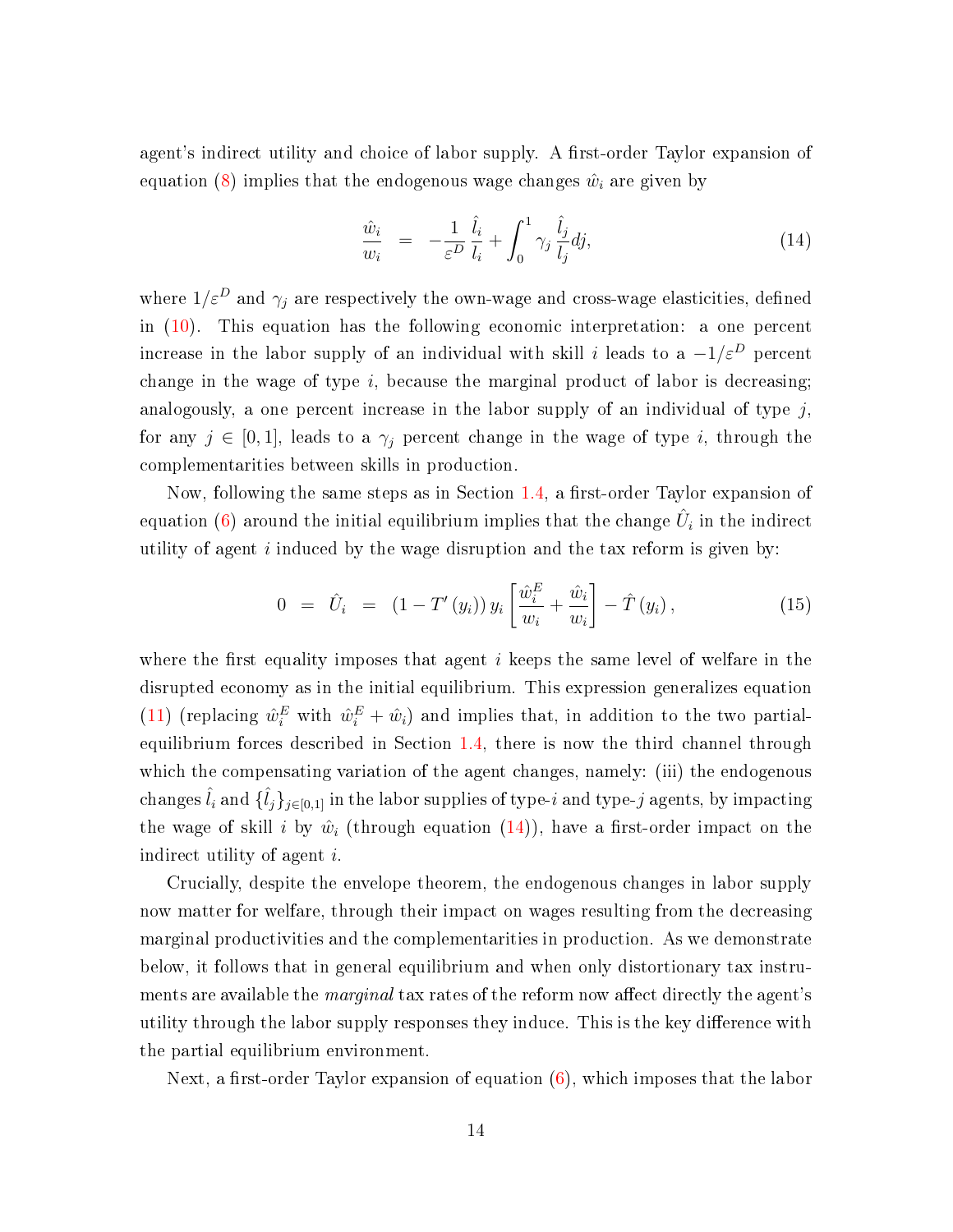agent's indirect utility and choice of labor supply. A first-order Taylor expansion of equation (8) implies that the endogenous wage changes $\hat{w}_i$ are given by

$$\frac{\hat{w}_i}{w_i} \;\; = \;\; -\frac{1}{\varepsilon^D}\frac{\hat{l}_i}{l_i} + \int_0^1 \gamma_j \frac{\hat{l}_j}{l_j} dj, \tag{14}$$

where $1/\varepsilon^D$ and $\gamma_j$ are respectively the own-wage and cross-wage elasticities, defined in (10). This equation has the following economic interpretation: a one percent increase in the labor supply of an individual with skill $i$ leads to a $-1/\varepsilon^D$ percent change in the wage of type $i$, because the marginal product of labor is decreasing; analogously, a one percent increase in the labor supply of an individual of type $j$, for any $j \in [0,1]$, leads to a $\gamma_j$ percent change in the wage of type $i$, through the complementarities between skills in production.

Now, following the same steps as in Section 1.4, a first-order Taylor expansion of equation (6) around the initial equilibrium implies that the change $\hat{U}_i$ in the indirect utility of agent $i$ induced by the wage disruption and the tax reform is given by:

$$0 \;\; = \;\; \hat{U}_i \;\; = \;\; (1 - T'(y_i))\, y_i \left[\frac{\hat{w}_i^E}{w_i} + \frac{\hat{w}_i}{w_i}\right] - \hat{T}(y_i), \tag{15}$$

where the first equality imposes that agent $i$ keeps the same level of welfare in the disrupted economy as in the initial equilibrium. This expression generalizes equation (11) (replacing $\hat{w}_i^E$ with $\hat{w}_i^E + \hat{w}_i$) and implies that, in addition to the two partial-equilibrium forces described in Section 1.4, there is now the third channel through which the compensating variation of the agent changes, namely: (iii) the endogenous changes $\hat{l}_i$ and $\{\hat{l}_j\}_{j\in[0,1]}$ in the labor supplies of type-$i$ and type-$j$ agents, by impacting the wage of skill $i$ by $\hat{w}_i$ (through equation (14)), have a first-order impact on the indirect utility of agent $i$.

Crucially, despite the envelope theorem, the endogenous changes in labor supply now matter for welfare, through their impact on wages resulting from the decreasing marginal productivities and the complementarities in production. As we demonstrate below, it follows that in general equilibrium and when only distortionary tax instruments are available the *marginal* tax rates of the reform now affect directly the agent's utility through the labor supply responses they induce. This is the key difference with the partial equilibrium environment.

Next, a first-order Taylor expansion of equation (6), which imposes that the labor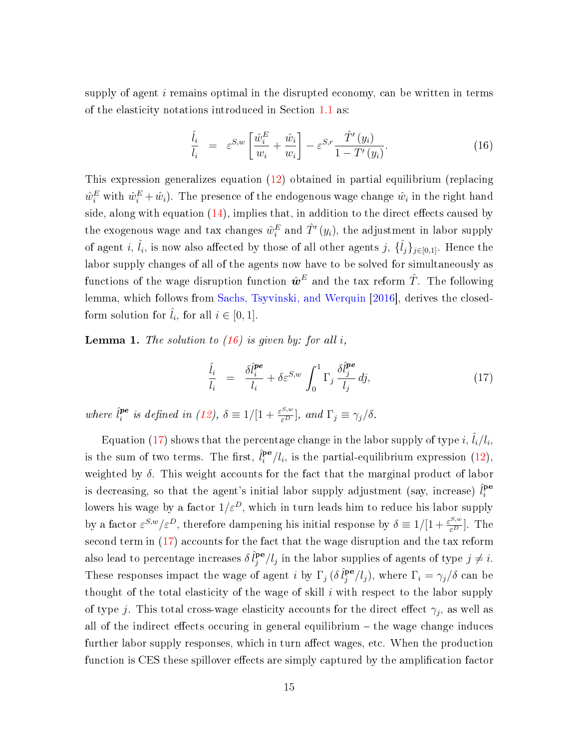supply of agent $i$ remains optimal in the disrupted economy, can be written in terms of the elasticity notations introduced in Section 1.1 as:

$$\frac{\hat{l}_i}{l_i} \;\; = \;\; \varepsilon^{S,w}\left[\frac{\hat{w}_i^E}{w_i} + \frac{\hat{w}_i}{w_i}\right] - \varepsilon^{S,r}\frac{\hat{T}'(y_i)}{1-T'(y_i)}. \tag{16}$$

This expression generalizes equation (12) obtained in partial equilibrium (replacing $\hat{w}_i^E$ with $\hat{w}_i^E + \hat{w}_i$). The presence of the endogenous wage change $\hat{w}_i$ in the right hand side, along with equation (14), implies that, in addition to the direct effects caused by the exogenous wage and tax changes $\hat{w}_i^E$ and $\hat{T}'(y_i)$, the adjustment in labor supply of agent $i$, $\hat{l}_i$, is now also affected by those of all other agents $j$, $\{\hat{l}_j\}_{j\in[0,1]}$. Hence the labor supply changes of all of the agents now have to be solved for simultaneously as functions of the wage disruption function $\hat{\boldsymbol{w}}^E$ and the tax reform $\hat{T}$. The following lemma, which follows from Sachs, Tsyvinski, and Werquin [2016], derives the closed-form solution for $\hat{l}_i$, for all $i \in [0,1]$.

**Lemma 1.** *The solution to (16) is given by: for all $i$,*

$$\frac{\hat{l}_i}{l_i} \;\; = \;\; \frac{\delta \hat{l}_i^{\boldsymbol{pe}}}{l_i} + \delta\varepsilon^{S,w}\int_0^1 \Gamma_j\,\frac{\delta \hat{l}_j^{\boldsymbol{pe}}}{l_j}\,dj, \tag{17}$$

*where $\hat{l}_i^{\boldsymbol{pe}}$ is defined in (12), $\delta \equiv 1/[1+\frac{\varepsilon^{S,w}}{\varepsilon^D}]$, and $\Gamma_j \equiv \gamma_j/\delta$.*

Equation (17) shows that the percentage change in the labor supply of type $i$, $\hat{l}_i/l_i$, is the sum of two terms. The first, $\hat{l}_i^{\mathbf{pe}}/l_i$, is the partial-equilibrium expression (12), weighted by $\delta$. This weight accounts for the fact that the marginal product of labor is decreasing, so that the agent's initial labor supply adjustment (say, increase) $\hat{l}_i^{\mathbf{pe}}$ lowers his wage by a factor $1/\varepsilon^D$, which in turn leads him to reduce his labor supply by a factor $\varepsilon^{S,w}/\varepsilon^D$, therefore dampening his initial response by $\delta \equiv 1/[1+\frac{\varepsilon^{S,w}}{\varepsilon^D}]$. The second term in (17) accounts for the fact that the wage disruption and the tax reform also lead to percentage increases $\delta\,\hat{l}_j^{\mathbf{pe}}/l_j$ in the labor supplies of agents of type $j \neq i$. These responses impact the wage of agent $i$ by $\Gamma_j\,(\delta\,\hat{l}_j^{\mathbf{pe}}/l_j)$, where $\Gamma_i = \gamma_j/\delta$ can be thought of the total elasticity of the wage of skill $i$ with respect to the labor supply of type $j$. This total cross-wage elasticity accounts for the direct effect $\gamma_j$, as well as all of the indirect effects occuring in general equilibrium – the wage change induces further labor supply responses, which in turn affect wages, etc. When the production function is CES these spillover effects are simply captured by the amplification factor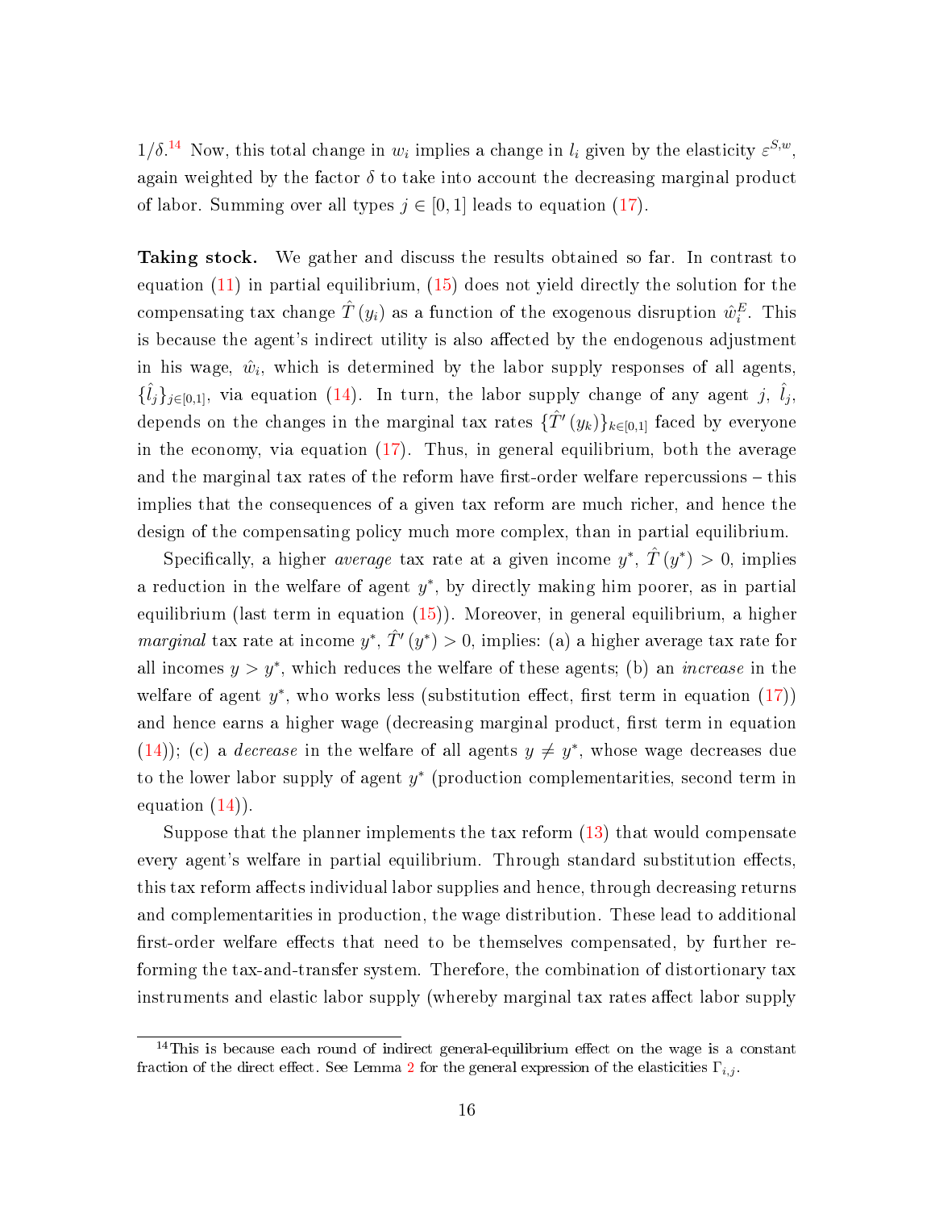$1/\delta$.[14] Now, this total change in $w_i$ implies a change in $l_i$ given by the elasticity $\varepsilon^{S,w}$, again weighted by the factor $\delta$ to take into account the decreasing marginal product of labor. Summing over all types $j \in [0,1]$ leads to equation (17).

**Taking stock.** We gather and discuss the results obtained so far. In contrast to equation (11) in partial equilibrium, (15) does not yield directly the solution for the compensating tax change $\hat{T}(y_i)$ as a function of the exogenous disruption $\hat{w}_i^E$. This is because the agent's indirect utility is also affected by the endogenous adjustment in his wage, $\hat{w}_i$, which is determined by the labor supply responses of all agents, $\{\hat{l}_j\}_{j \in [0,1]}$, via equation (14). In turn, the labor supply change of any agent $j$, $\hat{l}_j$, depends on the changes in the marginal tax rates $\{\hat{T}'(y_k)\}_{k \in [0,1]}$ faced by everyone in the economy, via equation (17). Thus, in general equilibrium, both the average and the marginal tax rates of the reform have first-order welfare repercussions – this implies that the consequences of a given tax reform are much richer, and hence the design of the compensating policy much more complex, than in partial equilibrium.

Specifically, a higher *average* tax rate at a given income $y^*$, $\hat{T}(y^*) > 0$, implies a reduction in the welfare of agent $y^*$, by directly making him poorer, as in partial equilibrium (last term in equation (15)). Moreover, in general equilibrium, a higher *marginal* tax rate at income $y^*$, $\hat{T}'(y^*) > 0$, implies: (a) a higher average tax rate for all incomes $y > y^*$, which reduces the welfare of these agents; (b) an *increase* in the welfare of agent $y^*$, who works less (substitution effect, first term in equation (17)) and hence earns a higher wage (decreasing marginal product, first term in equation (14)); (c) a *decrease* in the welfare of all agents $y \neq y^*$, whose wage decreases due to the lower labor supply of agent $y^*$ (production complementarities, second term in equation (14)).

Suppose that the planner implements the tax reform (13) that would compensate every agent's welfare in partial equilibrium. Through standard substitution effects, this tax reform affects individual labor supplies and hence, through decreasing returns and complementarities in production, the wage distribution. These lead to additional first-order welfare effects that need to be themselves compensated, by further reforming the tax-and-transfer system. Therefore, the combination of distortionary tax instruments and elastic labor supply (whereby marginal tax rates affect labor supply

[14] This is because each round of indirect general-equilibrium effect on the wage is a constant fraction of the direct effect. See Lemma 2 for the general expression of the elasticities $\Gamma_{i,j}$.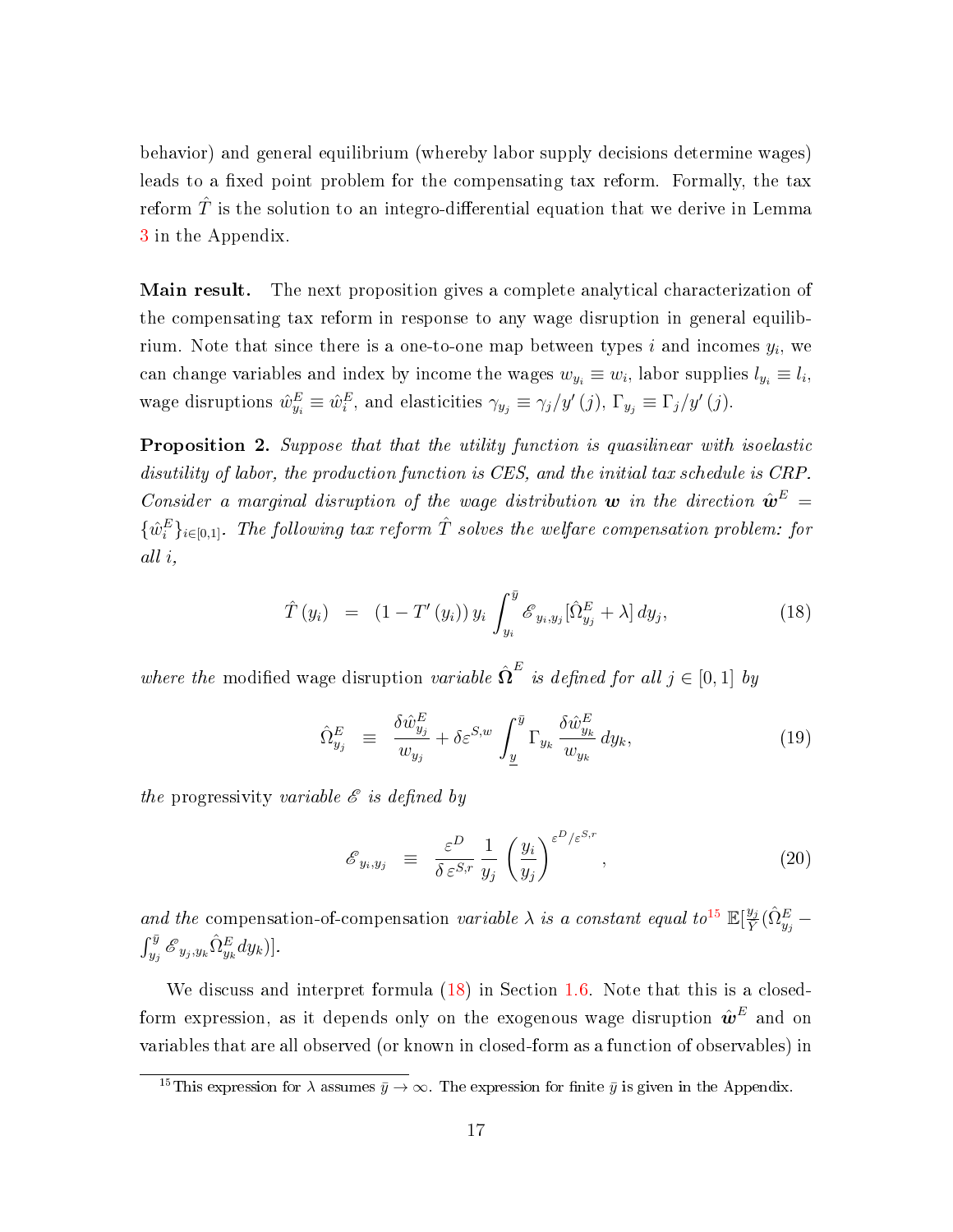behavior) and general equilibrium (whereby labor supply decisions determine wages) leads to a fixed point problem for the compensating tax reform. Formally, the tax reform $\hat{T}$ is the solution to an integro-differential equation that we derive in Lemma 3 in the Appendix.

**Main result.** The next proposition gives a complete analytical characterization of the compensating tax reform in response to any wage disruption in general equilibrium. Note that since there is a one-to-one map between types $i$ and incomes $y_i$, we can change variables and index by income the wages $w_{y_i} \equiv w_i$, labor supplies $l_{y_i} \equiv l_i$, wage disruptions $\hat{w}^E_{y_i} \equiv \hat{w}^E_i$, and elasticities $\gamma_{y_j} \equiv \gamma_j / y'(j)$, $\Gamma_{y_j} \equiv \Gamma_j / y'(j)$.

**Proposition 2.** *Suppose that that the utility function is quasilinear with isoelastic disutility of labor, the production function is CES, and the initial tax schedule is CRP. Consider a marginal disruption of the wage distribution $\boldsymbol{w}$ in the direction $\hat{\boldsymbol{w}}^E = \{\hat{w}^E_i\}_{i\in[0,1]}$. The following tax reform $\hat{T}$ solves the welfare compensation problem: for all $i$,*

$$\hat{T}(y_i) \quad = \quad (1 - T'(y_i))\, y_i \int_{y_i}^{\bar{y}} \mathscr{E}_{y_i,y_j} [\hat{\Omega}^E_{y_j} + \lambda]\, dy_j, \tag{18}$$

*where the* modified wage disruption *variable $\hat{\boldsymbol{\Omega}}^E$ is defined for all $j \in [0,1]$ by*

$$\hat{\Omega}^E_{y_j} \quad \equiv \quad \frac{\delta \hat{w}^E_{y_j}}{w_{y_j}} + \delta \varepsilon^{S,w} \int_{\underline{y}}^{\bar{y}} \Gamma_{y_k} \frac{\delta \hat{w}^E_{y_k}}{w_{y_k}}\, dy_k, \tag{19}$$

*the* progressivity *variable $\mathscr{E}$ is defined by*

$$\mathscr{E}_{y_i,y_j} \quad \equiv \quad \frac{\varepsilon^D}{\delta\, \varepsilon^{S,r}} \frac{1}{y_j} \left(\frac{y_i}{y_j}\right)^{\varepsilon^D/\varepsilon^{S,r}}, \tag{20}$$

*and the* compensation-of-compensation *variable $\lambda$ is a constant equal to*[15] $\mathbb{E}[\frac{y_j}{Y}(\hat{\Omega}^E_{y_j} - \int_{y_j}^{\bar{y}} \mathscr{E}_{y_j,y_k} \hat{\Omega}^E_{y_k}\, dy_k)]$.

We discuss and interpret formula (18) in Section 1.6. Note that this is a closed-form expression, as it depends only on the exogenous wage disruption $\hat{\boldsymbol{w}}^E$ and on variables that are all observed (or known in closed-form as a function of observables) in

[15] This expression for $\lambda$ assumes $\bar{y} \to \infty$. The expression for finite $\bar{y}$ is given in the Appendix.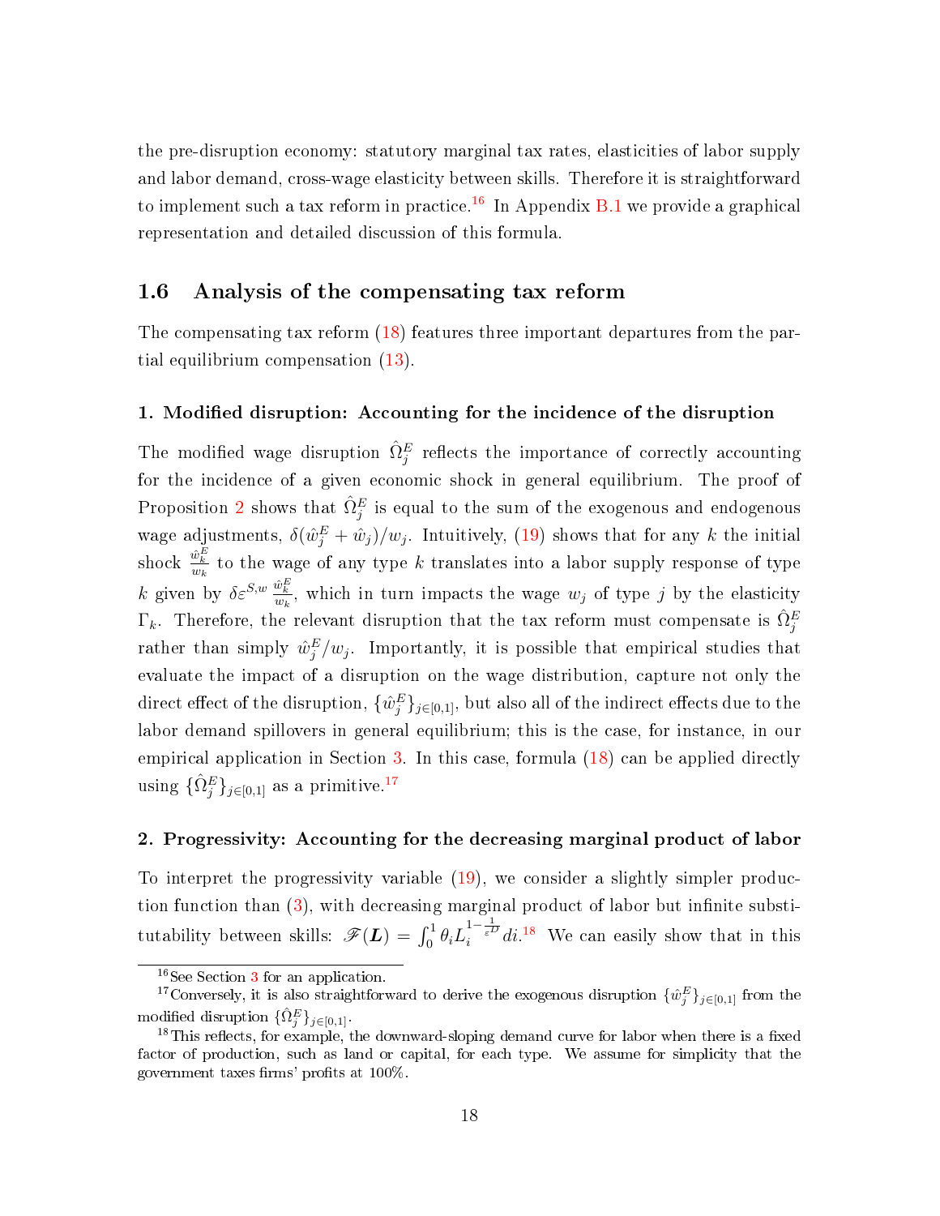the pre-disruption economy: statutory marginal tax rates, elasticities of labor supply and labor demand, cross-wage elasticity between skills. Therefore it is straightforward to implement such a tax reform in practice.[16] In Appendix B.1 we provide a graphical representation and detailed discussion of this formula.

## 1.6 Analysis of the compensating tax reform

The compensating tax reform (18) features three important departures from the partial equilibrium compensation (13).

### 1. Modified disruption: Accounting for the incidence of the disruption

The modified wage disruption $\hat{\Omega}_j^E$ reflects the importance of correctly accounting for the incidence of a given economic shock in general equilibrium. The proof of Proposition 2 shows that $\hat{\Omega}_j^E$ is equal to the sum of the exogenous and endogenous wage adjustments, $\delta(\hat{w}_j^E + \hat{w}_j)/w_j$. Intuitively, (19) shows that for any $k$ the initial shock $\frac{\hat{w}_k^E}{w_k}$ to the wage of any type $k$ translates into a labor supply response of type $k$ given by $\delta \varepsilon^{S,w} \frac{\hat{w}_k^E}{w_k}$, which in turn impacts the wage $w_j$ of type $j$ by the elasticity $\Gamma_k$. Therefore, the relevant disruption that the tax reform must compensate is $\hat{\Omega}_j^E$ rather than simply $\hat{w}_j^E/w_j$. Importantly, it is possible that empirical studies that evaluate the impact of a disruption on the wage distribution, capture not only the direct effect of the disruption, $\{\hat{w}_j^E\}_{j\in[0,1]}$, but also all of the indirect effects due to the labor demand spillovers in general equilibrium; this is the case, for instance, in our empirical application in Section 3. In this case, formula (18) can be applied directly using $\{\hat{\Omega}_j^E\}_{j\in[0,1]}$ as a primitive.[17]

### 2. Progressivity: Accounting for the decreasing marginal product of labor

To interpret the progressivity variable (19), we consider a slightly simpler production function than (3), with decreasing marginal product of labor but infinite substitutability between skills: $\mathscr{F}(\boldsymbol{L}) = \int_0^1 \theta_i L_i^{1-\frac{1}{\varepsilon^D}} di$.[18] We can easily show that in this

[16] See Section 3 for an application.

[17] Conversely, it is also straightforward to derive the exogenous disruption $\{\hat{w}_j^E\}_{j\in[0,1]}$ from the modified disruption $\{\hat{\Omega}_j^E\}_{j\in[0,1]}$.

[18] This reflects, for example, the downward-sloping demand curve for labor when there is a fixed factor of production, such as land or capital, for each type. We assume for simplicity that the government taxes firms' profits at 100%.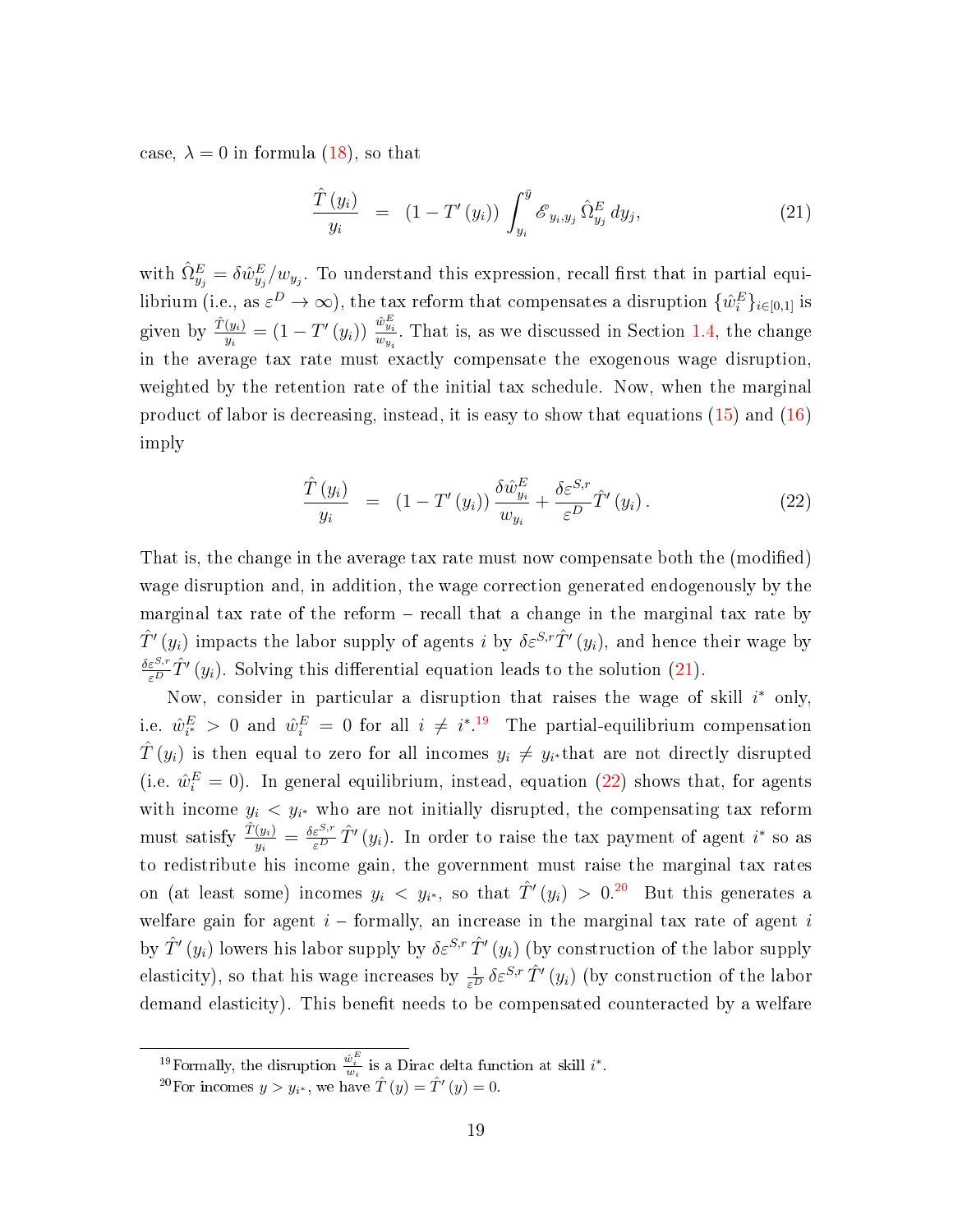case, $\lambda = 0$ in formula (18), so that

$$\frac{\hat{T}(y_i)}{y_i} = (1 - T'(y_i)) \int_{y_i}^{\bar{y}} \mathscr{E}_{y_i, y_j} \hat{\Omega}_{y_j}^E \, dy_j, \tag{21}$$

with $\hat{\Omega}_{y_j}^E = \delta \hat{w}_{y_j}^E / w_{y_j}$. To understand this expression, recall first that in partial equilibrium (i.e., as $\varepsilon^D \to \infty$), the tax reform that compensates a disruption $\{\hat{w}_i^E\}_{i \in [0,1]}$ is given by $\frac{\hat{T}(y_i)}{y_i} = (1 - T'(y_i)) \frac{\hat{w}_{y_i}^E}{w_{y_i}}$. That is, as we discussed in Section 1.4, the change in the average tax rate must exactly compensate the exogenous wage disruption, weighted by the retention rate of the initial tax schedule. Now, when the marginal product of labor is decreasing, instead, it is easy to show that equations (15) and (16) imply

$$\frac{\hat{T}(y_i)}{y_i} = (1 - T'(y_i)) \frac{\delta \hat{w}_{y_i}^E}{w_{y_i}} + \frac{\delta \varepsilon^{S,r}}{\varepsilon^D} \hat{T}'(y_i). \tag{22}$$

That is, the change in the average tax rate must now compensate both the (modified) wage disruption and, in addition, the wage correction generated endogenously by the marginal tax rate of the reform – recall that a change in the marginal tax rate by $\hat{T}'(y_i)$ impacts the labor supply of agents $i$ by $\delta \varepsilon^{S,r} \hat{T}'(y_i)$, and hence their wage by $\frac{\delta \varepsilon^{S,r}}{\varepsilon^D} \hat{T}'(y_i)$. Solving this differential equation leads to the solution (21).

Now, consider in particular a disruption that raises the wage of skill $i^*$ only, i.e. $\hat{w}_{i^*}^E > 0$ and $\hat{w}_i^E = 0$ for all $i \neq i^*$.[19] The partial-equilibrium compensation $\hat{T}(y_i)$ is then equal to zero for all incomes $y_i \neq y_{i^*}$that are not directly disrupted (i.e. $\hat{w}_i^E = 0$). In general equilibrium, instead, equation (22) shows that, for agents with income $y_i < y_{i^*}$ who are not initially disrupted, the compensating tax reform must satisfy $\frac{\hat{T}(y_i)}{y_i} = \frac{\delta \varepsilon^{S,r}}{\varepsilon^D} \hat{T}'(y_i)$. In order to raise the tax payment of agent $i^*$ so as to redistribute his income gain, the government must raise the marginal tax rates on (at least some) incomes $y_i < y_{i^*}$, so that $\hat{T}'(y_i) > 0$.[20] But this generates a welfare gain for agent $i$ – formally, an increase in the marginal tax rate of agent $i$ by $\hat{T}'(y_i)$ lowers his labor supply by $\delta \varepsilon^{S,r} \hat{T}'(y_i)$ (by construction of the labor supply elasticity), so that his wage increases by $\frac{1}{\varepsilon^D} \delta \varepsilon^{S,r} \hat{T}'(y_i)$ (by construction of the labor demand elasticity). This benefit needs to be compensated counteracted by a welfare

[19] Formally, the disruption $\frac{\hat{w}_i^E}{w_i}$ is a Dirac delta function at skill $i^*$.

[20] For incomes $y > y_{i^*}$, we have $\hat{T}(y) = \hat{T}'(y) = 0$.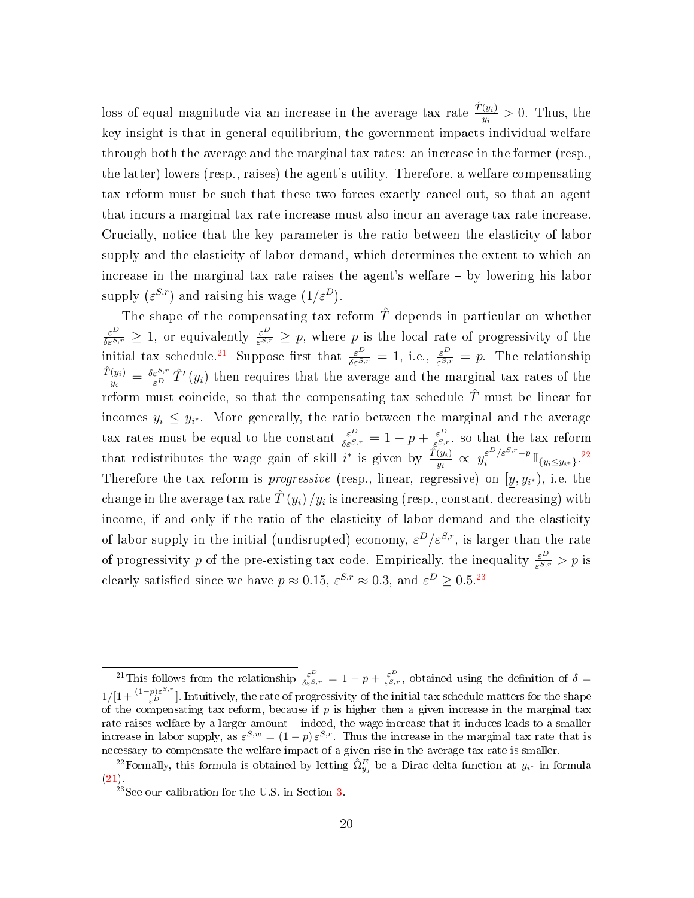loss of equal magnitude via an increase in the average tax rate $\frac{\hat{T}(y_i)}{y_i} > 0$. Thus, the key insight is that in general equilibrium, the government impacts individual welfare through both the average and the marginal tax rates: an increase in the former (resp., the latter) lowers (resp., raises) the agent's utility. Therefore, a welfare compensating tax reform must be such that these two forces exactly cancel out, so that an agent that incurs a marginal tax rate increase must also incur an average tax rate increase. Crucially, notice that the key parameter is the ratio between the elasticity of labor supply and the elasticity of labor demand, which determines the extent to which an increase in the marginal tax rate raises the agent's welfare – by lowering his labor supply ($\varepsilon^{S,r}$) and raising his wage ($1/\varepsilon^{D}$).

The shape of the compensating tax reform $\hat{T}$ depends in particular on whether $\frac{\varepsilon^D}{\delta \varepsilon^{S,r}} \geq 1$, or equivalently $\frac{\varepsilon^D}{\varepsilon^{S,r}} \geq p$, where $p$ is the local rate of progressivity of the initial tax schedule.[21] Suppose first that $\frac{\varepsilon^D}{\delta \varepsilon^{S,r}} = 1$, i.e., $\frac{\varepsilon^D}{\varepsilon^{S,r}} = p$. The relationship $\frac{\hat{T}(y_i)}{y_i} = \frac{\delta \varepsilon^{S,r}}{\varepsilon^D} \hat{T}'(y_i)$ then requires that the average and the marginal tax rates of the reform must coincide, so that the compensating tax schedule $\hat{T}$ must be linear for incomes $y_i \leq y_{i^*}$. More generally, the ratio between the marginal and the average tax rates must be equal to the constant $\frac{\varepsilon^D}{\delta \varepsilon^{S,r}} = 1 - p + \frac{\varepsilon^D}{\varepsilon^{S,r}}$, so that the tax reform that redistributes the wage gain of skill $i^*$ is given by $\frac{\hat{T}(y_i)}{y_i} \propto y_i^{\varepsilon^D/\varepsilon^{S,r} - p} \mathbb{I}_{\{y_i \leq y_{i^*}\}}$.[22] Therefore the tax reform is *progressive* (resp., linear, regressive) on $[\underline{y}, y_{i^*})$, i.e. the change in the average tax rate $\hat{T}(y_i)/y_i$ is increasing (resp., constant, decreasing) with income, if and only if the ratio of the elasticity of labor demand and the elasticity of labor supply in the initial (undisrupted) economy, $\varepsilon^D/\varepsilon^{S,r}$, is larger than the rate of progressivity $p$ of the pre-existing tax code. Empirically, the inequality $\frac{\varepsilon^D}{\varepsilon^{S,r}} > p$ is clearly satisfied since we have $p \approx 0.15$, $\varepsilon^{S,r} \approx 0.3$, and $\varepsilon^D \geq 0.5$.[23]

---

[21] This follows from the relationship $\frac{\varepsilon^D}{\delta \varepsilon^{S,r}} = 1 - p + \frac{\varepsilon^D}{\varepsilon^{S,r}}$, obtained using the definition of $\delta = 1/[1 + \frac{(1-p)\varepsilon^{S,r}}{\varepsilon^D}]$. Intuitively, the rate of progressivity of the initial tax schedule matters for the shape of the compensating tax reform, because if $p$ is higher then a given increase in the marginal tax rate raises welfare by a larger amount – indeed, the wage increase that it induces leads to a smaller increase in labor supply, as $\varepsilon^{S,w} = (1-p)\varepsilon^{S,r}$. Thus the increase in the marginal tax rate that is necessary to compensate the welfare impact of a given rise in the average tax rate is smaller.

[22] Formally, this formula is obtained by letting $\hat{\Omega}^E_{y_j}$ be a Dirac delta function at $y_{i^*}$ in formula (21).

[23] See our calibration for the U.S. in Section 3.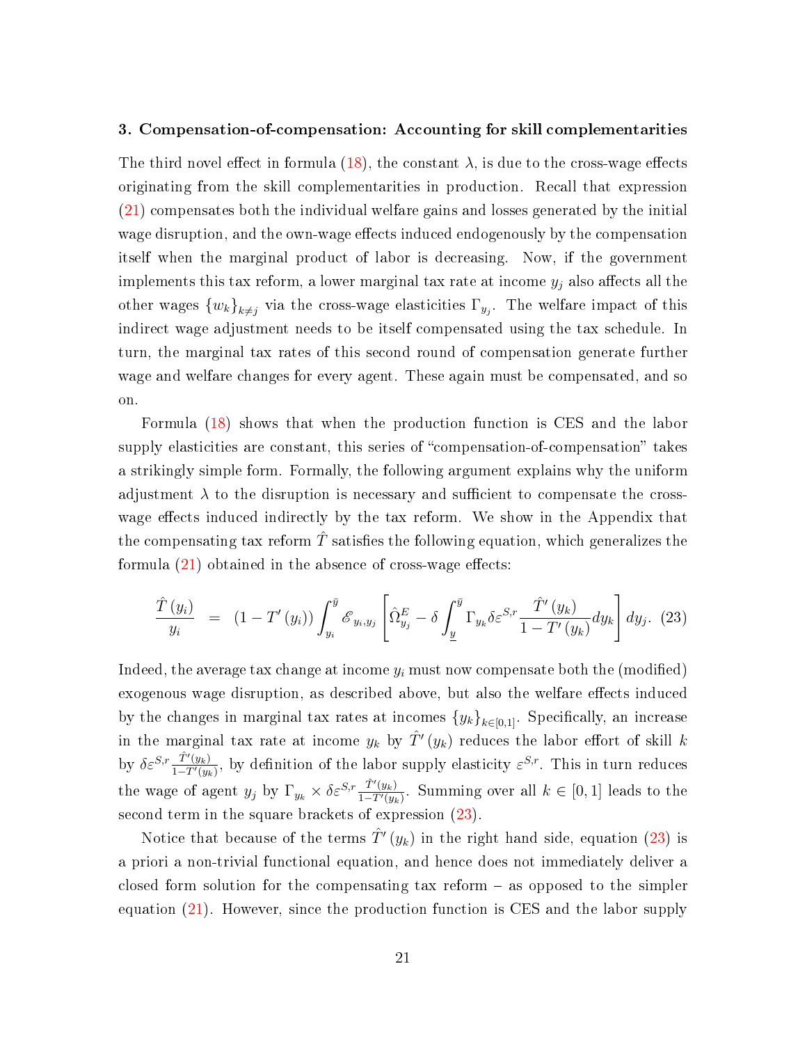### 3. Compensation-of-compensation: Accounting for skill complementarities

The third novel effect in formula (18), the constant $\lambda$, is due to the cross-wage effects originating from the skill complementarities in production. Recall that expression (21) compensates both the individual welfare gains and losses generated by the initial wage disruption, and the own-wage effects induced endogenously by the compensation itself when the marginal product of labor is decreasing. Now, if the government implements this tax reform, a lower marginal tax rate at income $y_j$ also affects all the other wages $\{w_k\}_{k \neq j}$ via the cross-wage elasticities $\Gamma_{y_j}$. The welfare impact of this indirect wage adjustment needs to be itself compensated using the tax schedule. In turn, the marginal tax rates of this second round of compensation generate further wage and welfare changes for every agent. These again must be compensated, and so on.

Formula (18) shows that when the production function is CES and the labor supply elasticities are constant, this series of "compensation-of-compensation" takes a strikingly simple form. Formally, the following argument explains why the uniform adjustment $\lambda$ to the disruption is necessary and sufficient to compensate the cross-wage effects induced indirectly by the tax reform. We show in the Appendix that the compensating tax reform $\hat{T}$ satisfies the following equation, which generalizes the formula (21) obtained in the absence of cross-wage effects:

$$\frac{\hat{T}(y_i)}{y_i} = (1 - T'(y_i)) \int_{y_i}^{\bar{y}} \mathscr{E}_{y_i, y_j} \left[ \hat{\Omega}^E_{y_j} - \delta \int_{\underline{y}}^{\bar{y}} \Gamma_{y_k} \delta \varepsilon^{S,r} \frac{\hat{T}'(y_k)}{1 - T'(y_k)} dy_k \right] dy_j. \quad (23)$$

Indeed, the average tax change at income $y_i$ must now compensate both the (modified) exogenous wage disruption, as described above, but also the welfare effects induced by the changes in marginal tax rates at incomes $\{y_k\}_{k \in [0,1]}$. Specifically, an increase in the marginal tax rate at income $y_k$ by $\hat{T}'(y_k)$ reduces the labor effort of skill $k$ by $\delta \varepsilon^{S,r} \frac{\hat{T}'(y_k)}{1 - T'(y_k)}$, by definition of the labor supply elasticity $\varepsilon^{S,r}$. This in turn reduces the wage of agent $y_j$ by $\Gamma_{y_k} \times \delta \varepsilon^{S,r} \frac{\hat{T}'(y_k)}{1 - T'(y_k)}$. Summing over all $k \in [0,1]$ leads to the second term in the square brackets of expression (23).

Notice that because of the terms $\hat{T}'(y_k)$ in the right hand side, equation (23) is a priori a non-trivial functional equation, and hence does not immediately deliver a closed form solution for the compensating tax reform – as opposed to the simpler equation (21). However, since the production function is CES and the labor supply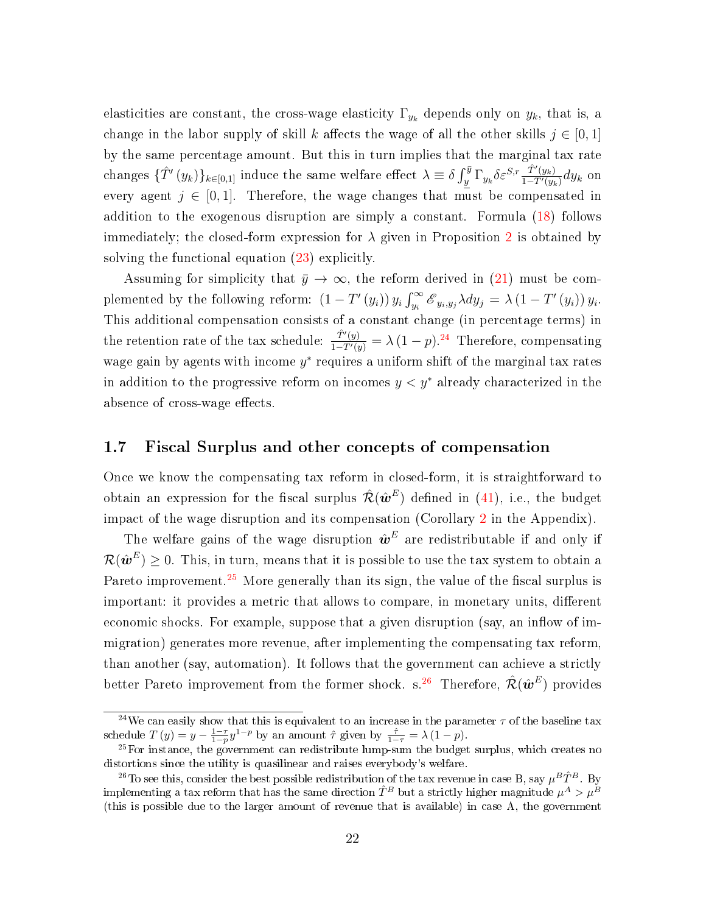elasticities are constant, the cross-wage elasticity $\Gamma_{y_k}$ depends only on $y_k$, that is, a change in the labor supply of skill $k$ affects the wage of all the other skills $j \in [0,1]$ by the same percentage amount. But this in turn implies that the marginal tax rate changes $\{\hat{T}'(y_k)\}_{k\in[0,1]}$ induce the same welfare effect $\lambda \equiv \delta \int_{\underline{y}}^{\bar{y}} \Gamma_{y_k} \delta \varepsilon^{S,r} \frac{\hat{T}'(y_k)}{1-T'(y_k)} dy_k$ on every agent $j \in [0,1]$. Therefore, the wage changes that must be compensated in addition to the exogenous disruption are simply a constant. Formula (18) follows immediately; the closed-form expression for $\lambda$ given in Proposition 2 is obtained by solving the functional equation (23) explicitly.

Assuming for simplicity that $\bar{y} \to \infty$, the reform derived in (21) must be complemented by the following reform: $(1-T'(y_i))\, y_i \int_{y_i}^{\infty} \mathscr{E}_{y_i,y_j} \lambda dy_j = \lambda (1-T'(y_i))\, y_i$. This additional compensation consists of a constant change (in percentage terms) in the retention rate of the tax schedule: $\frac{\hat{T}'(y)}{1-T'(y)} = \lambda(1-p)$.[24] Therefore, compensating wage gain by agents with income $y^*$ requires a uniform shift of the marginal tax rates in addition to the progressive reform on incomes $y < y^*$ already characterized in the absence of cross-wage effects.

## 1.7 Fiscal Surplus and other concepts of compensation

Once we know the compensating tax reform in closed-form, it is straightforward to obtain an expression for the fiscal surplus $\hat{\mathcal{R}}(\hat{\boldsymbol{w}}^E)$ defined in (41), i.e., the budget impact of the wage disruption and its compensation (Corollary 2 in the Appendix).

The welfare gains of the wage disruption $\hat{\boldsymbol{w}}^E$ are redistributable if and only if $\mathcal{R}(\hat{\boldsymbol{w}}^E) \geq 0$. This, in turn, means that it is possible to use the tax system to obtain a Pareto improvement.[25] More generally than its sign, the value of the fiscal surplus is important: it provides a metric that allows to compare, in monetary units, different economic shocks. For example, suppose that a given disruption (say, an inflow of immigration) generates more revenue, after implementing the compensating tax reform, than another (say, automation). It follows that the government can achieve a strictly better Pareto improvement from the former shock. s.[26] Therefore, $\hat{\mathcal{R}}(\hat{\boldsymbol{w}}^E)$ provides

---

[24] We can easily show that this is equivalent to an increase in the parameter $\tau$ of the baseline tax schedule $T(y) = y - \frac{1-\tau}{1-p} y^{1-p}$ by an amount $\hat{\tau}$ given by $\frac{\hat{\tau}}{1-\tau} = \lambda(1-p)$.

[25] For instance, the government can redistribute lump-sum the budget surplus, which creates no distortions since the utility is quasilinear and raises everybody's welfare.

[26] To see this, consider the best possible redistribution of the tax revenue in case B, say $\mu^B \hat{T}^B$. By implementing a tax reform that has the same direction $\hat{T}^B$ but a strictly higher magnitude $\mu^A > \mu^B$ (this is possible due to the larger amount of revenue that is available) in case A, the government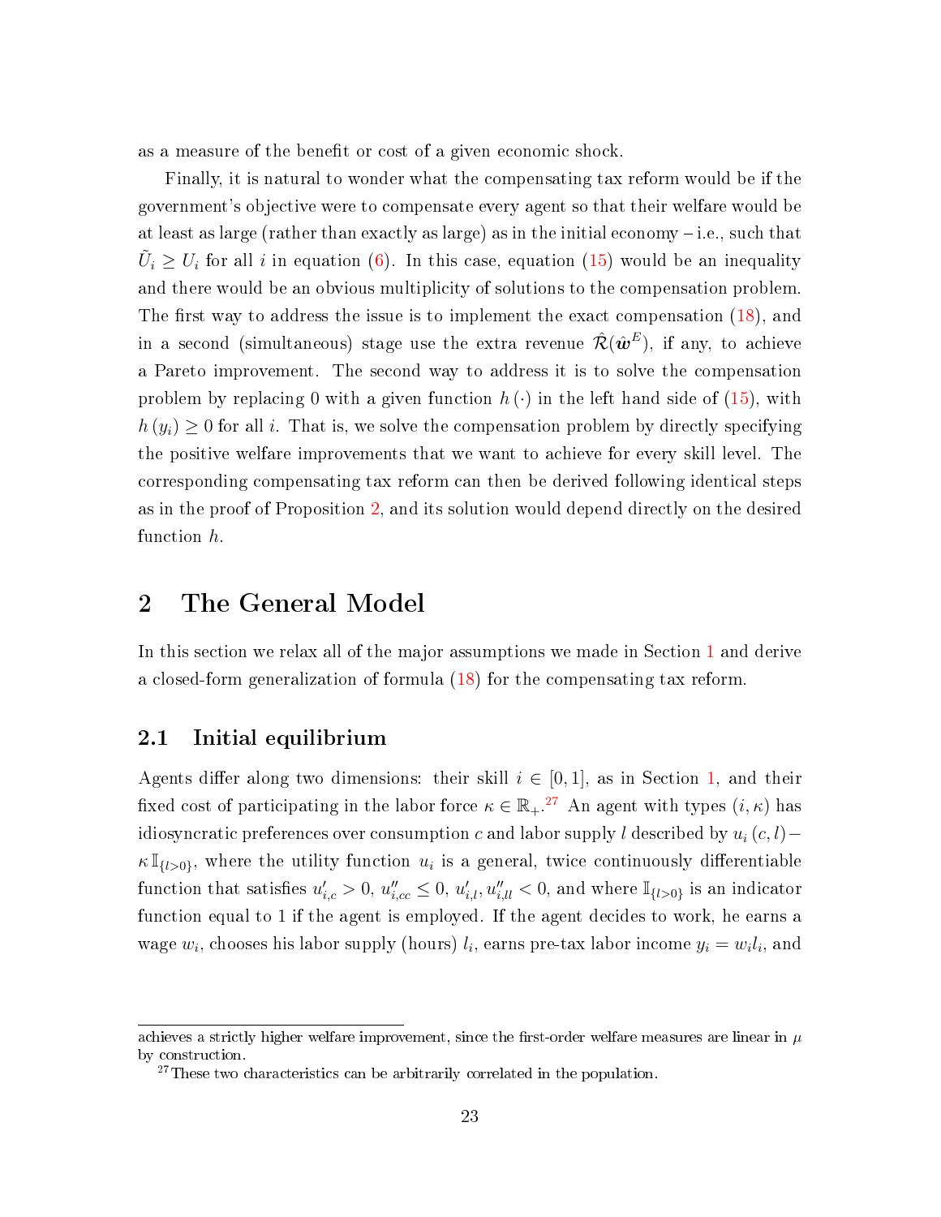as a measure of the benefit or cost of a given economic shock.

Finally, it is natural to wonder what the compensating tax reform would be if the government's objective were to compensate every agent so that their welfare would be at least as large (rather than exactly as large) as in the initial economy – i.e., such that $\tilde{U}_i \geq U_i$ for all $i$ in equation (6). In this case, equation (15) would be an inequality and there would be an obvious multiplicity of solutions to the compensation problem. The first way to address the issue is to implement the exact compensation (18), and in a second (simultaneous) stage use the extra revenue $\hat{\mathcal{R}}(\hat{\boldsymbol{w}}^E)$, if any, to achieve a Pareto improvement. The second way to address it is to solve the compensation problem by replacing 0 with a given function $h(\cdot)$ in the left hand side of (15), with $h(y_i) \geq 0$ for all $i$. That is, we solve the compensation problem by directly specifying the positive welfare improvements that we want to achieve for every skill level. The corresponding compensating tax reform can then be derived following identical steps as in the proof of Proposition 2, and its solution would depend directly on the desired function $h$.

# 2 The General Model

In this section we relax all of the major assumptions we made in Section 1 and derive a closed-form generalization of formula (18) for the compensating tax reform.

## 2.1 Initial equilibrium

Agents differ along two dimensions: their skill $i \in [0,1]$, as in Section 1, and their fixed cost of participating in the labor force $\kappa \in \mathbb{R}_+$.[27] An agent with types $(i, \kappa)$ has idiosyncratic preferences over consumption $c$ and labor supply $l$ described by $u_i(c,l) - \kappa \mathbb{I}_{\{l>0\}}$, where the utility function $u_i$ is a general, twice continuously differentiable function that satisfies $u'_{i,c} > 0$, $u''_{i,cc} \leq 0$, $u'_{i,l}, u''_{i,ll} < 0$, and where $\mathbb{I}_{\{l>0\}}$ is an indicator function equal to 1 if the agent is employed. If the agent decides to work, he earns a wage $w_i$, chooses his labor supply (hours) $l_i$, earns pre-tax labor income $y_i = w_i l_i$, and

achieves a strictly higher welfare improvement, since the first-order welfare measures are linear in $\mu$ by construction.

[27] These two characteristics can be arbitrarily correlated in the population.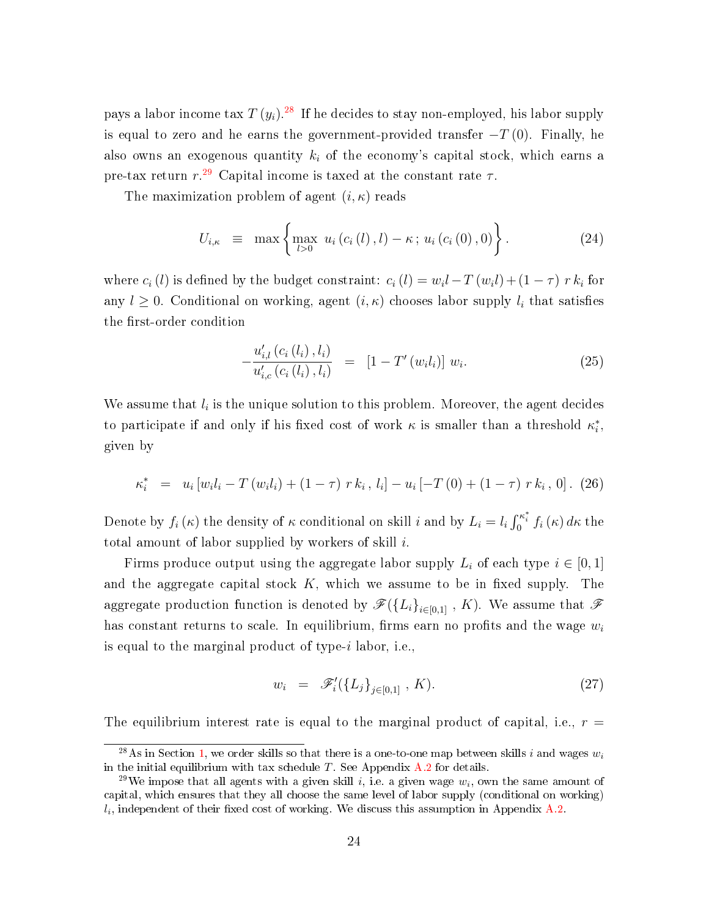pays a labor income tax $T(y_i)$.[28] If he decides to stay non-employed, his labor supply is equal to zero and he earns the government-provided transfer $-T(0)$. Finally, he also owns an exogenous quantity $k_i$ of the economy's capital stock, which earns a pre-tax return $r$.[29] Capital income is taxed at the constant rate $\tau$.

The maximization problem of agent $(i, \kappa)$ reads

$$U_{i,\kappa} \equiv \max \left\{ \max_{l>0} \; u_i\left(c_i\left(l\right), l\right) - \kappa \, ; \; u_i\left(c_i\left(0\right), 0\right) \right\}. \tag{24}$$

where $c_i(l)$ is defined by the budget constraint: $c_i(l) = w_i l - T(w_i l) + (1-\tau)\, r\, k_i$ for any $l \geq 0$. Conditional on working, agent $(i, \kappa)$ chooses labor supply $l_i$ that satisfies the first-order condition

$$-\frac{u'_{i,l}\left(c_i\left(l_i\right), l_i\right)}{u'_{i,c}\left(c_i\left(l_i\right), l_i\right)} = \left[1 - T'\left(w_i l_i\right)\right] w_i. \tag{25}$$

We assume that $l_i$ is the unique solution to this problem. Moreover, the agent decides to participate if and only if his fixed cost of work $\kappa$ is smaller than a threshold $\kappa_i^*$, given by

$$\kappa_i^* = u_i\left[w_i l_i - T\left(w_i l_i\right) + (1-\tau)\, r\, k_i\, , \, l_i\right] - u_i\left[-T\left(0\right) + (1-\tau)\, r\, k_i\, , \, 0\right]. \tag{26}$$

Denote by $f_i(\kappa)$ the density of $\kappa$ conditional on skill $i$ and by $L_i = l_i \int_0^{\kappa_i^*} f_i(\kappa)\, d\kappa$ the total amount of labor supplied by workers of skill $i$.

Firms produce output using the aggregate labor supply $L_i$ of each type $i \in [0,1]$ and the aggregate capital stock $K$, which we assume to be in fixed supply. The aggregate production function is denoted by $\mathscr{F}(\{L_i\}_{i\in[0,1]}\, , K)$. We assume that $\mathscr{F}$ has constant returns to scale. In equilibrium, firms earn no profits and the wage $w_i$ is equal to the marginal product of type-$i$ labor, i.e.,

$$w_i = \mathscr{F}'_i(\{L_j\}_{j\in[0,1]}\, , K). \tag{27}$$

The equilibrium interest rate is equal to the marginal product of capital, i.e., $r =$

[28] As in Section 1, we order skills so that there is a one-to-one map between skills $i$ and wages $w_i$ in the initial equilibrium with tax schedule $T$. See Appendix A.2 for details.

[29] We impose that all agents with a given skill $i$, i.e. a given wage $w_i$, own the same amount of capital, which ensures that they all choose the same level of labor supply (conditional on working) $l_i$, independent of their fixed cost of working. We discuss this assumption in Appendix A.2.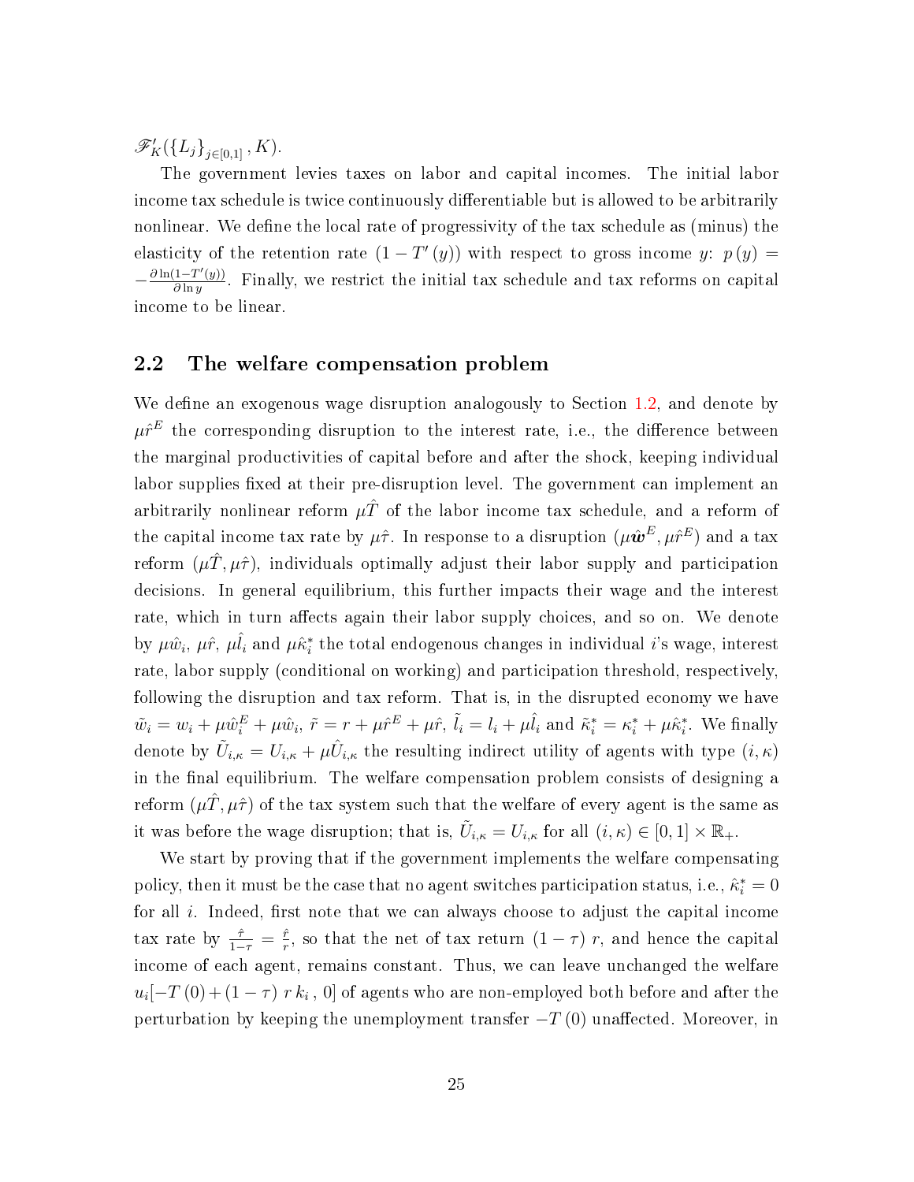$\mathscr{F}'_K(\{L_j\}_{j\in[0,1]}, K)$.

The government levies taxes on labor and capital incomes. The initial labor income tax schedule is twice continuously differentiable but is allowed to be arbitrarily nonlinear. We define the local rate of progressivity of the tax schedule as (minus) the elasticity of the retention rate $(1 - T'(y))$ with respect to gross income $y$: $p(y) = -\frac{\partial \ln(1-T'(y))}{\partial \ln y}$. Finally, we restrict the initial tax schedule and tax reforms on capital income to be linear.

## 2.2 The welfare compensation problem

We define an exogenous wage disruption analogously to Section 1.2, and denote by $\mu\hat{r}^E$ the corresponding disruption to the interest rate, i.e., the difference between the marginal productivities of capital before and after the shock, keeping individual labor supplies fixed at their pre-disruption level. The government can implement an arbitrarily nonlinear reform $\mu\hat{T}$ of the labor income tax schedule, and a reform of the capital income tax rate by $\mu\hat{\tau}$. In response to a disruption $(\mu\hat{\boldsymbol{w}}^E, \mu\hat{r}^E)$ and a tax reform $(\mu\hat{T}, \mu\hat{\tau})$, individuals optimally adjust their labor supply and participation decisions. In general equilibrium, this further impacts their wage and the interest rate, which in turn affects again their labor supply choices, and so on. We denote by $\mu\hat{w}_i$, $\mu\hat{r}$, $\mu\hat{l}_i$ and $\mu\hat{\kappa}_i^*$ the total endogenous changes in individual $i$'s wage, interest rate, labor supply (conditional on working) and participation threshold, respectively, following the disruption and tax reform. That is, in the disrupted economy we have $\tilde{w}_i = w_i + \mu\hat{w}_i^E + \mu\hat{w}_i$, $\tilde{r} = r + \mu\hat{r}^E + \mu\hat{r}$, $\tilde{l}_i = l_i + \mu\hat{l}_i$ and $\tilde{\kappa}_i^* = \kappa_i^* + \mu\hat{\kappa}_i^*$. We finally denote by $\tilde{U}_{i,\kappa} = U_{i,\kappa} + \mu\hat{U}_{i,\kappa}$ the resulting indirect utility of agents with type $(i,\kappa)$ in the final equilibrium. The welfare compensation problem consists of designing a reform $(\mu\hat{T}, \mu\hat{\tau})$ of the tax system such that the welfare of every agent is the same as it was before the wage disruption; that is, $\tilde{U}_{i,\kappa} = U_{i,\kappa}$ for all $(i,\kappa) \in [0,1] \times \mathbb{R}_+$.

We start by proving that if the government implements the welfare compensating policy, then it must be the case that no agent switches participation status, i.e., $\hat{\kappa}_i^* = 0$ for all $i$. Indeed, first note that we can always choose to adjust the capital income tax rate by $\frac{\hat{\tau}}{1-\tau} = \frac{\hat{r}}{r}$, so that the net of tax return $(1-\tau)\, r$, and hence the capital income of each agent, remains constant. Thus, we can leave unchanged the welfare $u_i[-T(0) + (1-\tau)\, r\, k_i\,,\, 0]$ of agents who are non-employed both before and after the perturbation by keeping the unemployment transfer $-T(0)$ unaffected. Moreover, in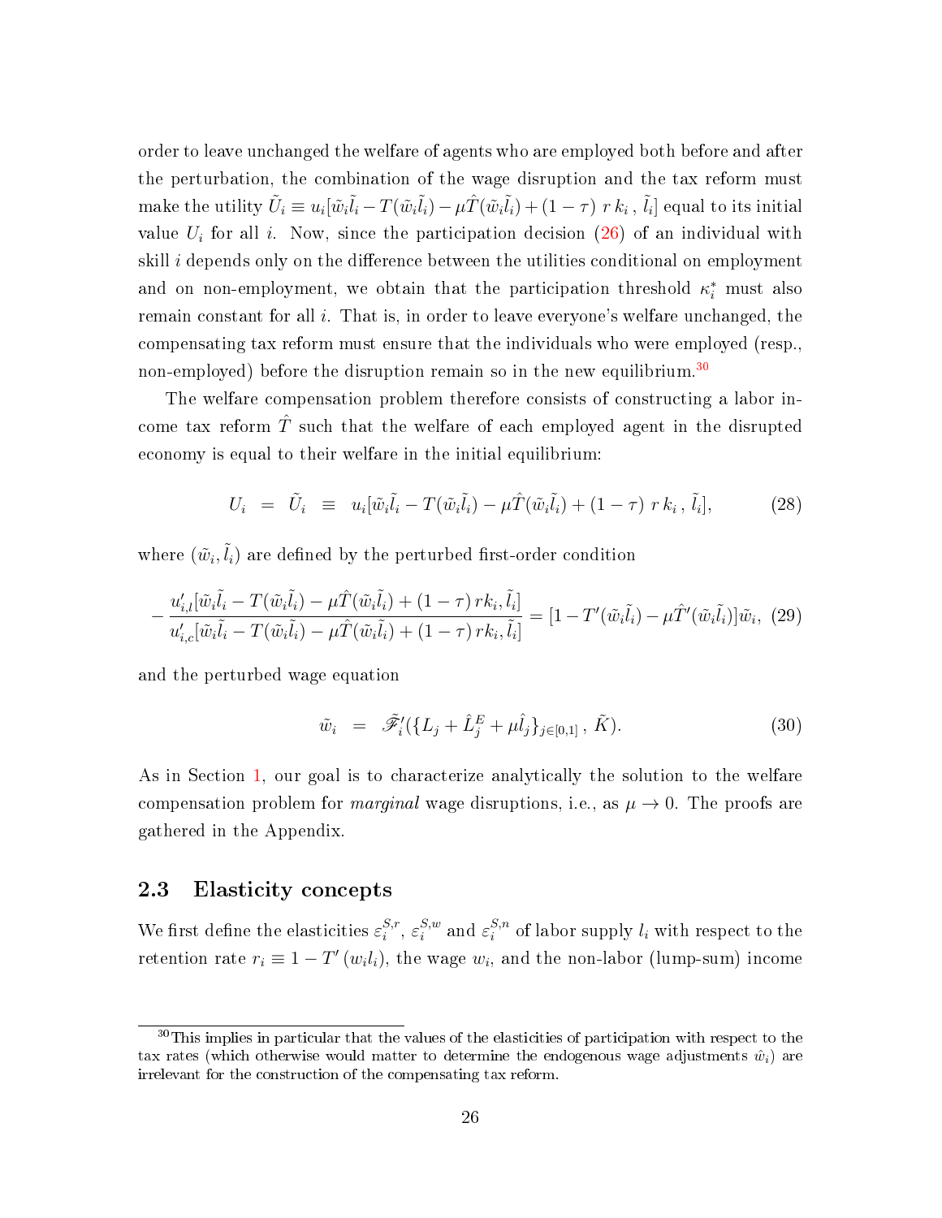order to leave unchanged the welfare of agents who are employed both before and after the perturbation, the combination of the wage disruption and the tax reform must make the utility $\tilde{U}_i \equiv u_i[\tilde{w}_i\tilde{l}_i - T(\tilde{w}_i\tilde{l}_i) - \mu\hat{T}(\tilde{w}_i\tilde{l}_i) + (1-\tau)\, r\, k_i\, ,\, \tilde{l}_i]$ equal to its initial value $U_i$ for all $i$. Now, since the participation decision (26) of an individual with skill $i$ depends only on the difference between the utilities conditional on employment and on non-employment, we obtain that the participation threshold $\kappa_i^*$ must also remain constant for all $i$. That is, in order to leave everyone's welfare unchanged, the compensating tax reform must ensure that the individuals who were employed (resp., non-employed) before the disruption remain so in the new equilibrium.[30]

The welfare compensation problem therefore consists of constructing a labor income tax reform $\hat{T}$ such that the welfare of each employed agent in the disrupted economy is equal to their welfare in the initial equilibrium:

$$U_i \;=\; \tilde{U}_i \;\equiv\; u_i[\tilde{w}_i\tilde{l}_i - T(\tilde{w}_i\tilde{l}_i) - \mu\hat{T}(\tilde{w}_i\tilde{l}_i) + (1-\tau)\; r\, k_i\, ,\, \tilde{l}_i], \tag{28}$$

where $(\tilde{w}_i, \tilde{l}_i)$ are defined by the perturbed first-order condition

$$-\frac{u'_{i,l}[\tilde{w}_i\tilde{l}_i - T(\tilde{w}_i\tilde{l}_i) - \mu\hat{T}(\tilde{w}_i\tilde{l}_i) + (1-\tau)\, rk_i, \tilde{l}_i]}{u'_{i,c}[\tilde{w}_i\tilde{l}_i - T(\tilde{w}_i\tilde{l}_i) - \mu\hat{T}(\tilde{w}_i\tilde{l}_i) + (1-\tau)\, rk_i, \tilde{l}_i]} = [1 - T'(\tilde{w}_i\tilde{l}_i) - \mu\hat{T}'(\tilde{w}_i\tilde{l}_i)]\tilde{w}_i, \tag{29}$$

and the perturbed wage equation

$$\tilde{w}_i \;=\; \tilde{\mathscr{F}}'_i(\{L_j + \hat{L}_j^E + \mu\hat{l}_j\}_{j\in[0,1]}\, ,\, \tilde{K}). \tag{30}$$

As in Section 1, our goal is to characterize analytically the solution to the welfare compensation problem for *marginal* wage disruptions, i.e., as $\mu \to 0$. The proofs are gathered in the Appendix.

## 2.3 Elasticity concepts

We first define the elasticities $\varepsilon_i^{S,r}$, $\varepsilon_i^{S,w}$ and $\varepsilon_i^{S,n}$ of labor supply $l_i$ with respect to the retention rate $r_i \equiv 1 - T'(w_i l_i)$, the wage $w_i$, and the non-labor (lump-sum) income

[30] This implies in particular that the values of the elasticities of participation with respect to the tax rates (which otherwise would matter to determine the endogenous wage adjustments $\hat{w}_i$) are irrelevant for the construction of the compensating tax reform.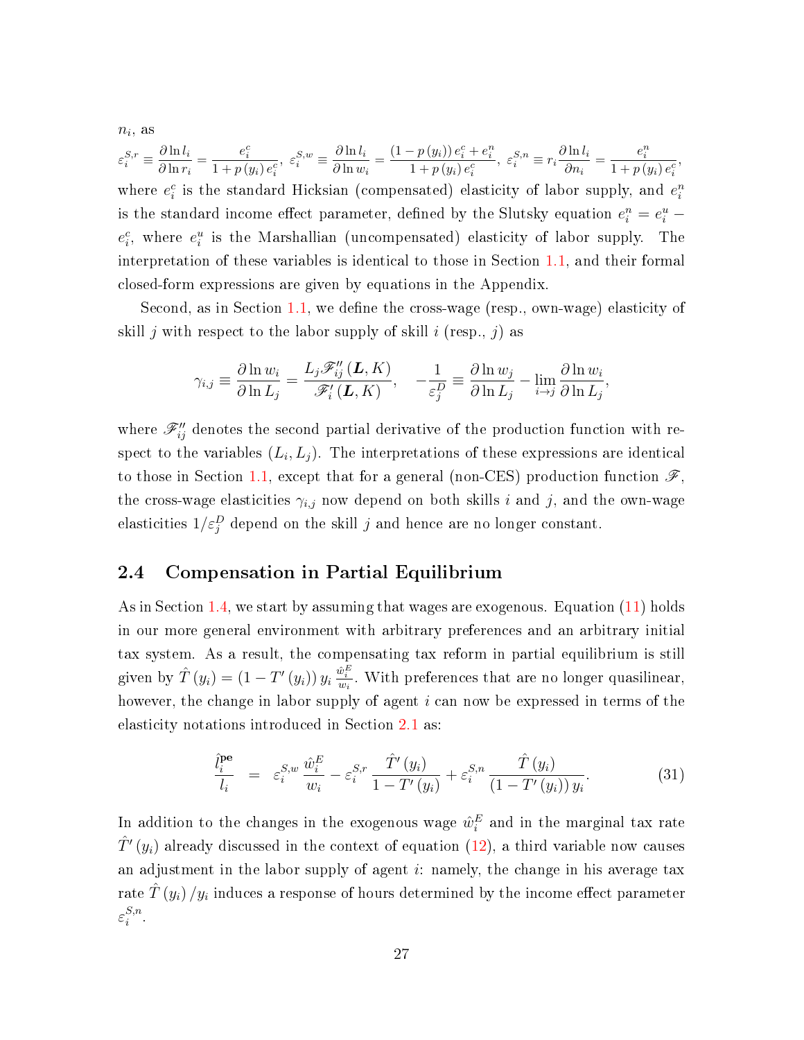$n_i$, as

$$\varepsilon_i^{S,r} \equiv \frac{\partial \ln l_i}{\partial \ln r_i} = \frac{e_i^c}{1 + p(y_i) e_i^c},\ \varepsilon_i^{S,w} \equiv \frac{\partial \ln l_i}{\partial \ln w_i} = \frac{(1 - p(y_i)) e_i^c + e_i^n}{1 + p(y_i) e_i^c},\ \varepsilon_i^{S,n} \equiv r_i \frac{\partial \ln l_i}{\partial n_i} = \frac{e_i^n}{1 + p(y_i) e_i^c},$$

where $e_i^c$ is the standard Hicksian (compensated) elasticity of labor supply, and $e_i^n$ is the standard income effect parameter, defined by the Slutsky equation $e_i^n = e_i^u - e_i^c$, where $e_i^u$ is the Marshallian (uncompensated) elasticity of labor supply. The interpretation of these variables is identical to those in Section 1.1, and their formal closed-form expressions are given by equations in the Appendix.

Second, as in Section 1.1, we define the cross-wage (resp., own-wage) elasticity of skill $j$ with respect to the labor supply of skill $i$ (resp., $j$) as

$$\gamma_{i,j} \equiv \frac{\partial \ln w_i}{\partial \ln L_j} = \frac{L_j \mathscr{F}_{ij}''(\boldsymbol{L}, K)}{\mathscr{F}_i'(\boldsymbol{L}, K)}, \quad -\frac{1}{\varepsilon_j^D} \equiv \frac{\partial \ln w_j}{\partial \ln L_j} - \lim_{i \to j} \frac{\partial \ln w_i}{\partial \ln L_j},$$

where $\mathscr{F}_{ij}''$ denotes the second partial derivative of the production function with respect to the variables $(L_i, L_j)$. The interpretations of these expressions are identical to those in Section 1.1, except that for a general (non-CES) production function $\mathscr{F}$, the cross-wage elasticities $\gamma_{i,j}$ now depend on both skills $i$ and $j$, and the own-wage elasticities $1/\varepsilon_j^D$ depend on the skill $j$ and hence are no longer constant.

## 2.4 Compensation in Partial Equilibrium

As in Section 1.4, we start by assuming that wages are exogenous. Equation (11) holds in our more general environment with arbitrary preferences and an arbitrary initial tax system. As a result, the compensating tax reform in partial equilibrium is still given by $\hat{T}(y_i) = (1 - T'(y_i))\, y_i \frac{\hat{w}_i^E}{w_i}$. With preferences that are no longer quasilinear, however, the change in labor supply of agent $i$ can now be expressed in terms of the elasticity notations introduced in Section 2.1 as:

$$\frac{\hat{l}_i^{\mathbf{pe}}}{l_i} = \varepsilon_i^{S,w} \frac{\hat{w}_i^E}{w_i} - \varepsilon_i^{S,r} \frac{\hat{T}'(y_i)}{1 - T'(y_i)} + \varepsilon_i^{S,n} \frac{\hat{T}(y_i)}{(1 - T'(y_i))\, y_i}. \tag{31}$$

In addition to the changes in the exogenous wage $\hat{w}_i^E$ and in the marginal tax rate $\hat{T}'(y_i)$ already discussed in the context of equation (12), a third variable now causes an adjustment in the labor supply of agent $i$: namely, the change in his average tax rate $\hat{T}(y_i)/y_i$ induces a response of hours determined by the income effect parameter $\varepsilon_i^{S,n}$.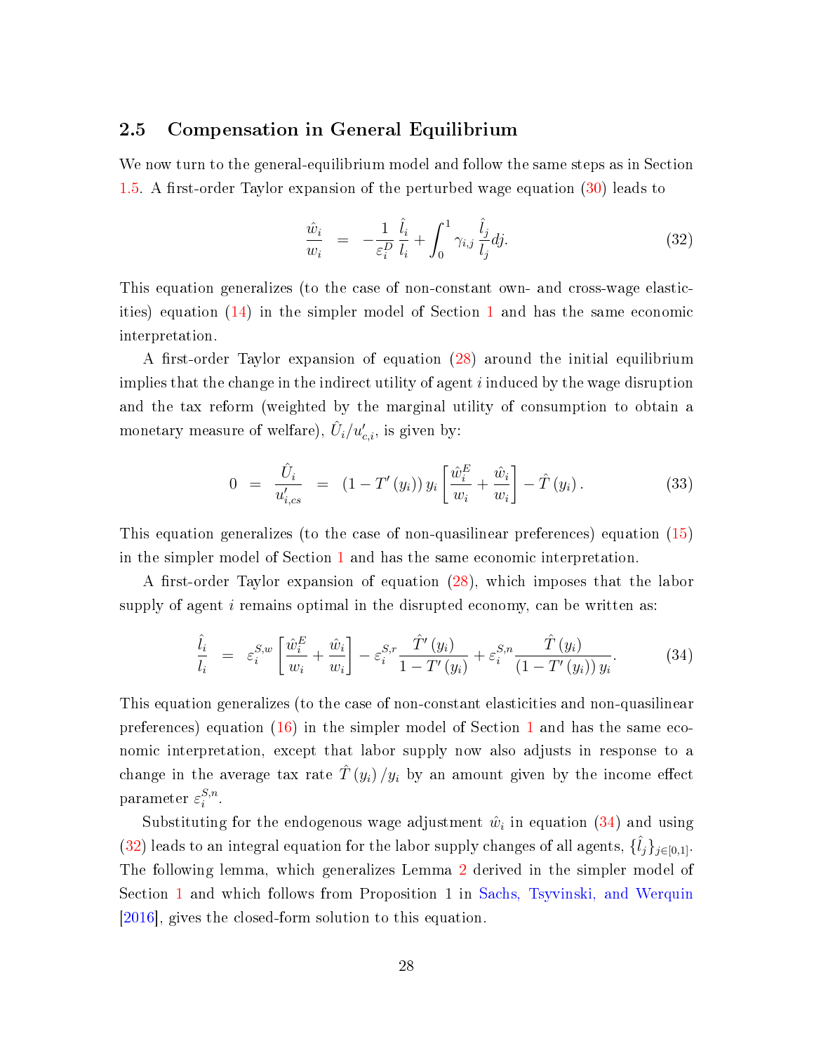### 2.5 Compensation in General Equilibrium

We now turn to the general-equilibrium model and follow the same steps as in Section 1.5. A first-order Taylor expansion of the perturbed wage equation (30) leads to

$$\frac{\hat{w}_i}{w_i} \quad = \quad -\frac{1}{\varepsilon_i^D}\frac{\hat{l}_i}{l_i} + \int_0^1 \gamma_{i,j}\frac{\hat{l}_j}{l_j}dj. \tag{32}$$

This equation generalizes (to the case of non-constant own- and cross-wage elasticities) equation (14) in the simpler model of Section 1 and has the same economic interpretation.

A first-order Taylor expansion of equation (28) around the initial equilibrium implies that the change in the indirect utility of agent $i$ induced by the wage disruption and the tax reform (weighted by the marginal utility of consumption to obtain a monetary measure of welfare), $\hat{U}_i/u'_{c,i}$, is given by:

$$0 \quad = \quad \frac{\hat{U}_i}{u'_{i,cs}} \quad = \quad (1 - T'(y_i))\, y_i \left[\frac{\hat{w}_i^E}{w_i} + \frac{\hat{w}_i}{w_i}\right] - \hat{T}(y_i). \tag{33}$$

This equation generalizes (to the case of non-quasilinear preferences) equation (15) in the simpler model of Section 1 and has the same economic interpretation.

A first-order Taylor expansion of equation (28), which imposes that the labor supply of agent $i$ remains optimal in the disrupted economy, can be written as:

$$\frac{\hat{l}_i}{l_i} \quad = \quad \varepsilon_i^{S,w}\left[\frac{\hat{w}_i^E}{w_i} + \frac{\hat{w}_i}{w_i}\right] - \varepsilon_i^{S,r}\frac{\hat{T}'(y_i)}{1 - T'(y_i)} + \varepsilon_i^{S,n}\frac{\hat{T}(y_i)}{(1 - T'(y_i))\, y_i}. \tag{34}$$

This equation generalizes (to the case of non-constant elasticities and non-quasilinear preferences) equation (16) in the simpler model of Section 1 and has the same economic interpretation, except that labor supply now also adjusts in response to a change in the average tax rate $\hat{T}(y_i)/y_i$ by an amount given by the income effect parameter $\varepsilon_i^{S,n}$.

Substituting for the endogenous wage adjustment $\hat{w}_i$ in equation (34) and using (32) leads to an integral equation for the labor supply changes of all agents, $\{\hat{l}_j\}_{j\in[0,1]}$. The following lemma, which generalizes Lemma 2 derived in the simpler model of Section 1 and which follows from Proposition 1 in Sachs, Tsyvinski, and Werquin [2016], gives the closed-form solution to this equation.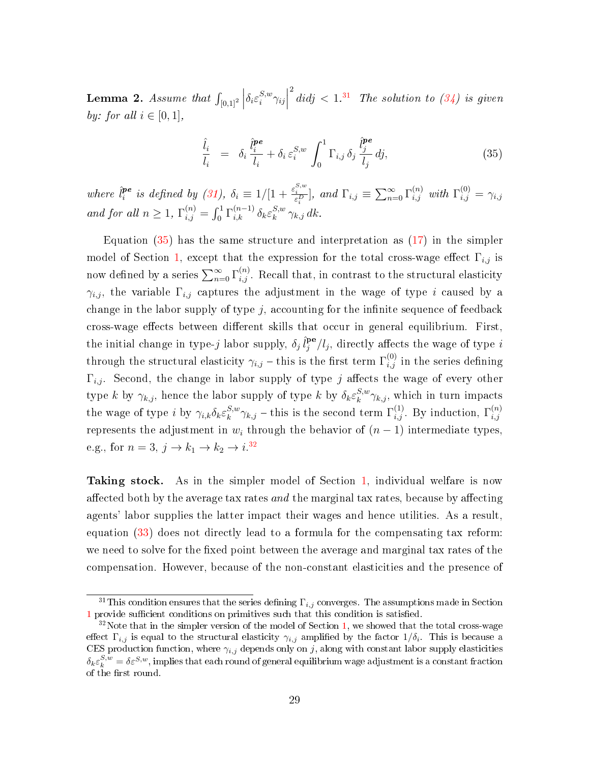**Lemma 2.** *Assume that* $\int_{[0,1]^2} \left|\delta_i \varepsilon_i^{S,w} \gamma_{ij}\right|^2 di dj < 1$.[31] *The solution to (34) is given by: for all* $i \in [0,1]$,

$$\frac{\hat{l}_i}{l_i} \;\; = \;\; \delta_i \, \frac{\hat{l}_i^{\boldsymbol{pe}}}{l_i} + \delta_i \, \varepsilon_i^{S,w} \int_0^1 \Gamma_{i,j} \, \delta_j \, \frac{\hat{l}_j^{\boldsymbol{pe}}}{l_j} \, dj, \tag{35}$$

*where* $\hat{l}_i^{\boldsymbol{pe}}$ *is defined by (31),* $\delta_i \equiv 1/[1 + \frac{\varepsilon_i^{S,w}}{\varepsilon_i^D}]$, *and* $\Gamma_{i,j} \equiv \sum_{n=0}^{\infty} \Gamma_{i,j}^{(n)}$ *with* $\Gamma_{i,j}^{(0)} = \gamma_{i,j}$ *and for all* $n \geq 1$, $\Gamma_{i,j}^{(n)} = \int_0^1 \Gamma_{i,k}^{(n-1)} \, \delta_k \varepsilon_k^{S,w} \, \gamma_{k,j} \, dk$.

Equation (35) has the same structure and interpretation as (17) in the simpler model of Section 1, except that the expression for the total cross-wage effect $\Gamma_{i,j}$ is now defined by a series $\sum_{n=0}^{\infty} \Gamma_{i,j}^{(n)}$. Recall that, in contrast to the structural elasticity $\gamma_{i,j}$, the variable $\Gamma_{i,j}$ captures the adjustment in the wage of type $i$ caused by a change in the labor supply of type $j$, accounting for the infinite sequence of feedback cross-wage effects between different skills that occur in general equilibrium. First, the initial change in type-$j$ labor supply, $\delta_j \, \hat{l}_j^{\mathbf{pe}}/l_j$, directly affects the wage of type $i$ through the structural elasticity $\gamma_{i,j}$ – this is the first term $\Gamma_{i,j}^{(0)}$ in the series defining $\Gamma_{i,j}$. Second, the change in labor supply of type $j$ affects the wage of every other type $k$ by $\gamma_{k,j}$, hence the labor supply of type $k$ by $\delta_k \varepsilon_k^{S,w} \gamma_{k,j}$, which in turn impacts the wage of type $i$ by $\gamma_{i,k} \delta_k \varepsilon_k^{S,w} \gamma_{k,j}$ – this is the second term $\Gamma_{i,j}^{(1)}$. By induction, $\Gamma_{i,j}^{(n)}$ represents the adjustment in $w_i$ through the behavior of $(n-1)$ intermediate types, e.g., for $n = 3$, $j \rightarrow k_1 \rightarrow k_2 \rightarrow i$.[32]

**Taking stock.** As in the simpler model of Section 1, individual welfare is now affected both by the average tax rates *and* the marginal tax rates, because by affecting agents' labor supplies the latter impact their wages and hence utilities. As a result, equation (33) does not directly lead to a formula for the compensating tax reform: we need to solve for the fixed point between the average and marginal tax rates of the compensation. However, because of the non-constant elasticities and the presence of

---

[31] This condition ensures that the series defining $\Gamma_{i,j}$ converges. The assumptions made in Section 1 provide sufficient conditions on primitives such that this condition is satisfied.

[32] Note that in the simpler version of the model of Section 1, we showed that the total cross-wage effect $\Gamma_{i,j}$ is equal to the structural elasticity $\gamma_{i,j}$ amplified by the factor $1/\delta_i$. This is because a CES production function, where $\gamma_{i,j}$ depends only on $j$, along with constant labor supply elasticities $\delta_k \varepsilon_k^{S,w} = \delta \varepsilon^{S,w}$, implies that each round of general equilibrium wage adjustment is a constant fraction of the first round.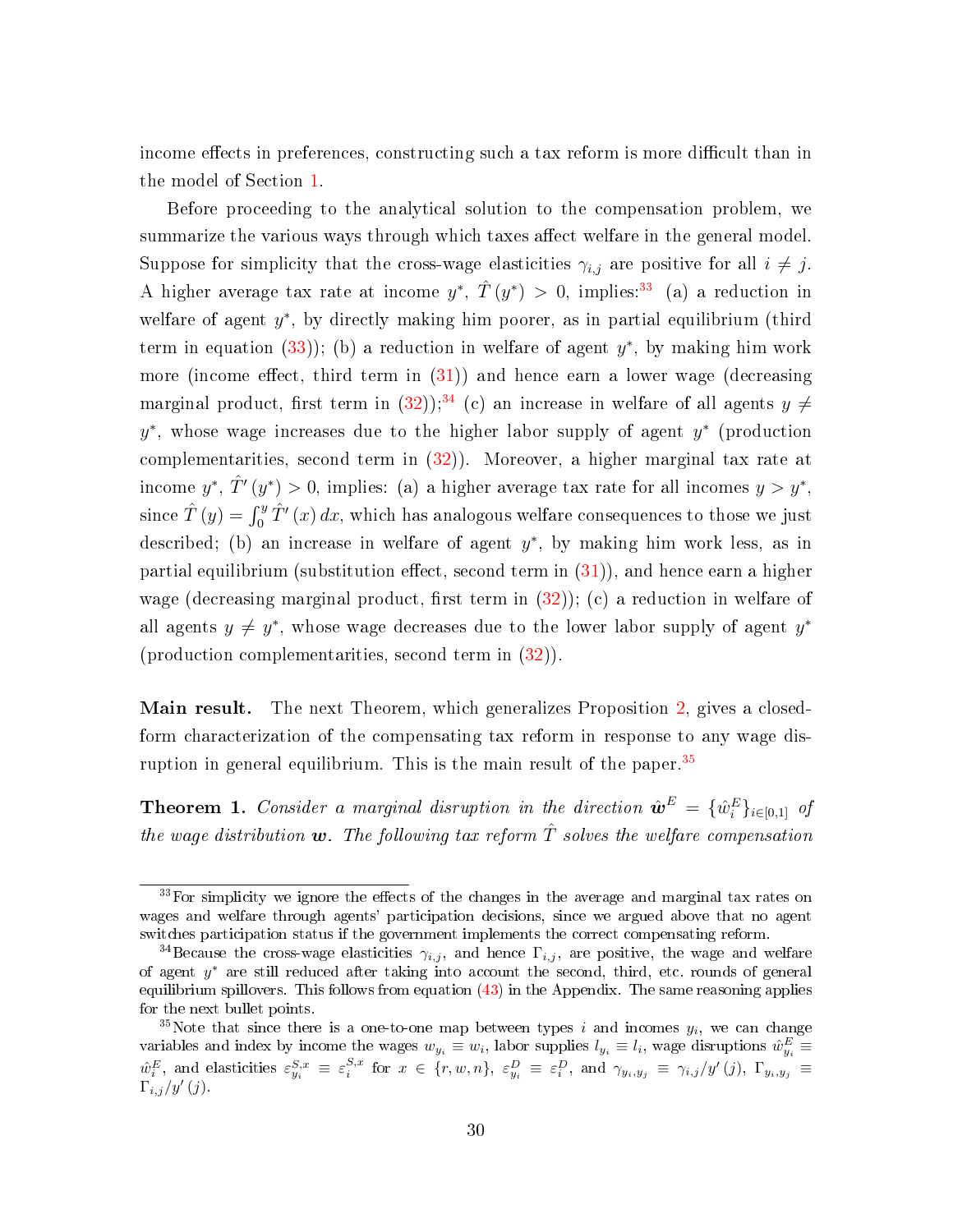income effects in preferences, constructing such a tax reform is more difficult than in the model of Section 1.

Before proceeding to the analytical solution to the compensation problem, we summarize the various ways through which taxes affect welfare in the general model. Suppose for simplicity that the cross-wage elasticities $\gamma_{i,j}$ are positive for all $i \neq j$. A higher average tax rate at income $y^*$, $\hat{T}(y^*) > 0$, implies:[33] (a) a reduction in welfare of agent $y^*$, by directly making him poorer, as in partial equilibrium (third term in equation (33)); (b) a reduction in welfare of agent $y^*$, by making him work more (income effect, third term in (31)) and hence earn a lower wage (decreasing marginal product, first term in (32));[34] (c) an increase in welfare of all agents $y \neq y^*$, whose wage increases due to the higher labor supply of agent $y^*$ (production complementarities, second term in (32)). Moreover, a higher marginal tax rate at income $y^*$, $\hat{T}'(y^*) > 0$, implies: (a) a higher average tax rate for all incomes $y > y^*$, since $\hat{T}(y) = \int_0^y \hat{T}'(x)\, dx$, which has analogous welfare consequences to those we just described; (b) an increase in welfare of agent $y^*$, by making him work less, as in partial equilibrium (substitution effect, second term in (31)), and hence earn a higher wage (decreasing marginal product, first term in (32)); (c) a reduction in welfare of all agents $y \neq y^*$, whose wage decreases due to the lower labor supply of agent $y^*$ (production complementarities, second term in (32)).

**Main result.** The next Theorem, which generalizes Proposition 2, gives a closed-form characterization of the compensating tax reform in response to any wage disruption in general equilibrium. This is the main result of the paper.[35]

**Theorem 1.** *Consider a marginal disruption in the direction $\hat{\boldsymbol{w}}^E = \{\hat{w}_i^E\}_{i \in [0,1]}$ of the wage distribution $\boldsymbol{w}$. The following tax reform $\hat{T}$ solves the welfare compensation*

---

[33] For simplicity we ignore the effects of the changes in the average and marginal tax rates on wages and welfare through agents' participation decisions, since we argued above that no agent switches participation status if the government implements the correct compensating reform.

[34] Because the cross-wage elasticities $\gamma_{i,j}$, and hence $\Gamma_{i,j}$, are positive, the wage and welfare of agent $y^*$ are still reduced after taking into account the second, third, etc. rounds of general equilibrium spillovers. This follows from equation (43) in the Appendix. The same reasoning applies for the next bullet points.

[35] Note that since there is a one-to-one map between types $i$ and incomes $y_i$, we can change variables and index by income the wages $w_{y_i} \equiv w_i$, labor supplies $l_{y_i} \equiv l_i$, wage disruptions $\hat{w}_{y_i}^E \equiv \hat{w}_i^E$, and elasticities $\varepsilon_{y_i}^{S,x} \equiv \varepsilon_i^{S,x}$ for $x \in \{r, w, n\}$, $\varepsilon_{y_i}^D \equiv \varepsilon_i^D$, and $\gamma_{y_i,y_j} \equiv \gamma_{i,j}/y'(j)$, $\Gamma_{y_i,y_j} \equiv \Gamma_{i,j}/y'(j)$.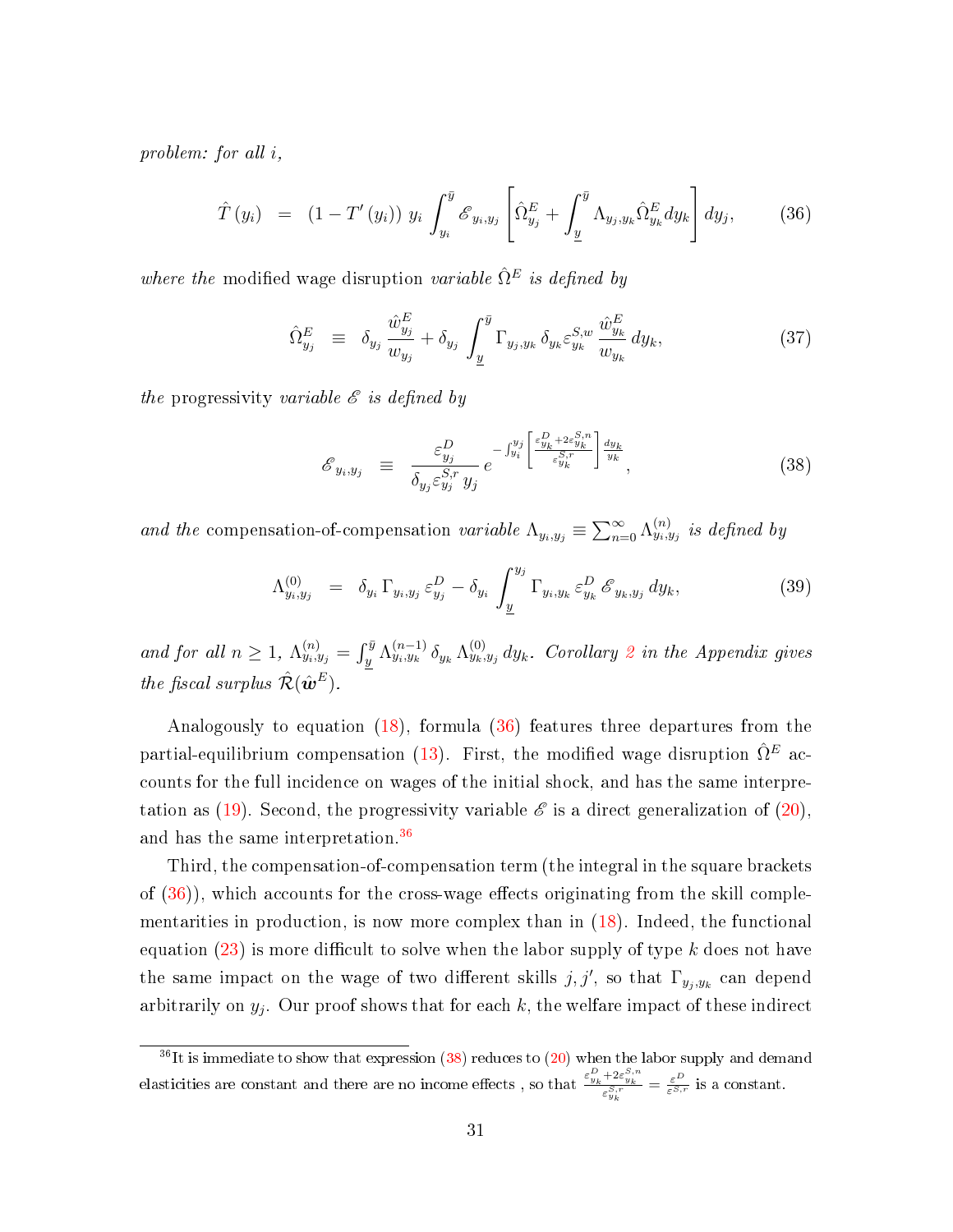*problem: for all i,*

$$\hat{T}(y_i) \;\; = \;\; (1 - T'(y_i))\; y_i \int_{y_i}^{\bar{y}} \mathscr{E}_{y_i, y_j} \left[ \hat{\Omega}^E_{y_j} + \int_{\underline{y}}^{\bar{y}} \Lambda_{y_j, y_k} \hat{\Omega}^E_{y_k} dy_k \right] dy_j, \tag{36}$$

*where the* modified wage disruption *variable $\hat{\Omega}^E$ is defined by*

$$\hat{\Omega}^E_{y_j} \;\; \equiv \;\; \delta_{y_j} \frac{\hat{w}^E_{y_j}}{w_{y_j}} + \delta_{y_j} \int_{\underline{y}}^{\bar{y}} \Gamma_{y_j, y_k}\, \delta_{y_k} \varepsilon^{S,w}_{y_k} \frac{\hat{w}^E_{y_k}}{w_{y_k}}\, dy_k, \tag{37}$$

*the* progressivity *variable $\mathscr{E}$ is defined by*

$$\mathscr{E}_{y_i, y_j} \;\; \equiv \;\; \frac{\varepsilon^D_{y_j}}{\delta_{y_j} \varepsilon^{S,r}_{y_j}\, y_j} \, e^{-\int_{y_i}^{y_j} \left[ \frac{\varepsilon^D_{y_k} + 2\varepsilon^{S,n}_{y_k}}{\varepsilon^{S,r}_{y_k}} \right] \frac{dy_k}{y_k}}, \tag{38}$$

*and the* compensation-of-compensation *variable $\Lambda_{y_i, y_j} \equiv \sum_{n=0}^{\infty} \Lambda^{(n)}_{y_i, y_j}$ is defined by*

$$\Lambda^{(0)}_{y_i, y_j} \;\; = \;\; \delta_{y_i}\, \Gamma_{y_i, y_j}\, \varepsilon^D_{y_j} - \delta_{y_i} \int_{\underline{y}}^{y_j} \Gamma_{y_i, y_k}\, \varepsilon^D_{y_k}\, \mathscr{E}_{y_k, y_j}\, dy_k, \tag{39}$$

*and for all $n \geq 1$, $\Lambda^{(n)}_{y_i, y_j} = \int_{\underline{y}}^{\bar{y}} \Lambda^{(n-1)}_{y_i, y_k}\, \delta_{y_k}\, \Lambda^{(0)}_{y_k, y_j}\, dy_k$. Corollary 2 in the Appendix gives the fiscal surplus $\hat{\mathcal{R}}(\hat{\boldsymbol{w}}^E)$.*

Analogously to equation (18), formula (36) features three departures from the partial-equilibrium compensation (13). First, the modified wage disruption $\hat{\Omega}^E$ accounts for the full incidence on wages of the initial shock, and has the same interpretation as (19). Second, the progressivity variable $\mathscr{E}$ is a direct generalization of (20), and has the same interpretation.[36]

Third, the compensation-of-compensation term (the integral in the square brackets of (36)), which accounts for the cross-wage effects originating from the skill complementarities in production, is now more complex than in (18). Indeed, the functional equation (23) is more difficult to solve when the labor supply of type $k$ does not have the same impact on the wage of two different skills $j, j'$, so that $\Gamma_{y_j, y_k}$ can depend arbitrarily on $y_j$. Our proof shows that for each $k$, the welfare impact of these indirect

[36]It is immediate to show that expression (38) reduces to (20) when the labor supply and demand elasticities are constant and there are no income effects , so that $\frac{\varepsilon^D_{y_k} + 2\varepsilon^{S,n}_{y_k}}{\varepsilon^{S,r}_{y_k}} = \frac{\varepsilon^D}{\varepsilon^{S,r}}$ is a constant.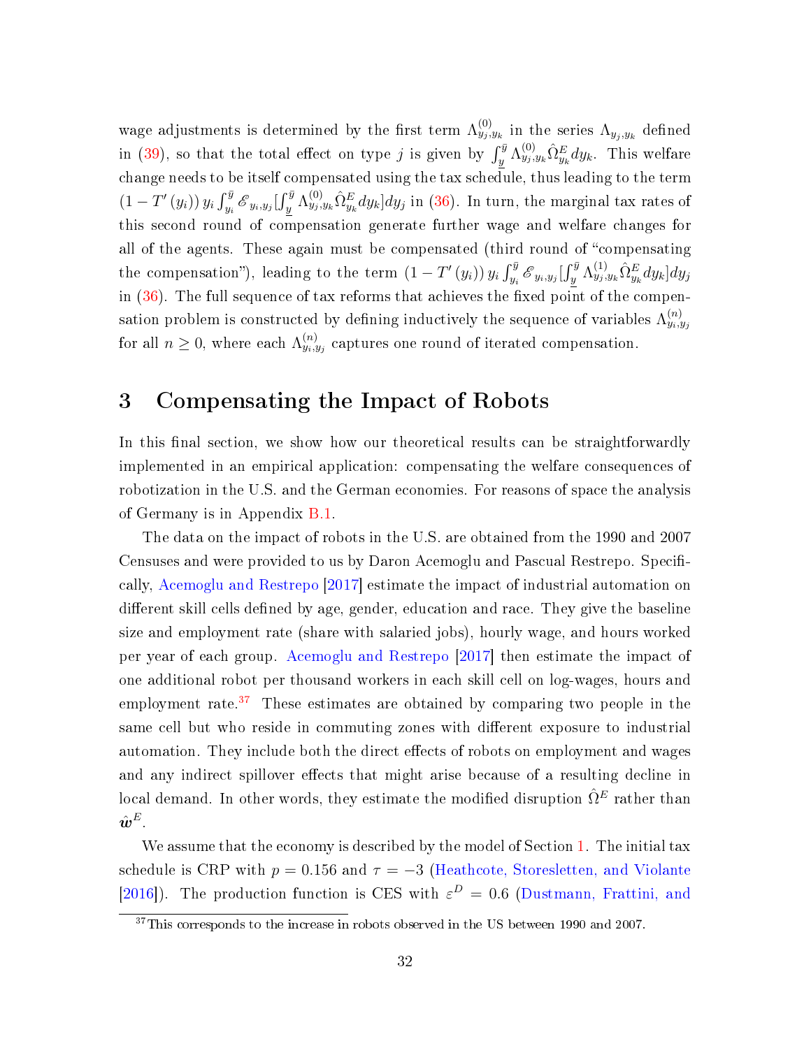wage adjustments is determined by the first term $\Lambda^{(0)}_{y_j,y_k}$ in the series $\Lambda_{y_j,y_k}$ defined in (39), so that the total effect on type $j$ is given by $\int_{\underline{y}}^{\bar{y}} \Lambda^{(0)}_{y_j,y_k} \hat{\Omega}^E_{y_k} dy_k$. This welfare change needs to be itself compensated using the tax schedule, thus leading to the term $(1 - T'(y_i))\, y_i \int_{y_i}^{\bar{y}} \mathscr{E}_{y_i,y_j} [\int_{\underline{y}}^{\bar{y}} \Lambda^{(0)}_{y_j,y_k} \hat{\Omega}^E_{y_k} dy_k] dy_j$ in (36). In turn, the marginal tax rates of this second round of compensation generate further wage and welfare changes for all of the agents. These again must be compensated (third round of "compensating the compensation"), leading to the term $(1 - T'(y_i))\, y_i \int_{y_i}^{\bar{y}} \mathscr{E}_{y_i,y_j} [\int_{\underline{y}}^{\bar{y}} \Lambda^{(1)}_{y_j,y_k} \hat{\Omega}^E_{y_k} dy_k] dy_j$ in (36). The full sequence of tax reforms that achieves the fixed point of the compensation problem is constructed by defining inductively the sequence of variables $\Lambda^{(n)}_{y_i,y_j}$ for all $n \geq 0$, where each $\Lambda^{(n)}_{y_i,y_j}$ captures one round of iterated compensation.

# 3 Compensating the Impact of Robots

In this final section, we show how our theoretical results can be straightforwardly implemented in an empirical application: compensating the welfare consequences of robotization in the U.S. and the German economies. For reasons of space the analysis of Germany is in Appendix B.1.

The data on the impact of robots in the U.S. are obtained from the 1990 and 2007 Censuses and were provided to us by Daron Acemoglu and Pascual Restrepo. Specifically, Acemoglu and Restrepo [2017] estimate the impact of industrial automation on different skill cells defined by age, gender, education and race. They give the baseline size and employment rate (share with salaried jobs), hourly wage, and hours worked per year of each group. Acemoglu and Restrepo [2017] then estimate the impact of one additional robot per thousand workers in each skill cell on log-wages, hours and employment rate.[37] These estimates are obtained by comparing two people in the same cell but who reside in commuting zones with different exposure to industrial automation. They include both the direct effects of robots on employment and wages and any indirect spillover effects that might arise because of a resulting decline in local demand. In other words, they estimate the modified disruption $\hat{\Omega}^E$ rather than $\hat{\boldsymbol{w}}^E$.

We assume that the economy is described by the model of Section 1. The initial tax schedule is CRP with $p = 0.156$ and $\tau = -3$ (Heathcote, Storesletten, and Violante [2016]). The production function is CES with $\varepsilon^D = 0.6$ (Dustmann, Frattini, and

[37] This corresponds to the increase in robots observed in the US between 1990 and 2007.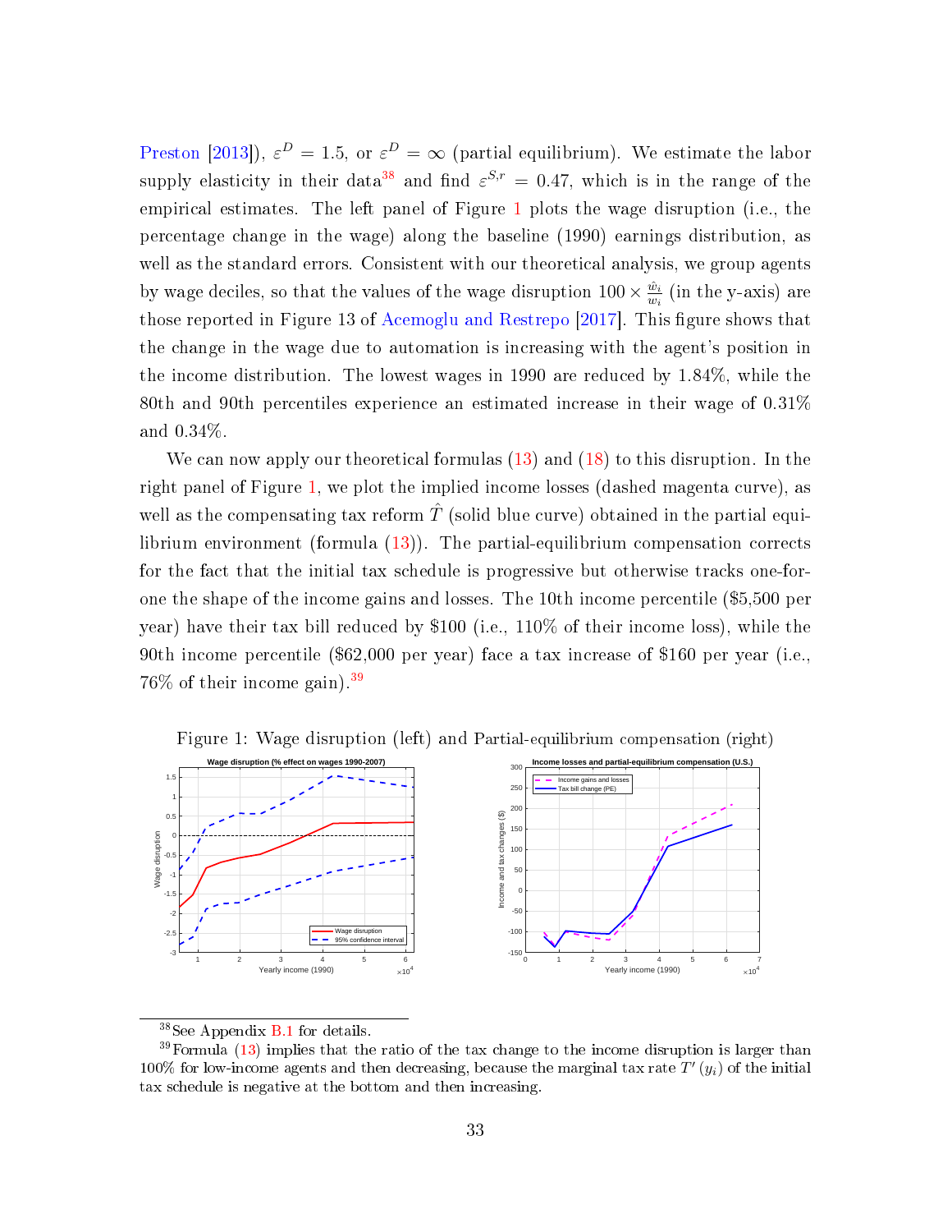Preston [2013]), $\varepsilon^D = 1.5$, or $\varepsilon^D = \infty$ (partial equilibrium). We estimate the labor supply elasticity in their data[38] and find $\varepsilon^{S,r} = 0.47$, which is in the range of the empirical estimates. The left panel of Figure 1 plots the wage disruption (i.e., the percentage change in the wage) along the baseline (1990) earnings distribution, as well as the standard errors. Consistent with our theoretical analysis, we group agents by wage deciles, so that the values of the wage disruption $100 \times \frac{\hat{w}_i}{w_i}$ (in the y-axis) are those reported in Figure 13 of Acemoglu and Restrepo [2017]. This figure shows that the change in the wage due to automation is increasing with the agent's position in the income distribution. The lowest wages in 1990 are reduced by 1.84%, while the 80th and 90th percentiles experience an estimated increase in their wage of 0.31% and 0.34%.

We can now apply our theoretical formulas (13) and (18) to this disruption. In the right panel of Figure 1, we plot the implied income losses (dashed magenta curve), as well as the compensating tax reform $\hat{T}$ (solid blue curve) obtained in the partial equilibrium environment (formula (13)). The partial-equilibrium compensation corrects for the fact that the initial tax schedule is progressive but otherwise tracks one-for-one the shape of the income gains and losses. The 10th income percentile ($5,500 per year) have their tax bill reduced by $100 (i.e., 110% of their income loss), while the 90th income percentile ($62,000 per year) face a tax increase of $160 per year (i.e., 76% of their income gain).[39]

Figure 1: Wage disruption (left) and Partial-equilibrium compensation (right)

[38] See Appendix B.1 for details.

[39] Formula (13) implies that the ratio of the tax change to the income disruption is larger than 100% for low-income agents and then decreasing, because the marginal tax rate $T'(y_i)$ of the initial tax schedule is negative at the bottom and then increasing.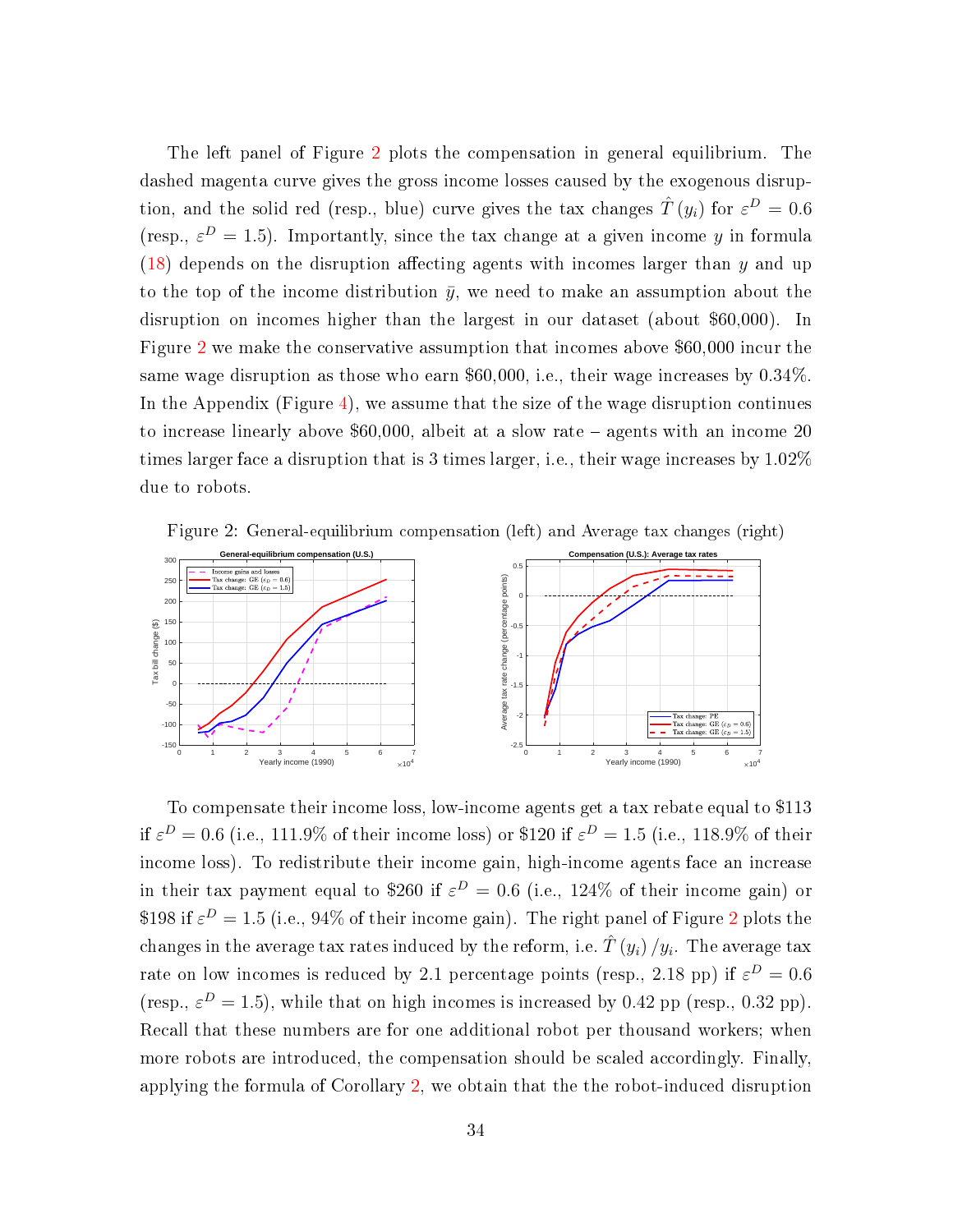The left panel of Figure 2 plots the compensation in general equilibrium. The dashed magenta curve gives the gross income losses caused by the exogenous disruption, and the solid red (resp., blue) curve gives the tax changes $\hat{T}(y_i)$ for $\varepsilon^D = 0.6$ (resp., $\varepsilon^D = 1.5$). Importantly, since the tax change at a given income $y$ in formula (18) depends on the disruption affecting agents with incomes larger than $y$ and up to the top of the income distribution $\bar{y}$, we need to make an assumption about the disruption on incomes higher than the largest in our dataset (about \$60,000). In Figure 2 we make the conservative assumption that incomes above \$60,000 incur the same wage disruption as those who earn \$60,000, i.e., their wage increases by 0.34%. In the Appendix (Figure 4), we assume that the size of the wage disruption continues to increase linearly above \$60,000, albeit at a slow rate – agents with an income 20 times larger face a disruption that is 3 times larger, i.e., their wage increases by 1.02% due to robots.

Figure 2: General-equilibrium compensation (left) and Average tax changes (right)

To compensate their income loss, low-income agents get a tax rebate equal to \$113 if $\varepsilon^D = 0.6$ (i.e., 111.9% of their income loss) or \$120 if $\varepsilon^D = 1.5$ (i.e., 118.9% of their income loss). To redistribute their income gain, high-income agents face an increase in their tax payment equal to \$260 if $\varepsilon^D = 0.6$ (i.e., 124% of their income gain) or \$198 if $\varepsilon^D = 1.5$ (i.e., 94% of their income gain). The right panel of Figure 2 plots the changes in the average tax rates induced by the reform, i.e. $\hat{T}(y_i)/y_i$. The average tax rate on low incomes is reduced by 2.1 percentage points (resp., 2.18 pp) if $\varepsilon^D = 0.6$ (resp., $\varepsilon^D = 1.5$), while that on high incomes is increased by 0.42 pp (resp., 0.32 pp). Recall that these numbers are for one additional robot per thousand workers; when more robots are introduced, the compensation should be scaled accordingly. Finally, applying the formula of Corollary 2, we obtain that the the robot-induced disruption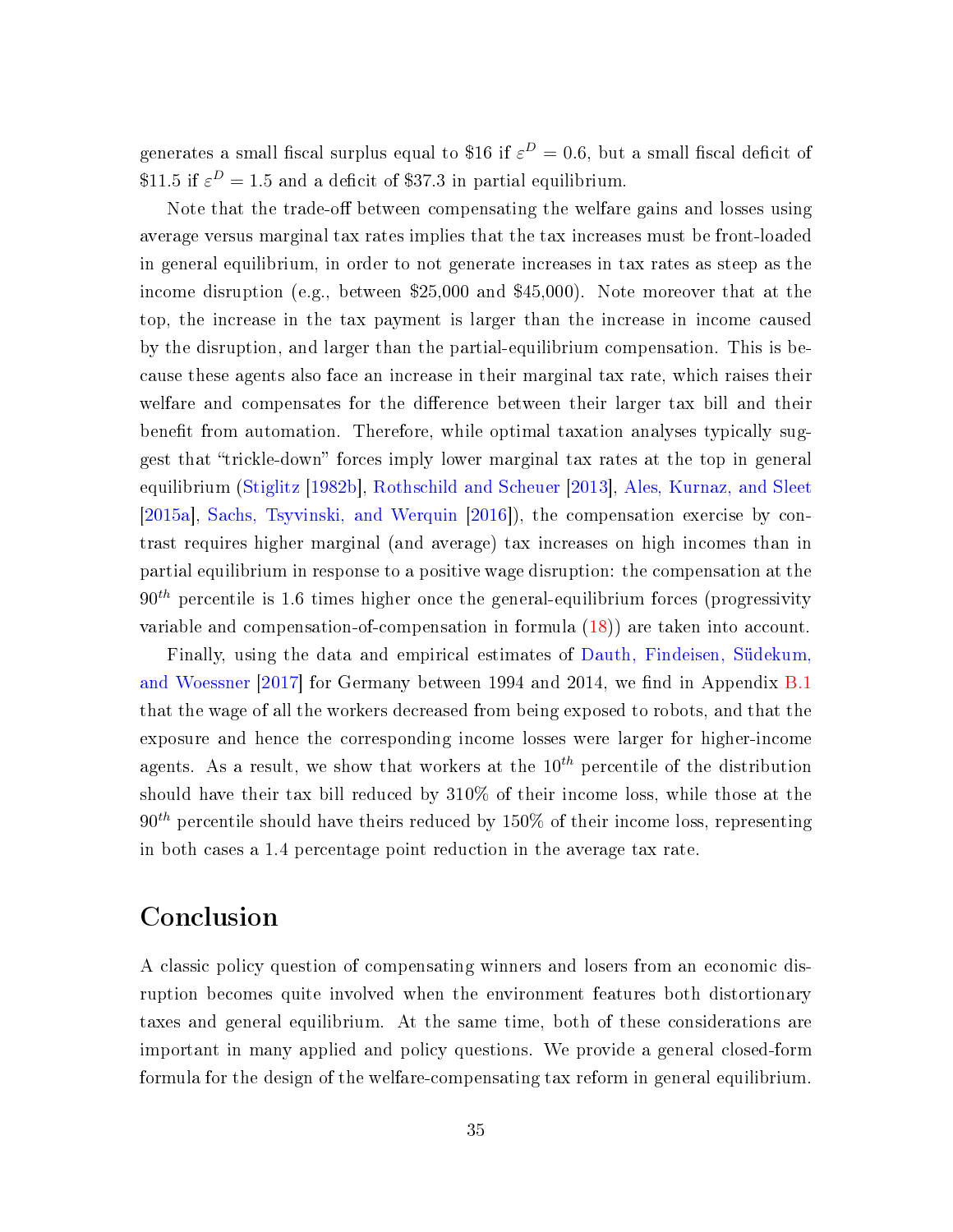generates a small fiscal surplus equal to \$16 if $\varepsilon^D = 0.6$, but a small fiscal deficit of \$11.5 if $\varepsilon^D = 1.5$ and a deficit of \$37.3 in partial equilibrium.

Note that the trade-off between compensating the welfare gains and losses using average versus marginal tax rates implies that the tax increases must be front-loaded in general equilibrium, in order to not generate increases in tax rates as steep as the income disruption (e.g., between \$25,000 and \$45,000). Note moreover that at the top, the increase in the tax payment is larger than the increase in income caused by the disruption, and larger than the partial-equilibrium compensation. This is because these agents also face an increase in their marginal tax rate, which raises their welfare and compensates for the difference between their larger tax bill and their benefit from automation. Therefore, while optimal taxation analyses typically suggest that "trickle-down" forces imply lower marginal tax rates at the top in general equilibrium (Stiglitz [1982b], Rothschild and Scheuer [2013], Ales, Kurnaz, and Sleet [2015a], Sachs, Tsyvinski, and Werquin [2016]), the compensation exercise by contrast requires higher marginal (and average) tax increases on high incomes than in partial equilibrium in response to a positive wage disruption: the compensation at the $90^{th}$ percentile is 1.6 times higher once the general-equilibrium forces (progressivity variable and compensation-of-compensation in formula (18)) are taken into account.

Finally, using the data and empirical estimates of Dauth, Findeisen, Südekum, and Woessner [2017] for Germany between 1994 and 2014, we find in Appendix B.1 that the wage of all the workers decreased from being exposed to robots, and that the exposure and hence the corresponding income losses were larger for higher-income agents. As a result, we show that workers at the $10^{th}$ percentile of the distribution should have their tax bill reduced by 310% of their income loss, while those at the $90^{th}$ percentile should have theirs reduced by 150% of their income loss, representing in both cases a 1.4 percentage point reduction in the average tax rate.

# Conclusion

A classic policy question of compensating winners and losers from an economic disruption becomes quite involved when the environment features both distortionary taxes and general equilibrium. At the same time, both of these considerations are important in many applied and policy questions. We provide a general closed-form formula for the design of the welfare-compensating tax reform in general equilibrium.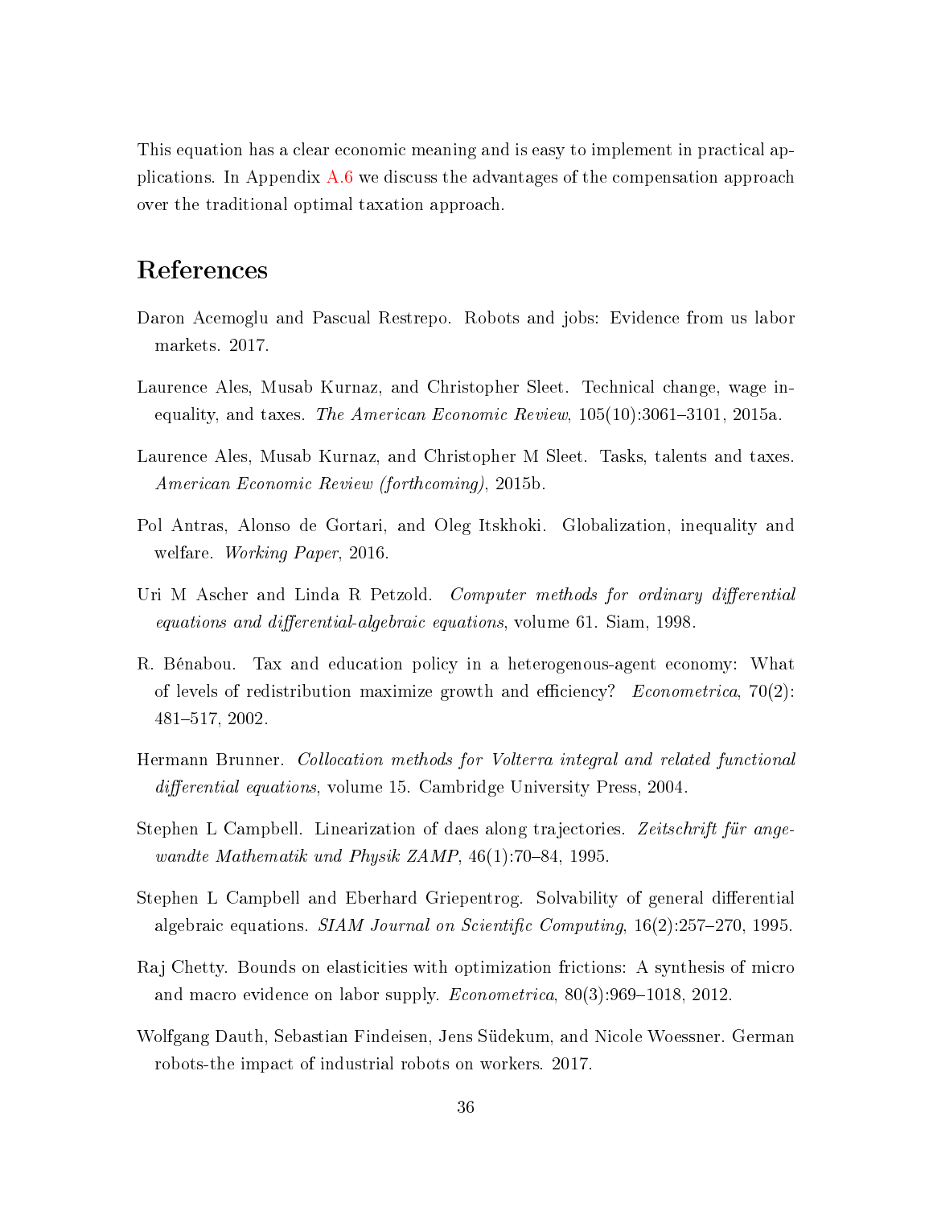This equation has a clear economic meaning and is easy to implement in practical applications. In Appendix A.6 we discuss the advantages of the compensation approach over the traditional optimal taxation approach.

# References

Daron Acemoglu and Pascual Restrepo. Robots and jobs: Evidence from us labor markets. 2017.

Laurence Ales, Musab Kurnaz, and Christopher Sleet. Technical change, wage inequality, and taxes. *The American Economic Review*, 105(10):3061–3101, 2015a.

Laurence Ales, Musab Kurnaz, and Christopher M Sleet. Tasks, talents and taxes. *American Economic Review (forthcoming)*, 2015b.

Pol Antras, Alonso de Gortari, and Oleg Itskhoki. Globalization, inequality and welfare. *Working Paper*, 2016.

Uri M Ascher and Linda R Petzold. *Computer methods for ordinary differential equations and differential-algebraic equations*, volume 61. Siam, 1998.

R. Bénabou. Tax and education policy in a heterogenous-agent economy: What of levels of redistribution maximize growth and efficiency? *Econometrica*, 70(2): 481–517, 2002.

Hermann Brunner. *Collocation methods for Volterra integral and related functional differential equations*, volume 15. Cambridge University Press, 2004.

Stephen L Campbell. Linearization of daes along trajectories. *Zeitschrift für angewandte Mathematik und Physik ZAMP*, 46(1):70–84, 1995.

Stephen L Campbell and Eberhard Griepentrog. Solvability of general differential algebraic equations. *SIAM Journal on Scientific Computing*, 16(2):257–270, 1995.

Raj Chetty. Bounds on elasticities with optimization frictions: A synthesis of micro and macro evidence on labor supply. *Econometrica*, 80(3):969–1018, 2012.

Wolfgang Dauth, Sebastian Findeisen, Jens Südekum, and Nicole Woessner. German robots-the impact of industrial robots on workers. 2017.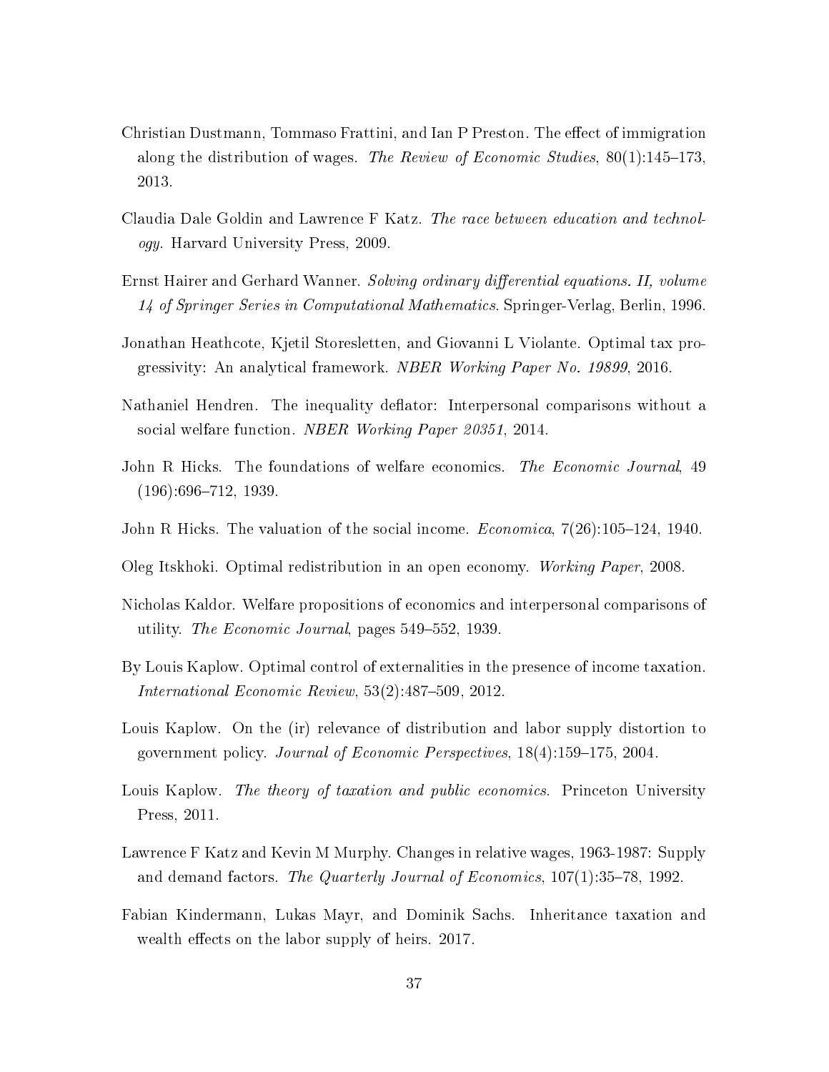Christian Dustmann, Tommaso Frattini, and Ian P Preston. The effect of immigration along the distribution of wages. *The Review of Economic Studies*, 80(1):145–173, 2013.

Claudia Dale Goldin and Lawrence F Katz. *The race between education and technology*. Harvard University Press, 2009.

Ernst Hairer and Gerhard Wanner. *Solving ordinary differential equations. II, volume 14 of Springer Series in Computational Mathematics*. Springer-Verlag, Berlin, 1996.

Jonathan Heathcote, Kjetil Storesletten, and Giovanni L Violante. Optimal tax progressivity: An analytical framework. *NBER Working Paper No. 19899*, 2016.

Nathaniel Hendren. The inequality deflator: Interpersonal comparisons without a social welfare function. *NBER Working Paper 20351*, 2014.

John R Hicks. The foundations of welfare economics. *The Economic Journal*, 49 (196):696–712, 1939.

John R Hicks. The valuation of the social income. *Economica*, 7(26):105–124, 1940.

Oleg Itskhoki. Optimal redistribution in an open economy. *Working Paper*, 2008.

Nicholas Kaldor. Welfare propositions of economics and interpersonal comparisons of utility. *The Economic Journal*, pages 549–552, 1939.

By Louis Kaplow. Optimal control of externalities in the presence of income taxation. *International Economic Review*, 53(2):487–509, 2012.

Louis Kaplow. On the (ir) relevance of distribution and labor supply distortion to government policy. *Journal of Economic Perspectives*, 18(4):159–175, 2004.

Louis Kaplow. *The theory of taxation and public economics*. Princeton University Press, 2011.

Lawrence F Katz and Kevin M Murphy. Changes in relative wages, 1963-1987: Supply and demand factors. *The Quarterly Journal of Economics*, 107(1):35–78, 1992.

Fabian Kindermann, Lukas Mayr, and Dominik Sachs. Inheritance taxation and wealth effects on the labor supply of heirs. 2017.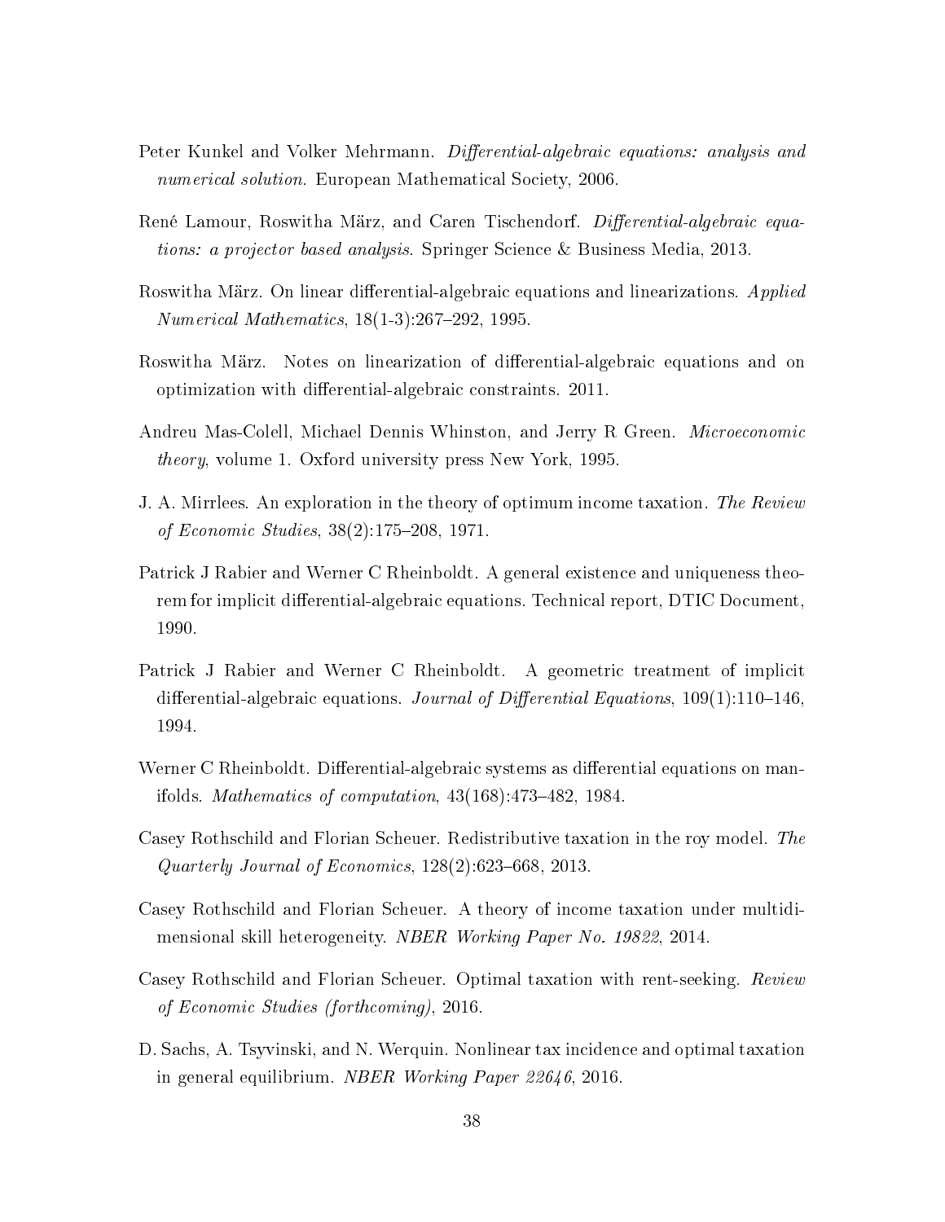Peter Kunkel and Volker Mehrmann. *Differential-algebraic equations: analysis and numerical solution*. European Mathematical Society, 2006.

René Lamour, Roswitha März, and Caren Tischendorf. *Differential-algebraic equations: a projector based analysis*. Springer Science & Business Media, 2013.

Roswitha März. On linear differential-algebraic equations and linearizations. *Applied Numerical Mathematics*, 18(1-3):267–292, 1995.

Roswitha März. Notes on linearization of differential-algebraic equations and on optimization with differential-algebraic constraints. 2011.

Andreu Mas-Colell, Michael Dennis Whinston, and Jerry R Green. *Microeconomic theory*, volume 1. Oxford university press New York, 1995.

J. A. Mirrlees. An exploration in the theory of optimum income taxation. *The Review of Economic Studies*, 38(2):175–208, 1971.

Patrick J Rabier and Werner C Rheinboldt. A general existence and uniqueness theorem for implicit differential-algebraic equations. Technical report, DTIC Document, 1990.

Patrick J Rabier and Werner C Rheinboldt. A geometric treatment of implicit differential-algebraic equations. *Journal of Differential Equations*, 109(1):110–146, 1994.

Werner C Rheinboldt. Differential-algebraic systems as differential equations on manifolds. *Mathematics of computation*, 43(168):473–482, 1984.

Casey Rothschild and Florian Scheuer. Redistributive taxation in the roy model. *The Quarterly Journal of Economics*, 128(2):623–668, 2013.

Casey Rothschild and Florian Scheuer. A theory of income taxation under multidimensional skill heterogeneity. *NBER Working Paper No. 19822*, 2014.

Casey Rothschild and Florian Scheuer. Optimal taxation with rent-seeking. *Review of Economic Studies (forthcoming)*, 2016.

D. Sachs, A. Tsyvinski, and N. Werquin. Nonlinear tax incidence and optimal taxation in general equilibrium. *NBER Working Paper 22646*, 2016.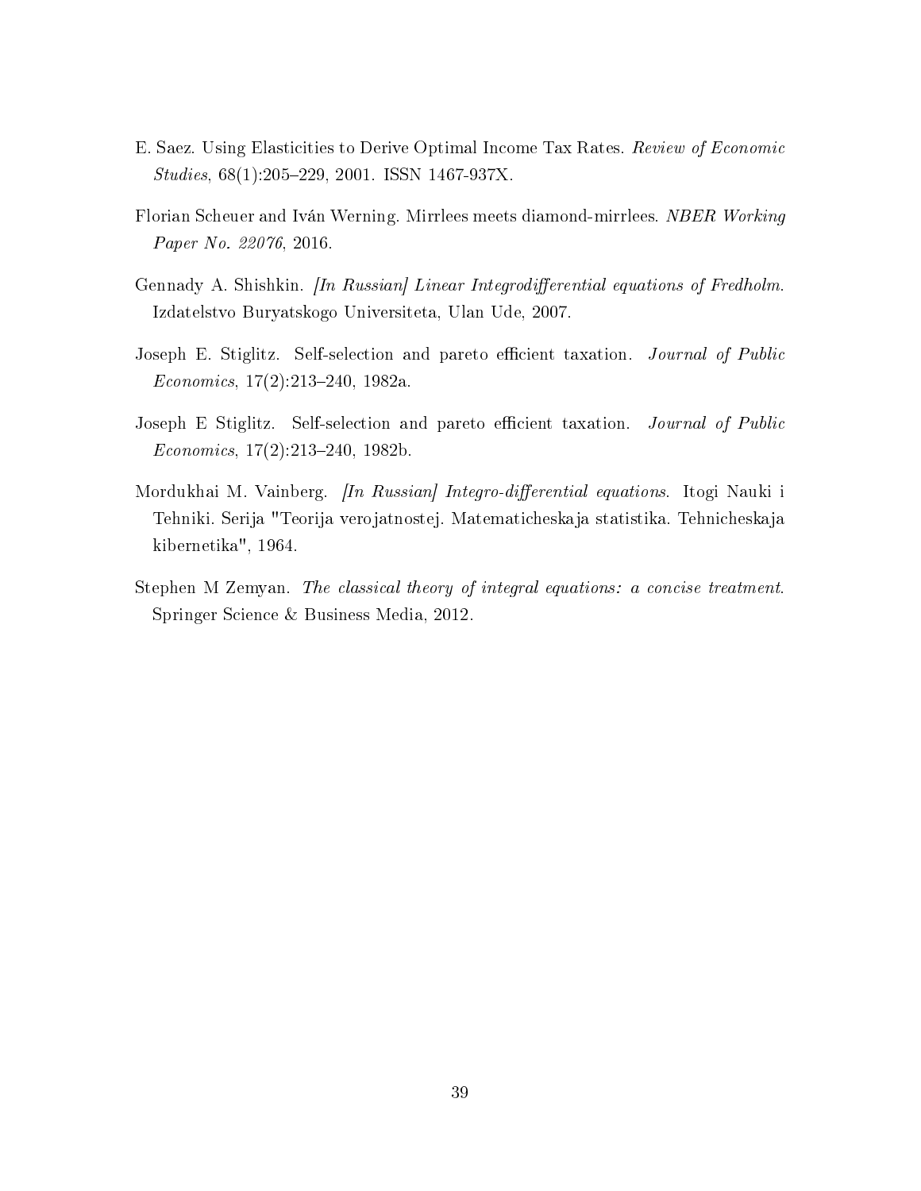E. Saez. Using Elasticities to Derive Optimal Income Tax Rates. *Review of Economic Studies*, 68(1):205–229, 2001. ISSN 1467-937X.

Florian Scheuer and Iván Werning. Mirrlees meets diamond-mirrlees. *NBER Working Paper No. 22076*, 2016.

Gennady A. Shishkin. *[In Russian] Linear Integrodifferential equations of Fredholm*. Izdatelstvo Buryatskogo Universiteta, Ulan Ude, 2007.

Joseph E. Stiglitz. Self-selection and pareto efficient taxation. *Journal of Public Economics*, 17(2):213–240, 1982a.

Joseph E Stiglitz. Self-selection and pareto efficient taxation. *Journal of Public Economics*, 17(2):213–240, 1982b.

Mordukhai M. Vainberg. *[In Russian] Integro-differential equations*. Itogi Nauki i Tehniki. Serija "Teorija verojatnostej. Matematicheskaja statistika. Tehnicheskaja kibernetika", 1964.

Stephen M Zemyan. *The classical theory of integral equations: a concise treatment*. Springer Science & Business Media, 2012.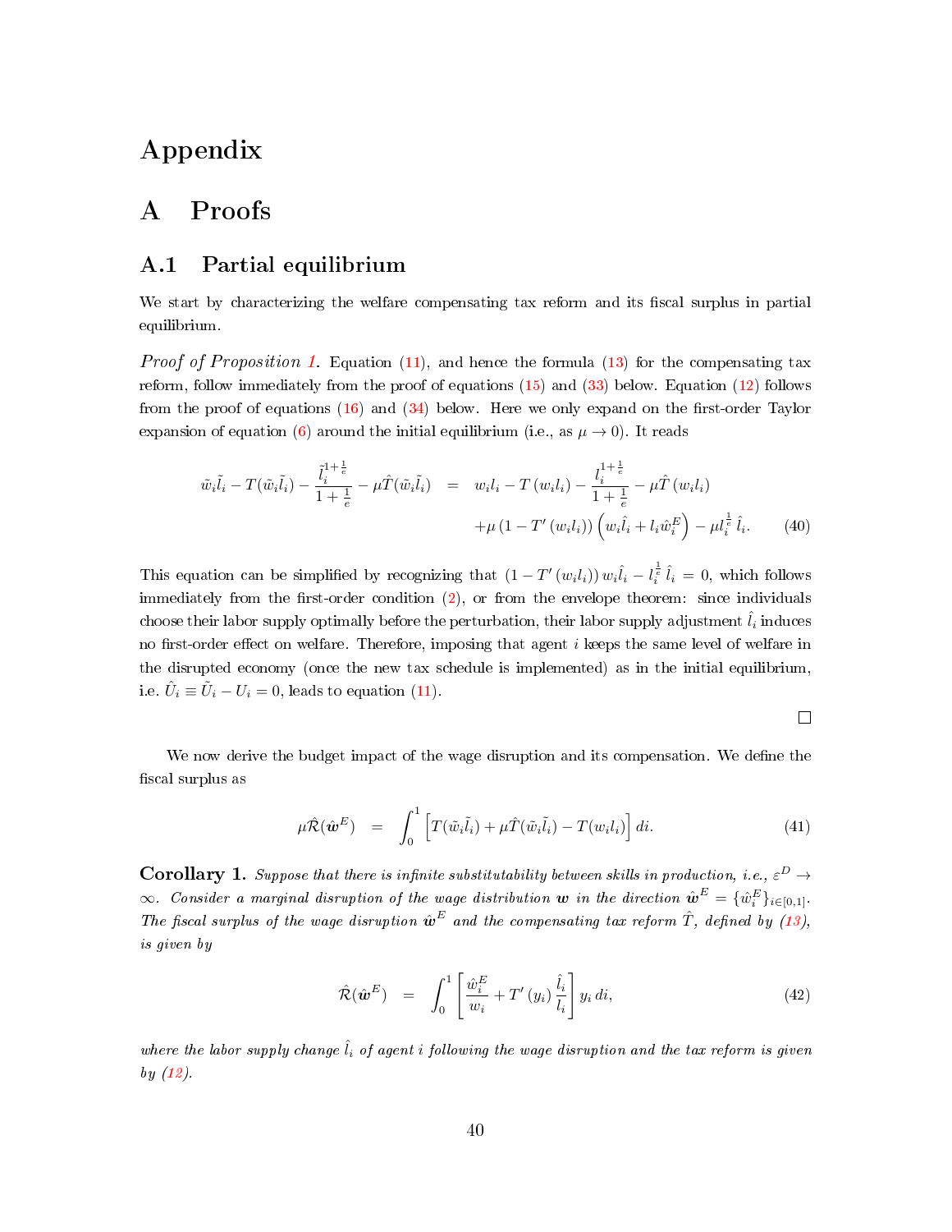# Appendix

# A Proofs

## A.1 Partial equilibrium

We start by characterizing the welfare compensating tax reform and its fiscal surplus in partial equilibrium.

*Proof of Proposition 1.* Equation (11), and hence the formula (13) for the compensating tax reform, follow immediately from the proof of equations (15) and (33) below. Equation (12) follows from the proof of equations (16) and (34) below. Here we only expand on the first-order Taylor expansion of equation (6) around the initial equilibrium (i.e., as $\mu \to 0$). It reads

$$\begin{aligned}
\tilde{w}_i\tilde{l}_i - T(\tilde{w}_i\tilde{l}_i) - \frac{\tilde{l}_i^{1+\frac{1}{e}}}{1+\frac{1}{e}} - \mu\hat{T}(\tilde{w}_i\tilde{l}_i) \quad &= \quad w_i l_i - T\left(w_i l_i\right) - \frac{l_i^{1+\frac{1}{e}}}{1+\frac{1}{e}} - \mu\hat{T}\left(w_i l_i\right) \\
&\quad + \mu\left(1 - T'\left(w_i l_i\right)\right)\left(w_i\hat{l}_i + l_i\hat{w}_i^E\right) - \mu l_i^{\frac{1}{e}}\,\hat{l}_i. \qquad (40)
\end{aligned}$$

This equation can be simplified by recognizing that $\left(1 - T'\left(w_i l_i\right)\right) w_i\hat{l}_i - l_i^{\frac{1}{e}}\,\hat{l}_i = 0$, which follows immediately from the first-order condition (2), or from the envelope theorem: since individuals choose their labor supply optimally before the perturbation, their labor supply adjustment $\hat{l}_i$ induces no first-order effect on welfare. Therefore, imposing that agent $i$ keeps the same level of welfare in the disrupted economy (once the new tax schedule is implemented) as in the initial equilibrium, i.e. $\hat{U}_i \equiv \tilde{U}_i - U_i = 0$, leads to equation (11).

□

We now derive the budget impact of the wage disruption and its compensation. We define the fiscal surplus as

$$\mu\hat{\mathcal{R}}(\hat{\boldsymbol{w}}^E) \quad = \quad \int_0^1 \left[T(\tilde{w}_i\tilde{l}_i) + \mu\hat{T}(\tilde{w}_i\tilde{l}_i) - T(w_i l_i)\right] di. \qquad (41)$$

**Corollary 1.** *Suppose that there is infinite substitutability between skills in production, i.e., $\varepsilon^D \to \infty$. Consider a marginal disruption of the wage distribution $\boldsymbol{w}$ in the direction $\hat{\boldsymbol{w}}^E = \{\hat{w}_i^E\}_{i\in[0,1]}$. The fiscal surplus of the wage disruption $\hat{\boldsymbol{w}}^E$ and the compensating tax reform $\hat{T}$, defined by (13), is given by*

$$\hat{\mathcal{R}}(\hat{\boldsymbol{w}}^E) \quad = \quad \int_0^1 \left[\frac{\hat{w}_i^E}{w_i} + T'\left(y_i\right)\frac{\hat{l}_i}{l_i}\right] y_i\, di, \qquad (42)$$

*where the labor supply change $\hat{l}_i$ of agent $i$ following the wage disruption and the tax reform is given by (12).*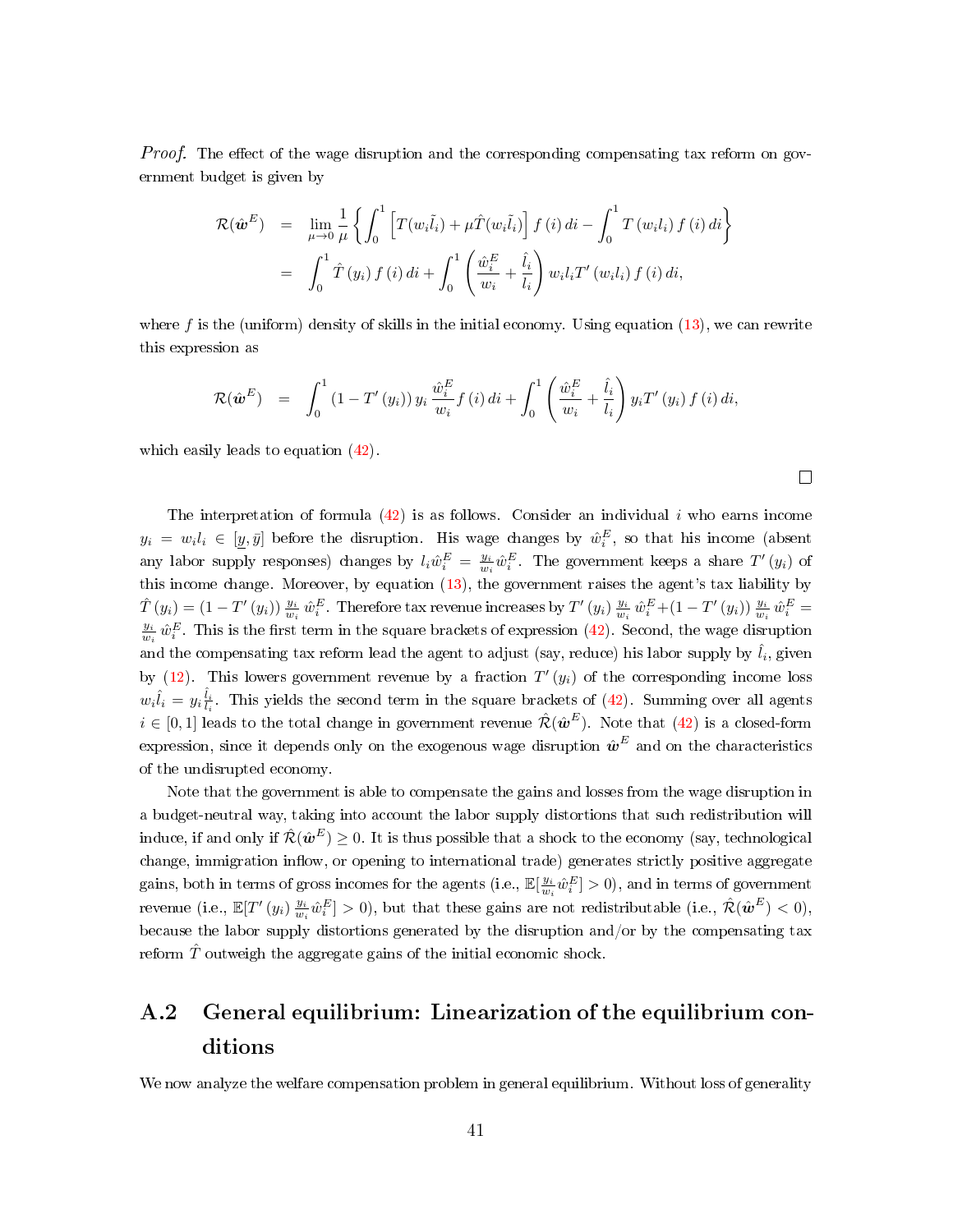*Proof.* The effect of the wage disruption and the corresponding compensating tax reform on government budget is given by

$$\begin{aligned}
\mathcal{R}(\hat{\boldsymbol{w}}^E) &= \lim_{\mu \to 0} \frac{1}{\mu} \left\{ \int_0^1 \left[ T(w_i \tilde{l}_i) + \mu \hat{T}(w_i \tilde{l}_i) \right] f(i)\, di - \int_0^1 T(w_i l_i) f(i)\, di \right\} \\
&= \int_0^1 \hat{T}(y_i) f(i)\, di + \int_0^1 \left( \frac{\hat{w}_i^E}{w_i} + \frac{\hat{l}_i}{l_i} \right) w_i l_i T'(w_i l_i) f(i)\, di,
\end{aligned}$$

where $f$ is the (uniform) density of skills in the initial economy. Using equation (13), we can rewrite this expression as

$$\mathcal{R}(\hat{\boldsymbol{w}}^E) = \int_0^1 (1 - T'(y_i))\, y_i \frac{\hat{w}_i^E}{w_i} f(i)\, di + \int_0^1 \left( \frac{\hat{w}_i^E}{w_i} + \frac{\hat{l}_i}{l_i} \right) y_i T'(y_i) f(i)\, di,$$

which easily leads to equation (42).

□

The interpretation of formula (42) is as follows. Consider an individual $i$ who earns income $y_i = w_i l_i \in [\underline{y}, \bar{y}]$ before the disruption. His wage changes by $\hat{w}_i^E$, so that his income (absent any labor supply responses) changes by $l_i \hat{w}_i^E = \frac{y_i}{w_i} \hat{w}_i^E$. The government keeps a share $T'(y_i)$ of this income change. Moreover, by equation (13), the government raises the agent's tax liability by $\hat{T}(y_i) = (1 - T'(y_i)) \frac{y_i}{w_i} \hat{w}_i^E$. Therefore tax revenue increases by $T'(y_i) \frac{y_i}{w_i} \hat{w}_i^E + (1 - T'(y_i)) \frac{y_i}{w_i} \hat{w}_i^E = \frac{y_i}{w_i} \hat{w}_i^E$. This is the first term in the square brackets of expression (42). Second, the wage disruption and the compensating tax reform lead the agent to adjust (say, reduce) his labor supply by $\hat{l}_i$, given by (12). This lowers government revenue by a fraction $T'(y_i)$ of the corresponding income loss $w_i \hat{l}_i = y_i \frac{\hat{l}_i}{l_i}$. This yields the second term in the square brackets of (42). Summing over all agents $i \in [0, 1]$ leads to the total change in government revenue $\hat{\mathcal{R}}(\hat{\boldsymbol{w}}^E)$. Note that (42) is a closed-form expression, since it depends only on the exogenous wage disruption $\hat{\boldsymbol{w}}^E$ and on the characteristics of the undisrupted economy.

Note that the government is able to compensate the gains and losses from the wage disruption in a budget-neutral way, taking into account the labor supply distortions that such redistribution will induce, if and only if $\hat{\mathcal{R}}(\hat{\boldsymbol{w}}^E) \geq 0$. It is thus possible that a shock to the economy (say, technological change, immigration inflow, or opening to international trade) generates strictly positive aggregate gains, both in terms of gross incomes for the agents (i.e., $\mathbb{E}[\frac{y_i}{w_i} \hat{w}_i^E] > 0$), and in terms of government revenue (i.e., $\mathbb{E}[T'(y_i) \frac{y_i}{w_i} \hat{w}_i^E] > 0$), but that these gains are not redistributable (i.e., $\hat{\mathcal{R}}(\hat{\boldsymbol{w}}^E) < 0$), because the labor supply distortions generated by the disruption and/or by the compensating tax reform $\hat{T}$ outweigh the aggregate gains of the initial economic shock.

## A.2 General equilibrium: Linearization of the equilibrium conditions

We now analyze the welfare compensation problem in general equilibrium. Without loss of generality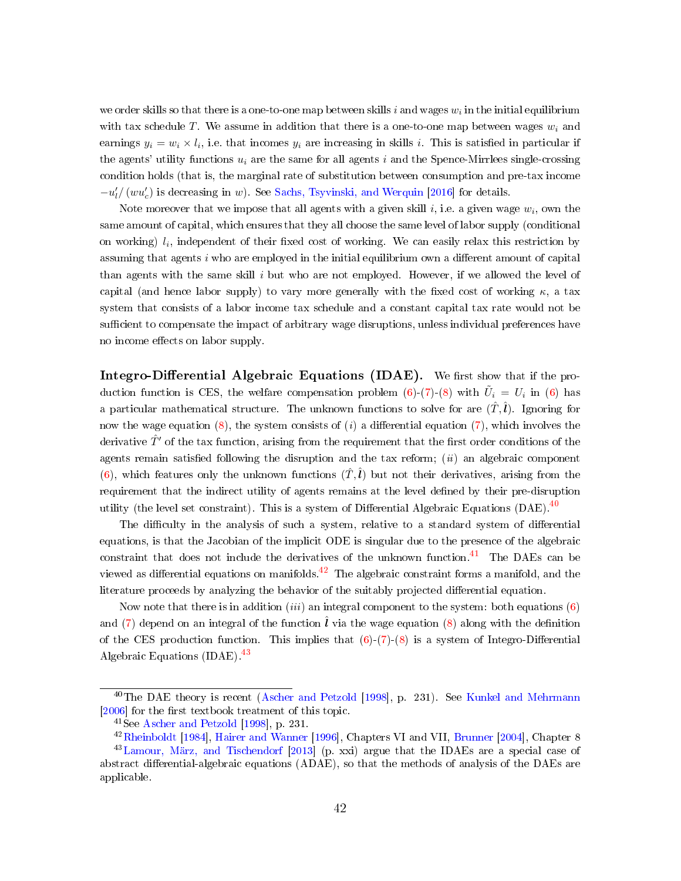we order skills so that there is a one-to-one map between skills $i$ and wages $w_i$ in the initial equilibrium with tax schedule $T$. We assume in addition that there is a one-to-one map between wages $w_i$ and earnings $y_i = w_i \times l_i$, i.e. that incomes $y_i$ are increasing in skills $i$. This is satisfied in particular if the agents' utility functions $u_i$ are the same for all agents $i$ and the Spence-Mirrlees single-crossing condition holds (that is, the marginal rate of substitution between consumption and pre-tax income $-u_l'/(wu_c')$ is decreasing in $w$). See Sachs, Tsyvinski, and Werquin [2016] for details.

Note moreover that we impose that all agents with a given skill $i$, i.e. a given wage $w_i$, own the same amount of capital, which ensures that they all choose the same level of labor supply (conditional on working) $l_i$, independent of their fixed cost of working. We can easily relax this restriction by assuming that agents $i$ who are employed in the initial equilibrium own a different amount of capital than agents with the same skill $i$ but who are not employed. However, if we allowed the level of capital (and hence labor supply) to vary more generally with the fixed cost of working $\kappa$, a tax system that consists of a labor income tax schedule and a constant capital tax rate would not be sufficient to compensate the impact of arbitrary wage disruptions, unless individual preferences have no income effects on labor supply.

**Integro-Differential Algebraic Equations (IDAE).** We first show that if the production function is CES, the welfare compensation problem (6)-(7)-(8) with $\tilde{U}_i = U_i$ in (6) has a particular mathematical structure. The unknown functions to solve for are $(\hat{T}, \hat{\boldsymbol{l}})$. Ignoring for now the wage equation (8), the system consists of $(i)$ a differential equation (7), which involves the derivative $\hat{T}'$ of the tax function, arising from the requirement that the first order conditions of the agents remain satisfied following the disruption and the tax reform; $(ii)$ an algebraic component (6), which features only the unknown functions $(\hat{T}, \hat{\boldsymbol{l}})$ but not their derivatives, arising from the requirement that the indirect utility of agents remains at the level defined by their pre-disruption utility (the level set constraint). This is a system of Differential Algebraic Equations (DAE).[40]

The difficulty in the analysis of such a system, relative to a standard system of differential equations, is that the Jacobian of the implicit ODE is singular due to the presence of the algebraic constraint that does not include the derivatives of the unknown function.[41] The DAEs can be viewed as differential equations on manifolds.[42] The algebraic constraint forms a manifold, and the literature proceeds by analyzing the behavior of the suitably projected differential equation.

Now note that there is in addition $(iii)$ an integral component to the system: both equations (6) and (7) depend on an integral of the function $\hat{\boldsymbol{l}}$ via the wage equation (8) along with the definition of the CES production function. This implies that (6)-(7)-(8) is a system of Integro-Differential Algebraic Equations (IDAE).[43]

---

[40] The DAE theory is recent (Ascher and Petzold [1998], p. 231). See Kunkel and Mehrmann [2006] for the first textbook treatment of this topic.

[41] See Ascher and Petzold [1998], p. 231.

[42] Rheinboldt [1984], Hairer and Wanner [1996], Chapters VI and VII, Brunner [2004], Chapter 8

[43] Lamour, März, and Tischendorf [2013] (p. xxi) argue that the IDAEs are a special case of abstract differential-algebraic equations (ADAE), so that the methods of analysis of the DAEs are applicable.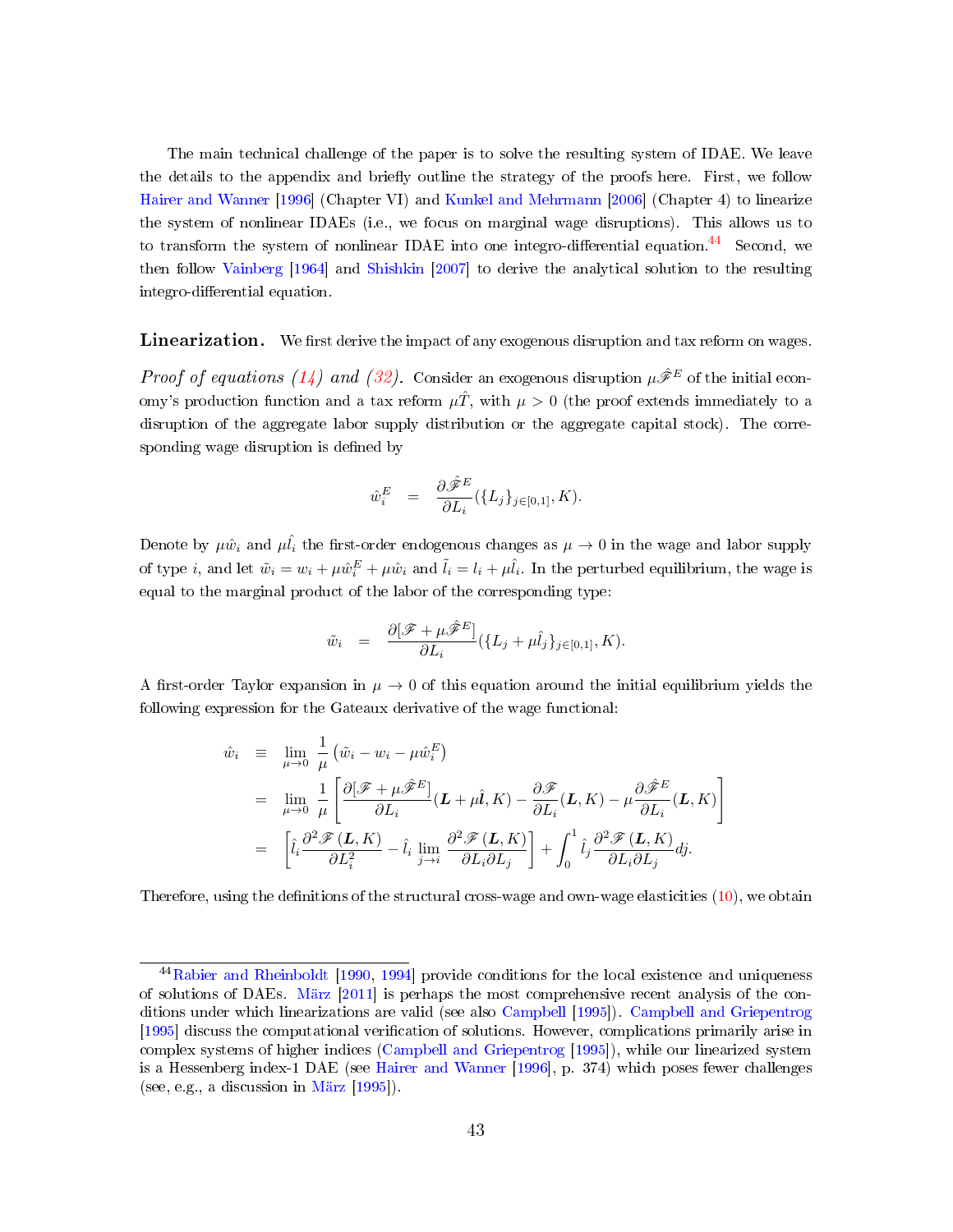The main technical challenge of the paper is to solve the resulting system of IDAE. We leave the details to the appendix and briefly outline the strategy of the proofs here. First, we follow Hairer and Wanner [1996] (Chapter VI) and Kunkel and Mehrmann [2006] (Chapter 4) to linearize the system of nonlinear IDAEs (i.e., we focus on marginal wage disruptions). This allows us to to transform the system of nonlinear IDAE into one integro-differential equation.[44] Second, we then follow Vainberg [1964] and Shishkin [2007] to derive the analytical solution to the resulting integro-differential equation.

**Linearization.** We first derive the impact of any exogenous disruption and tax reform on wages.

*Proof of equations (14) and (32).* Consider an exogenous disruption $\mu\hat{\mathscr{F}}^E$ of the initial economy's production function and a tax reform $\mu\hat{T}$, with $\mu > 0$ (the proof extends immediately to a disruption of the aggregate labor supply distribution or the aggregate capital stock). The corresponding wage disruption is defined by

$$\hat{w}_i^E \quad = \quad \frac{\partial \hat{\mathscr{F}}^E}{\partial L_i}(\{L_j\}_{j\in[0,1]}, K).$$

Denote by $\mu\hat{w}_i$ and $\mu\hat{l}_i$ the first-order endogenous changes as $\mu \to 0$ in the wage and labor supply of type $i$, and let $\tilde{w}_i = w_i + \mu\hat{w}_i^E + \mu\hat{w}_i$ and $\tilde{l}_i = l_i + \mu\hat{l}_i$. In the perturbed equilibrium, the wage is equal to the marginal product of the labor of the corresponding type:

$$\tilde{w}_i \quad = \quad \frac{\partial[\mathscr{F} + \mu\hat{\mathscr{F}}^E]}{\partial L_i}(\{L_j + \mu\hat{l}_j\}_{j\in[0,1]}, K).$$

A first-order Taylor expansion in $\mu \to 0$ of this equation around the initial equilibrium yields the following expression for the Gateaux derivative of the wage functional:

$$\begin{aligned}
\hat{w}_i \quad &\equiv \quad \lim_{\mu\to 0} \frac{1}{\mu}\left(\tilde{w}_i - w_i - \mu\hat{w}_i^E\right) \\
&= \quad \lim_{\mu\to 0} \frac{1}{\mu}\left[\frac{\partial[\mathscr{F} + \mu\hat{\mathscr{F}}^E]}{\partial L_i}(\boldsymbol{L} + \mu\hat{\boldsymbol{l}}, K) - \frac{\partial \mathscr{F}}{\partial L_i}(\boldsymbol{L}, K) - \mu\frac{\partial\hat{\mathscr{F}}^E}{\partial L_i}(\boldsymbol{L}, K)\right] \\
&= \quad \left[\hat{l}_i \frac{\partial^2 \mathscr{F}(\boldsymbol{L}, K)}{\partial L_i^2} - \hat{l}_i \lim_{j\to i} \frac{\partial^2 \mathscr{F}(\boldsymbol{L}, K)}{\partial L_i \partial L_j}\right] + \int_0^1 \hat{l}_j \frac{\partial^2 \mathscr{F}(\boldsymbol{L}, K)}{\partial L_i \partial L_j} dj.
\end{aligned}$$

Therefore, using the definitions of the structural cross-wage and own-wage elasticities (10), we obtain

[44] Rabier and Rheinboldt [1990, 1994] provide conditions for the local existence and uniqueness of solutions of DAEs. März [2011] is perhaps the most comprehensive recent analysis of the conditions under which linearizations are valid (see also Campbell [1995]). Campbell and Griepentrog [1995] discuss the computational verification of solutions. However, complications primarily arise in complex systems of higher indices (Campbell and Griepentrog [1995]), while our linearized system is a Hessenberg index-1 DAE (see Hairer and Wanner [1996], p. 374) which poses fewer challenges (see, e.g., a discussion in März [1995]).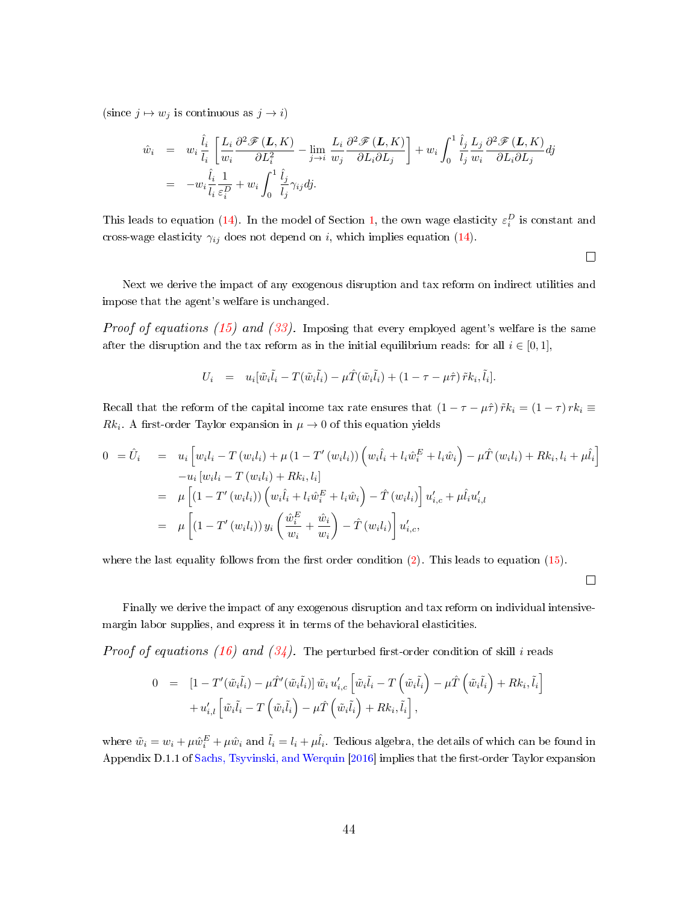(since $j \mapsto w_j$ is continuous as $j \to i$)

$$
\begin{aligned}
\hat{w}_i &= w_i \frac{\hat{l}_i}{l_i} \left[ \frac{L_i}{w_i} \frac{\partial^2 \mathscr{F}(\boldsymbol{L}, K)}{\partial L_i^2} - \lim_{j \to i} \frac{L_i}{w_j} \frac{\partial^2 \mathscr{F}(\boldsymbol{L}, K)}{\partial L_i \partial L_j} \right] + w_i \int_0^1 \frac{\hat{l}_j}{l_j} \frac{L_j}{w_i} \frac{\partial^2 \mathscr{F}(\boldsymbol{L}, K)}{\partial L_i \partial L_j} dj \\
&= -w_i \frac{\hat{l}_i}{l_i} \frac{1}{\varepsilon_i^D} + w_i \int_0^1 \frac{\hat{l}_j}{l_j} \gamma_{ij} dj.
\end{aligned}
$$

This leads to equation (14). In the model of Section 1, the own wage elasticity $\varepsilon_i^D$ is constant and cross-wage elasticity $\gamma_{ij}$ does not depend on $i$, which implies equation (14).

□

Next we derive the impact of any exogenous disruption and tax reform on indirect utilities and impose that the agent's welfare is unchanged.

*Proof of equations (15) and (33).* Imposing that every employed agent's welfare is the same after the disruption and the tax reform as in the initial equilibrium reads: for all $i \in [0, 1]$,

$$
U_i = u_i[\tilde{w}_i \tilde{l}_i - T(\tilde{w}_i \tilde{l}_i) - \mu \hat{T}(\tilde{w}_i \tilde{l}_i) + (1 - \tau - \mu \hat{\tau}) \tilde{r} k_i, \tilde{l}_i].
$$

Recall that the reform of the capital income tax rate ensures that $(1 - \tau - \mu \hat{\tau}) \tilde{r} k_i = (1 - \tau) r k_i \equiv R k_i$. A first-order Taylor expansion in $\mu \to 0$ of this equation yields

$$
\begin{aligned}
0 = \hat{U}_i &= u_i \left[ w_i l_i - T(w_i l_i) + \mu (1 - T'(w_i l_i)) \left( w_i \hat{l}_i + l_i \hat{w}_i^E + l_i \hat{w}_i \right) - \mu \hat{T}(w_i l_i) + R k_i, l_i + \mu \hat{l}_i \right] \\
&\quad - u_i [w_i l_i - T(w_i l_i) + R k_i, l_i] \\
&= \mu \left[ (1 - T'(w_i l_i)) \left( w_i \hat{l}_i + l_i \hat{w}_i^E + l_i \hat{w}_i \right) - \hat{T}(w_i l_i) \right] u'_{i,c} + \mu \hat{l}_i u'_{i,l} \\
&= \mu \left[ (1 - T'(w_i l_i)) y_i \left( \frac{\hat{w}_i^E}{w_i} + \frac{\hat{w}_i}{w_i} \right) - \hat{T}(w_i l_i) \right] u'_{i,c},
\end{aligned}
$$

where the last equality follows from the first order condition (2). This leads to equation (15).

□

Finally we derive the impact of any exogenous disruption and tax reform on individual intensive-margin labor supplies, and express it in terms of the behavioral elasticities.

*Proof of equations (16) and (34).* The perturbed first-order condition of skill $i$ reads

$$
\begin{aligned}
0 &= [1 - T'(\tilde{w}_i \tilde{l}_i) - \mu \hat{T}'(\tilde{w}_i \tilde{l}_i)] \, \tilde{w}_i \, u'_{i,c} \left[ \tilde{w}_i \tilde{l}_i - T\left(\tilde{w}_i \tilde{l}_i\right) - \mu \hat{T}\left(\tilde{w}_i \tilde{l}_i\right) + R k_i, \tilde{l}_i \right] \\
&\quad + u'_{i,l} \left[ \tilde{w}_i \tilde{l}_i - T\left(\tilde{w}_i \tilde{l}_i\right) - \mu \hat{T}\left(\tilde{w}_i \tilde{l}_i\right) + R k_i, \tilde{l}_i \right],
\end{aligned}
$$

where $\tilde{w}_i = w_i + \mu \hat{w}_i^E + \mu \hat{w}_i$ and $\tilde{l}_i = l_i + \mu \hat{l}_i$. Tedious algebra, the details of which can be found in Appendix D.1.1 of Sachs, Tsyvinski, and Werquin [2016] implies that the first-order Taylor expansion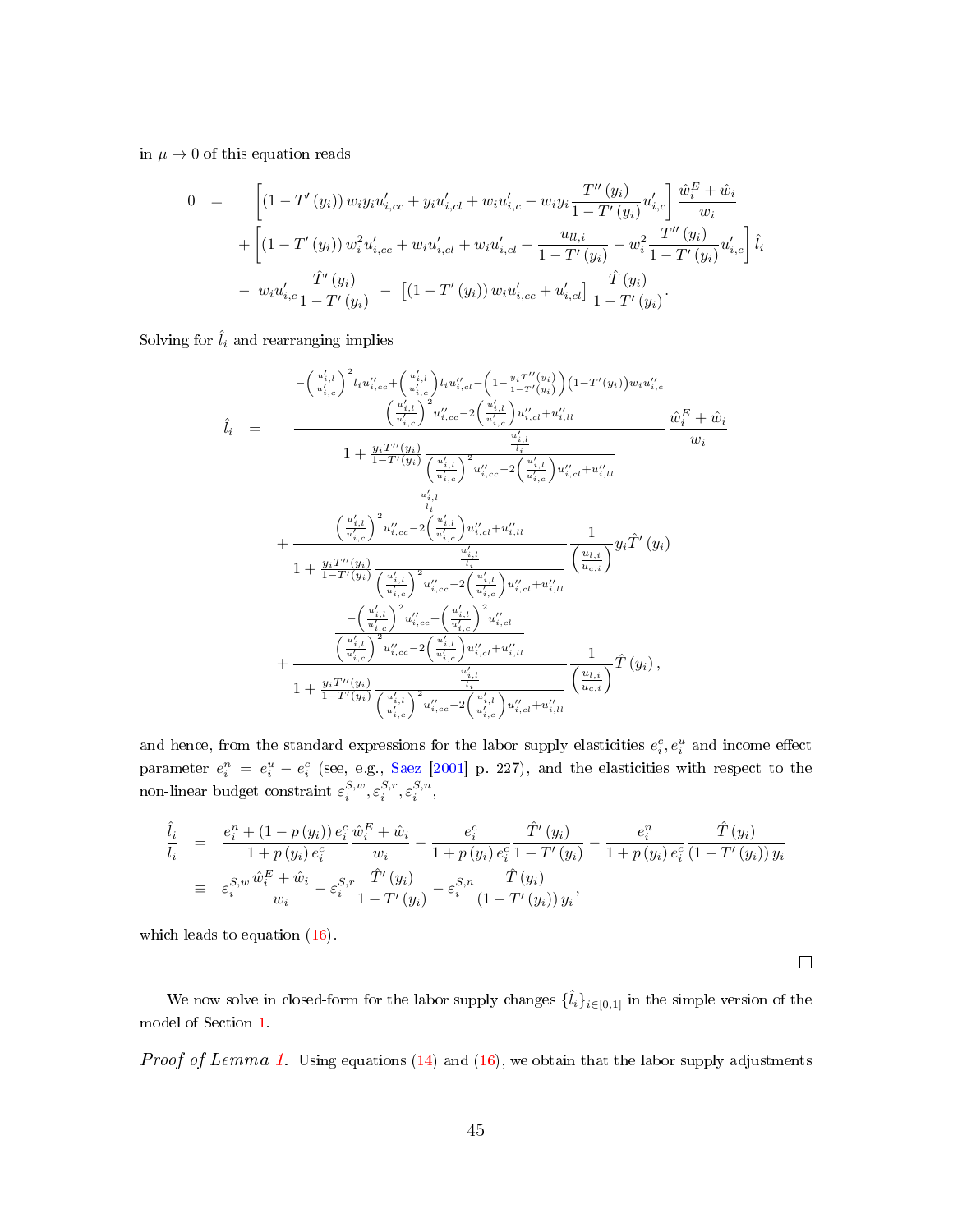in $\mu \to 0$ of this equation reads

$$
\begin{aligned}
0 \quad = \quad & \left[ \left(1 - T'(y_i)\right) w_i y_i u'_{i,cc} + y_i u'_{i,cl} + w_i u'_{i,c} - w_i y_i \frac{T''(y_i)}{1 - T'(y_i)} u'_{i,c} \right] \frac{\hat{w}_i^E + \hat{w}_i}{w_i} \\
& + \left[ \left(1 - T'(y_i)\right) w_i^2 u'_{i,cc} + w_i u'_{i,cl} + w_i u'_{i,cl} + \frac{u_{ll,i}}{1 - T'(y_i)} - w_i^2 \frac{T''(y_i)}{1 - T'(y_i)} u'_{i,c} \right] \hat{l}_i \\
& - \; w_i u'_{i,c} \frac{\hat{T}'(y_i)}{1 - T'(y_i)} \; - \; \left[ \left(1 - T'(y_i)\right) w_i u'_{i,cc} + u'_{i,cl} \right] \frac{\hat{T}(y_i)}{1 - T'(y_i)}.
\end{aligned}
$$

Solving for $\hat{l}_i$ and rearranging implies

$$
\begin{aligned}
\hat{l}_i \quad = \quad & \frac{\dfrac{-\left(\frac{u'_{i,l}}{u'_{i,c}}\right)^2 l_i u''_{i,cc} + \left(\frac{u'_{i,l}}{u'_{i,c}}\right) l_i u''_{i,cl} - \left(1 - \frac{y_i T''(y_i)}{1 - T'(y_i)}\right)\left(1 - T'(y_i)\right) w_i u''_{i,c}}{\left(\frac{u'_{i,l}}{u'_{i,c}}\right)^2 u''_{i,cc} - 2\left(\frac{u'_{i,l}}{u'_{i,c}}\right) u''_{i,cl} + u''_{i,ll}}}{1 + \frac{y_i T''(y_i)}{1 - T'(y_i)} \dfrac{\frac{u'_{i,l}}{l_i}}{\left(\frac{u'_{i,l}}{u'_{i,c}}\right)^2 u''_{i,cc} - 2\left(\frac{u'_{i,l}}{u'_{i,c}}\right) u''_{i,cl} + u''_{i,ll}}} \frac{\hat{w}_i^E + \hat{w}_i}{w_i} \\
& + \frac{\dfrac{\frac{u'_{i,l}}{l_i}}{\left(\frac{u'_{i,l}}{u'_{i,c}}\right)^2 u''_{i,cc} - 2\left(\frac{u'_{i,l}}{u'_{i,c}}\right) u''_{i,cl} + u''_{i,ll}}}{1 + \frac{y_i T''(y_i)}{1 - T'(y_i)} \dfrac{\frac{u'_{i,l}}{l_i}}{\left(\frac{u'_{i,l}}{u'_{i,c}}\right)^2 u''_{i,cc} - 2\left(\frac{u'_{i,l}}{u'_{i,c}}\right) u''_{i,cl} + u''_{i,ll}}} \frac{1}{\left(\frac{u_{l,i}}{u_{c,i}}\right)} y_i \hat{T}'(y_i) \\
& + \frac{\dfrac{-\left(\frac{u'_{i,l}}{u'_{i,c}}\right)^2 u''_{i,cc} + \left(\frac{u'_{i,l}}{u'_{i,c}}\right)^2 u''_{i,cl}}{\left(\frac{u'_{i,l}}{u'_{i,c}}\right)^2 u''_{i,cc} - 2\left(\frac{u'_{i,l}}{u'_{i,c}}\right) u''_{i,cl} + u''_{i,ll}}}{1 + \frac{y_i T''(y_i)}{1 - T'(y_i)} \dfrac{\frac{u'_{i,l}}{l_i}}{\left(\frac{u'_{i,l}}{u'_{i,c}}\right)^2 u''_{i,cc} - 2\left(\frac{u'_{i,l}}{u'_{i,c}}\right) u''_{i,cl} + u''_{i,ll}}} \frac{1}{\left(\frac{u_{l,i}}{u_{c,i}}\right)} \hat{T}(y_i),
\end{aligned}
$$

and hence, from the standard expressions for the labor supply elasticities $e_i^c, e_i^u$ and income effect parameter $e_i^n = e_i^u - e_i^c$ (see, e.g., Saez [2001] p. 227), and the elasticities with respect to the non-linear budget constraint $\varepsilon_i^{S,w}, \varepsilon_i^{S,r}, \varepsilon_i^{S,n}$,

$$
\begin{aligned}
\frac{\hat{l}_i}{l_i} \quad & = \quad \frac{e_i^n + \left(1 - p(y_i)\right) e_i^c}{1 + p(y_i) e_i^c} \frac{\hat{w}_i^E + \hat{w}_i}{w_i} - \frac{e_i^c}{1 + p(y_i) e_i^c} \frac{\hat{T}'(y_i)}{1 - T'(y_i)} - \frac{e_i^n}{1 + p(y_i) e_i^c} \frac{\hat{T}(y_i)}{\left(1 - T'(y_i)\right) y_i} \\
& \equiv \quad \varepsilon_i^{S,w} \frac{\hat{w}_i^E + \hat{w}_i}{w_i} - \varepsilon_i^{S,r} \frac{\hat{T}'(y_i)}{1 - T'(y_i)} - \varepsilon_i^{S,n} \frac{\hat{T}(y_i)}{\left(1 - T'(y_i)\right) y_i},
\end{aligned}
$$

which leads to equation (16).

□

We now solve in closed-form for the labor supply changes $\{\hat{l}_i\}_{i \in [0,1]}$ in the simple version of the model of Section 1.

*Proof of Lemma 1.* Using equations (14) and (16), we obtain that the labor supply adjustments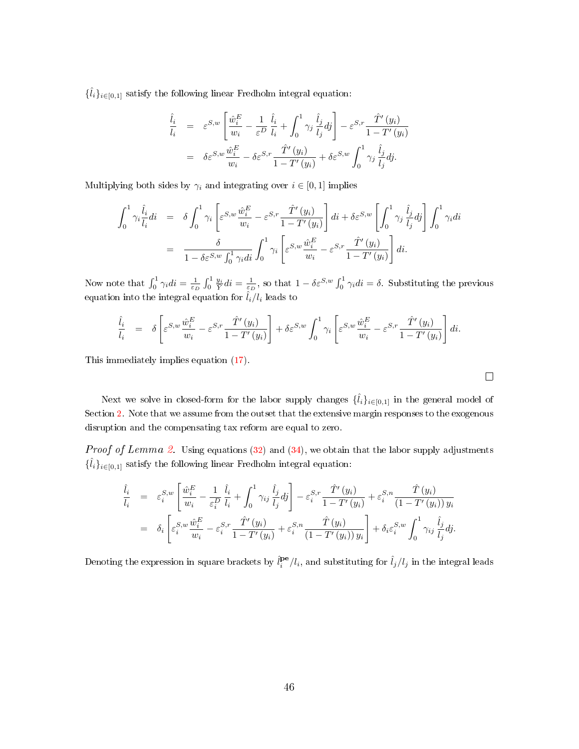$\{\hat{l}_i\}_{i\in[0,1]}$ satisfy the following linear Fredholm integral equation:

$$
\begin{aligned}
\frac{\hat{l}_i}{l_i} &= \varepsilon^{S,w}\left[\frac{\hat{w}_i^E}{w_i} - \frac{1}{\varepsilon^D}\frac{\hat{l}_i}{l_i} + \int_0^1 \gamma_j \frac{\hat{l}_j}{l_j}dj\right] - \varepsilon^{S,r}\frac{\hat{T}'(y_i)}{1-T'(y_i)} \\
&= \delta\varepsilon^{S,w}\frac{\hat{w}_i^E}{w_i} - \delta\varepsilon^{S,r}\frac{\hat{T}'(y_i)}{1-T'(y_i)} + \delta\varepsilon^{S,w}\int_0^1 \gamma_j \frac{\hat{l}_j}{l_j}dj.
\end{aligned}
$$

Multiplying both sides by $\gamma_i$ and integrating over $i \in [0,1]$ implies

$$
\begin{aligned}
\int_0^1 \gamma_i \frac{\hat{l}_i}{l_i}di &= \delta\int_0^1 \gamma_i\left[\varepsilon^{S,w}\frac{\hat{w}_i^E}{w_i} - \varepsilon^{S,r}\frac{\hat{T}'(y_i)}{1-T'(y_i)}\right]di + \delta\varepsilon^{S,w}\left[\int_0^1 \gamma_j \frac{\hat{l}_j}{l_j}dj\right]\int_0^1 \gamma_i di \\
&= \frac{\delta}{1-\delta\varepsilon^{S,w}\int_0^1 \gamma_i di}\int_0^1 \gamma_i\left[\varepsilon^{S,w}\frac{\hat{w}_i^E}{w_i} - \varepsilon^{S,r}\frac{\hat{T}'(y_i)}{1-T'(y_i)}\right]di.
\end{aligned}
$$

Now note that $\int_0^1 \gamma_i di = \frac{1}{\varepsilon^D}\int_0^1 \frac{y_i}{Y}di = \frac{1}{\varepsilon^D}$, so that $1 - \delta\varepsilon^{S,w}\int_0^1 \gamma_i di = \delta$. Substituting the previous equation into the integral equation for $\hat{l}_i/l_i$ leads to

$$
\frac{\hat{l}_i}{l_i} = \delta\left[\varepsilon^{S,w}\frac{\hat{w}_i^E}{w_i} - \varepsilon^{S,r}\frac{\hat{T}'(y_i)}{1-T'(y_i)}\right] + \delta\varepsilon^{S,w}\int_0^1 \gamma_i\left[\varepsilon^{S,w}\frac{\hat{w}_i^E}{w_i} - \varepsilon^{S,r}\frac{\hat{T}'(y_i)}{1-T'(y_i)}\right]di.
$$

This immediately implies equation (17).

□

Next we solve in closed-form for the labor supply changes $\{\hat{l}_i\}_{i\in[0,1]}$ in the general model of Section 2. Note that we assume from the outset that the extensive margin responses to the exogenous disruption and the compensating tax reform are equal to zero.

*Proof of Lemma 2.* Using equations (32) and (34), we obtain that the labor supply adjustments $\{\hat{l}_i\}_{i\in[0,1]}$ satisfy the following linear Fredholm integral equation:

$$
\begin{aligned}
\frac{\hat{l}_i}{l_i} &= \varepsilon_i^{S,w}\left[\frac{\hat{w}_i^E}{w_i} - \frac{1}{\varepsilon_i^D}\frac{\hat{l}_i}{l_i} + \int_0^1 \gamma_{ij}\frac{\hat{l}_j}{l_j}dj\right] - \varepsilon_i^{S,r}\frac{\hat{T}'(y_i)}{1-T'(y_i)} + \varepsilon_i^{S,n}\frac{\hat{T}(y_i)}{(1-T'(y_i))\,y_i} \\
&= \delta_i\left[\varepsilon_i^{S,w}\frac{\hat{w}_i^E}{w_i} - \varepsilon_i^{S,r}\frac{\hat{T}'(y_i)}{1-T'(y_i)} + \varepsilon_i^{S,n}\frac{\hat{T}(y_i)}{(1-T'(y_i))\,y_i}\right] + \delta_i\varepsilon_i^{S,w}\int_0^1 \gamma_{ij}\frac{\hat{l}_j}{l_j}dj.
\end{aligned}
$$

Denoting the expression in square brackets by $\hat{l}_i^{\mathbf{pe}}/l_i$, and substituting for $\hat{l}_j/l_j$ in the integral leads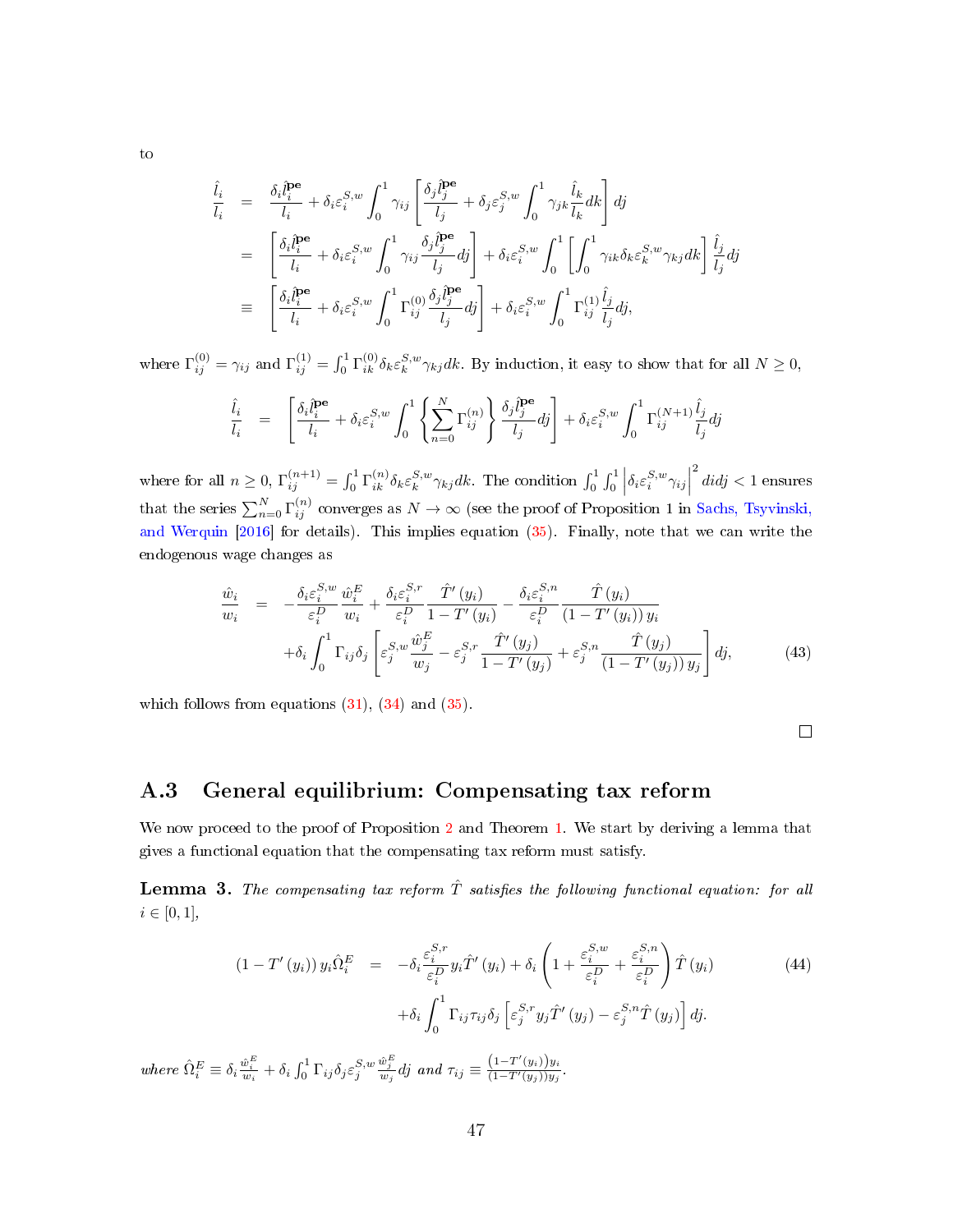to

$$
\begin{aligned}
\frac{\hat{l}_i}{l_i} &= \frac{\delta_i \hat{l}_i^{\mathbf{pe}}}{l_i} + \delta_i \varepsilon_i^{S,w} \int_0^1 \gamma_{ij} \left[ \frac{\delta_j \hat{l}_j^{\mathbf{pe}}}{l_j} + \delta_j \varepsilon_j^{S,w} \int_0^1 \gamma_{jk} \frac{\hat{l}_k}{l_k} dk \right] dj \\
&= \left[ \frac{\delta_i \hat{l}_i^{\mathbf{pe}}}{l_i} + \delta_i \varepsilon_i^{S,w} \int_0^1 \gamma_{ij} \frac{\delta_j \hat{l}_j^{\mathbf{pe}}}{l_j} dj \right] + \delta_i \varepsilon_i^{S,w} \int_0^1 \left[ \int_0^1 \gamma_{ik} \delta_k \varepsilon_k^{S,w} \gamma_{kj} dk \right] \frac{\hat{l}_j}{l_j} dj \\
&\equiv \left[ \frac{\delta_i \hat{l}_i^{\mathbf{pe}}}{l_i} + \delta_i \varepsilon_i^{S,w} \int_0^1 \Gamma_{ij}^{(0)} \frac{\delta_j \hat{l}_j^{\mathbf{pe}}}{l_j} dj \right] + \delta_i \varepsilon_i^{S,w} \int_0^1 \Gamma_{ij}^{(1)} \frac{\hat{l}_j}{l_j} dj,
\end{aligned}
$$

where $\Gamma_{ij}^{(0)} = \gamma_{ij}$ and $\Gamma_{ij}^{(1)} = \int_0^1 \Gamma_{ik}^{(0)} \delta_k \varepsilon_k^{S,w} \gamma_{kj} dk$. By induction, it easy to show that for all $N \geq 0$,

$$
\frac{\hat{l}_i}{l_i} = \left[ \frac{\delta_i \hat{l}_i^{\mathbf{pe}}}{l_i} + \delta_i \varepsilon_i^{S,w} \int_0^1 \left\{ \sum_{n=0}^{N} \Gamma_{ij}^{(n)} \right\} \frac{\delta_j \hat{l}_j^{\mathbf{pe}}}{l_j} dj \right] + \delta_i \varepsilon_i^{S,w} \int_0^1 \Gamma_{ij}^{(N+1)} \frac{\hat{l}_j}{l_j} dj
$$

where for all $n \geq 0$, $\Gamma_{ij}^{(n+1)} = \int_0^1 \Gamma_{ik}^{(n)} \delta_k \varepsilon_k^{S,w} \gamma_{kj} dk$. The condition $\int_0^1 \int_0^1 \left| \delta_i \varepsilon_i^{S,w} \gamma_{ij} \right|^2 di dj < 1$ ensures that the series $\sum_{n=0}^{N} \Gamma_{ij}^{(n)}$ converges as $N \to \infty$ (see the proof of Proposition 1 in Sachs, Tsyvinski, and Werquin [2016] for details). This implies equation (35). Finally, note that we can write the endogenous wage changes as

$$
\begin{aligned}
\frac{\hat{w}_i}{w_i} &= -\frac{\delta_i \varepsilon_i^{S,w}}{\varepsilon_i^D} \frac{\hat{w}_i^E}{w_i} + \frac{\delta_i \varepsilon_i^{S,r}}{\varepsilon_i^D} \frac{\hat{T}'(y_i)}{1 - T'(y_i)} - \frac{\delta_i \varepsilon_i^{S,n}}{\varepsilon_i^D} \frac{\hat{T}(y_i)}{(1 - T'(y_i)) y_i} \\
&\quad + \delta_i \int_0^1 \Gamma_{ij} \delta_j \left[ \varepsilon_j^{S,w} \frac{\hat{w}_j^E}{w_j} - \varepsilon_j^{S,r} \frac{\hat{T}'(y_j)}{1 - T'(y_j)} + \varepsilon_j^{S,n} \frac{\hat{T}(y_j)}{(1 - T'(y_j)) y_j} \right] dj,
\end{aligned}
\tag{43}
$$

which follows from equations (31), (34) and (35).

□

## A.3 General equilibrium: Compensating tax reform

We now proceed to the proof of Proposition 2 and Theorem 1. We start by deriving a lemma that gives a functional equation that the compensating tax reform must satisfy.

**Lemma 3.** *The compensating tax reform $\hat{T}$ satisfies the following functional equation: for all $i \in [0,1]$,*

$$
\begin{aligned}
(1 - T'(y_i)) y_i \hat{\Omega}_i^E &= -\delta_i \frac{\varepsilon_i^{S,r}}{\varepsilon_i^D} y_i \hat{T}'(y_i) + \delta_i \left( 1 + \frac{\varepsilon_i^{S,w}}{\varepsilon_i^D} + \frac{\varepsilon_i^{S,n}}{\varepsilon_i^D} \right) \hat{T}(y_i) \\
&\quad + \delta_i \int_0^1 \Gamma_{ij} \tau_{ij} \delta_j \left[ \varepsilon_j^{S,r} y_j \hat{T}'(y_j) - \varepsilon_j^{S,n} \hat{T}(y_j) \right] dj.
\end{aligned}
\tag{44}
$$

*where* $\hat{\Omega}_i^E \equiv \delta_i \frac{\hat{w}_i^E}{w_i} + \delta_i \int_0^1 \Gamma_{ij} \delta_j \varepsilon_j^{S,w} \frac{\hat{w}_j^E}{w_j} dj$ *and* $\tau_{ij} \equiv \frac{(1 - T'(y_i)) y_i}{(1 - T'(y_j)) y_j}$.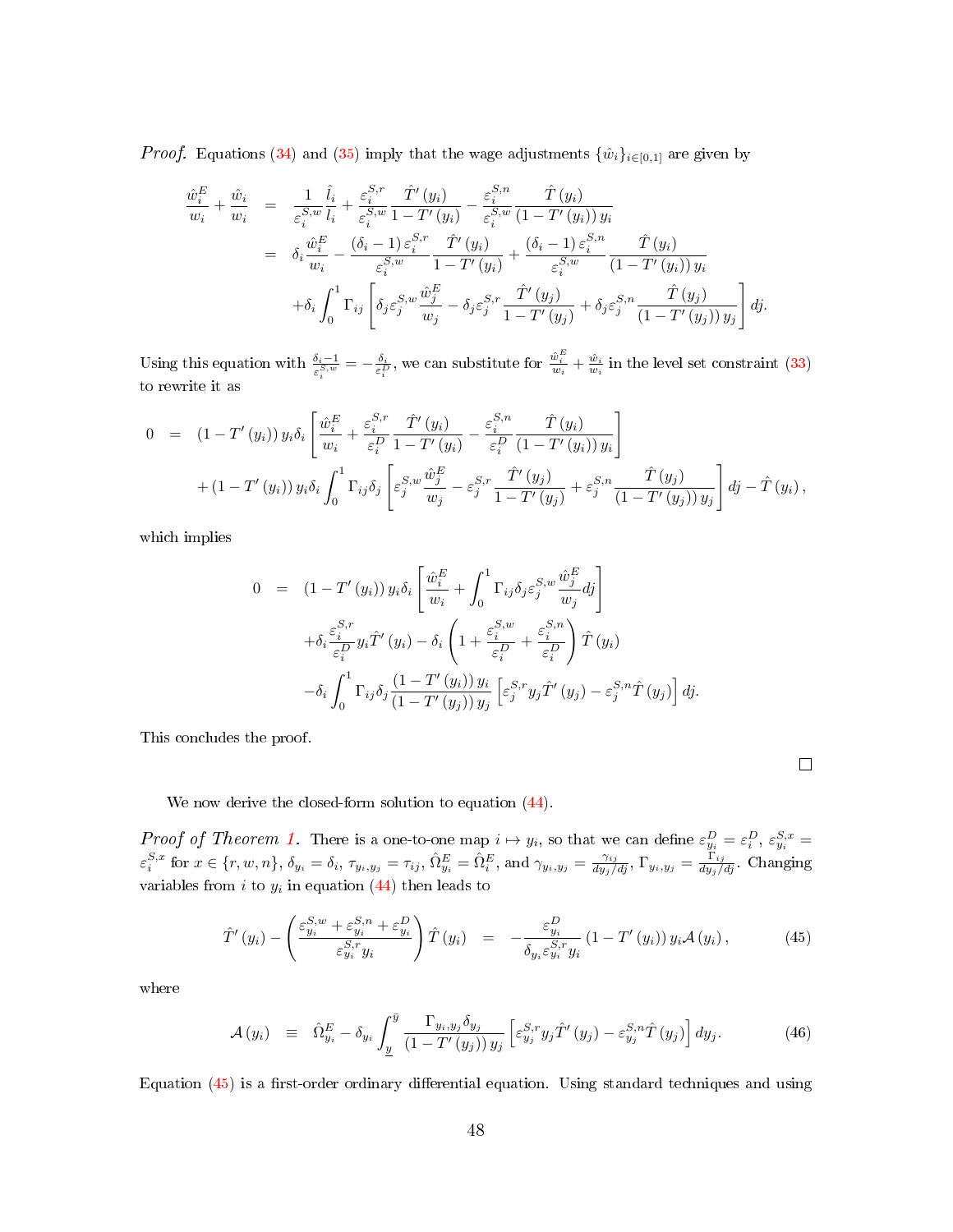*Proof.* Equations (34) and (35) imply that the wage adjustments $\{\hat{w}_i\}_{i\in[0,1]}$ are given by

$$
\begin{aligned}
\frac{\hat{w}_i^E}{w_i} + \frac{\hat{w}_i}{w_i} &= \frac{1}{\varepsilon_i^{S,w}} \frac{\hat{l}_i}{l_i} + \frac{\varepsilon_i^{S,r}}{\varepsilon_i^{S,w}} \frac{\hat{T}'(y_i)}{1-T'(y_i)} - \frac{\varepsilon_i^{S,n}}{\varepsilon_i^{S,w}} \frac{\hat{T}(y_i)}{(1-T'(y_i))\, y_i} \\
&= \delta_i \frac{\hat{w}_i^E}{w_i} - \frac{(\delta_i - 1)\, \varepsilon_i^{S,r}}{\varepsilon_i^{S,w}} \frac{\hat{T}'(y_i)}{1-T'(y_i)} + \frac{(\delta_i - 1)\, \varepsilon_i^{S,n}}{\varepsilon_i^{S,w}} \frac{\hat{T}(y_i)}{(1-T'(y_i))\, y_i} \\
&\quad + \delta_i \int_0^1 \Gamma_{ij} \left[ \delta_j \varepsilon_j^{S,w} \frac{\hat{w}_j^E}{w_j} - \delta_j \varepsilon_j^{S,r} \frac{\hat{T}'(y_j)}{1-T'(y_j)} + \delta_j \varepsilon_j^{S,n} \frac{\hat{T}(y_j)}{(1-T'(y_j))\, y_j} \right] dj.
\end{aligned}
$$

Using this equation with $\frac{\delta_i - 1}{\varepsilon_i^{S,w}} = -\frac{\delta_i}{\varepsilon_i^D}$, we can substitute for $\frac{\hat{w}_i^E}{w_i} + \frac{\hat{w}_i}{w_i}$ in the level set constraint (33) to rewrite it as

$$
\begin{aligned}
0 &= (1-T'(y_i))\, y_i \delta_i \left[ \frac{\hat{w}_i^E}{w_i} + \frac{\varepsilon_i^{S,r}}{\varepsilon_i^D} \frac{\hat{T}'(y_i)}{1-T'(y_i)} - \frac{\varepsilon_i^{S,n}}{\varepsilon_i^D} \frac{\hat{T}(y_i)}{(1-T'(y_i))\, y_i} \right] \\
&\quad + (1-T'(y_i))\, y_i \delta_i \int_0^1 \Gamma_{ij} \delta_j \left[ \varepsilon_j^{S,w} \frac{\hat{w}_j^E}{w_j} - \varepsilon_j^{S,r} \frac{\hat{T}'(y_j)}{1-T'(y_j)} + \varepsilon_j^{S,n} \frac{\hat{T}(y_j)}{(1-T'(y_j))\, y_j} \right] dj - \hat{T}(y_i),
\end{aligned}
$$

which implies

$$
\begin{aligned}
0 &= (1-T'(y_i))\, y_i \delta_i \left[ \frac{\hat{w}_i^E}{w_i} + \int_0^1 \Gamma_{ij} \delta_j \varepsilon_j^{S,w} \frac{\hat{w}_j^E}{w_j} dj \right] \\
&\quad + \delta_i \frac{\varepsilon_i^{S,r}}{\varepsilon_i^D} y_i \hat{T}'(y_i) - \delta_i \left( 1 + \frac{\varepsilon_i^{S,w}}{\varepsilon_i^D} + \frac{\varepsilon_i^{S,n}}{\varepsilon_i^D} \right) \hat{T}(y_i) \\
&\quad - \delta_i \int_0^1 \Gamma_{ij} \delta_j \frac{(1-T'(y_i))\, y_i}{(1-T'(y_j))\, y_j} \left[ \varepsilon_j^{S,r} y_j \hat{T}'(y_j) - \varepsilon_j^{S,n} \hat{T}(y_j) \right] dj.
\end{aligned}
$$

This concludes the proof. $\square$

We now derive the closed-form solution to equation (44).

*Proof of Theorem 1.* There is a one-to-one map $i \mapsto y_i$, so that we can define $\varepsilon_{y_i}^D = \varepsilon_i^D$, $\varepsilon_{y_i}^{S,x} = \varepsilon_i^{S,x}$ for $x \in \{r, w, n\}$, $\delta_{y_i} = \delta_i$, $\tau_{y_i,y_j} = \tau_{ij}$, $\hat{\Omega}_{y_i}^E = \hat{\Omega}_i^E$, and $\gamma_{y_i,y_j} = \frac{\gamma_{ij}}{dy_j/dj}$, $\Gamma_{y_i,y_j} = \frac{\Gamma_{ij}}{dy_j/dj}$. Changing variables from $i$ to $y_i$ in equation (44) then leads to

$$
\hat{T}'(y_i) - \left( \frac{\varepsilon_{y_i}^{S,w} + \varepsilon_{y_i}^{S,n} + \varepsilon_{y_i}^D}{\varepsilon_{y_i}^{S,r} y_i} \right) \hat{T}(y_i) = -\frac{\varepsilon_{y_i}^D}{\delta_{y_i} \varepsilon_{y_i}^{S,r} y_i} (1-T'(y_i))\, y_i \mathcal{A}(y_i), \tag{45}
$$

where

$$
\mathcal{A}(y_i) \equiv \hat{\Omega}_{y_i}^E - \delta_{y_i} \int_{\underline{y}}^{\bar{y}} \frac{\Gamma_{y_i,y_j} \delta_{y_j}}{(1-T'(y_j))\, y_j} \left[ \varepsilon_{y_j}^{S,r} y_j \hat{T}'(y_j) - \varepsilon_{y_j}^{S,n} \hat{T}(y_j) \right] dy_j. \tag{46}
$$

Equation (45) is a first-order ordinary differential equation. Using standard techniques and using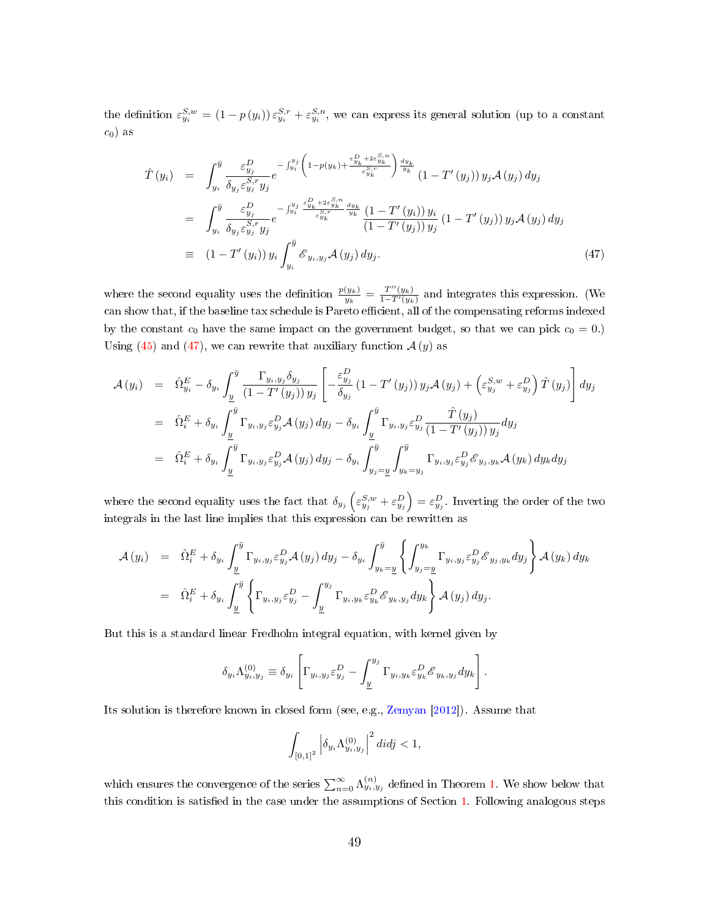the definition $\varepsilon_{y_i}^{S,w} = (1 - p(y_i))\, \varepsilon_{y_i}^{S,r} + \varepsilon_{y_i}^{S,n}$, we can express its general solution (up to a constant $c_0$) as

$$
\begin{aligned}
\hat{T}(y_i) &= \int_{y_i}^{\bar{y}} \frac{\varepsilon_{y_j}^{D}}{\delta_{y_j} \varepsilon_{y_j}^{S,r} y_j} e^{-\int_{y_i}^{y_j} \left(1 - p(y_k) + \frac{\varepsilon_{y_k}^{D} + 2\varepsilon_{y_k}^{S,n}}{\varepsilon_{y_k}^{S,r}}\right) \frac{dy_k}{y_k}} \left(1 - T'(y_j)\right) y_j \mathcal{A}(y_j)\, dy_j \\
&= \int_{y_i}^{\bar{y}} \frac{\varepsilon_{y_j}^{D}}{\delta_{y_j} \varepsilon_{y_j}^{S,r} y_j} e^{-\int_{y_i}^{y_j} \frac{\varepsilon_{y_k}^{D} + 2\varepsilon_{y_k}^{S,n}}{\varepsilon_{y_k}^{S,r}} \frac{dy_k}{y_k}} \frac{\left(1 - T'(y_i)\right) y_i}{\left(1 - T'(y_j)\right) y_j} \left(1 - T'(y_j)\right) y_j \mathcal{A}(y_j)\, dy_j \\
&\equiv \left(1 - T'(y_i)\right) y_i \int_{y_i}^{\bar{y}} \mathscr{E}_{y_i, y_j} \mathcal{A}(y_j)\, dy_j. \qquad (47)
\end{aligned}
$$

where the second equality uses the definition $\frac{p(y_k)}{y_k} = \frac{T''(y_k)}{1 - T'(y_k)}$ and integrates this expression. (We can show that, if the baseline tax schedule is Pareto efficient, all of the compensating reforms indexed by the constant $c_0$ have the same impact on the government budget, so that we can pick $c_0 = 0$.) Using (45) and (47), we can rewrite that auxiliary function $\mathcal{A}(y)$ as

$$
\begin{aligned}
\mathcal{A}(y_i) &= \hat{\Omega}_{y_i}^{E} - \delta_{y_i} \int_{\underline{y}}^{\bar{y}} \frac{\Gamma_{y_i, y_j} \delta_{y_j}}{\left(1 - T'(y_j)\right) y_j} \left[ -\frac{\varepsilon_{y_j}^{D}}{\delta_{y_j}} \left(1 - T'(y_j)\right) y_j \mathcal{A}(y_j) + \left(\varepsilon_{y_j}^{S,w} + \varepsilon_{y_j}^{D}\right) \hat{T}(y_j) \right] dy_j \\
&= \hat{\Omega}_{i}^{E} + \delta_{y_i} \int_{\underline{y}}^{\bar{y}} \Gamma_{y_i, y_j} \varepsilon_{y_j}^{D} \mathcal{A}(y_j)\, dy_j - \delta_{y_i} \int_{\underline{y}}^{\bar{y}} \Gamma_{y_i, y_j} \varepsilon_{y_j}^{D} \frac{\hat{T}(y_j)}{\left(1 - T'(y_j)\right) y_j} dy_j \\
&= \hat{\Omega}_{i}^{E} + \delta_{y_i} \int_{\underline{y}}^{\bar{y}} \Gamma_{y_i, y_j} \varepsilon_{y_j}^{D} \mathcal{A}(y_j)\, dy_j - \delta_{y_i} \int_{y_j = \underline{y}}^{\bar{y}} \int_{y_k = y_j}^{\bar{y}} \Gamma_{y_i, y_j} \varepsilon_{y_j}^{D} \mathscr{E}_{y_j, y_k} \mathcal{A}(y_k)\, dy_k dy_j
\end{aligned}
$$

where the second equality uses the fact that $\delta_{y_j} \left(\varepsilon_{y_j}^{S,w} + \varepsilon_{y_j}^{D}\right) = \varepsilon_{y_j}^{D}$. Inverting the order of the two integrals in the last line implies that this expression can be rewritten as

$$
\begin{aligned}
\mathcal{A}(y_i) &= \hat{\Omega}_{i}^{E} + \delta_{y_i} \int_{\underline{y}}^{\bar{y}} \Gamma_{y_i, y_j} \varepsilon_{y_j}^{D} \mathcal{A}(y_j)\, dy_j - \delta_{y_i} \int_{y_k = \underline{y}}^{\bar{y}} \left\{ \int_{y_j = \underline{y}}^{y_k} \Gamma_{y_i, y_j} \varepsilon_{y_j}^{D} \mathscr{E}_{y_j, y_k} dy_j \right\} \mathcal{A}(y_k)\, dy_k \\
&= \hat{\Omega}_{i}^{E} + \delta_{y_i} \int_{\underline{y}}^{\bar{y}} \left\{ \Gamma_{y_i, y_j} \varepsilon_{y_j}^{D} - \int_{\underline{y}}^{y_j} \Gamma_{y_i, y_k} \varepsilon_{y_k}^{D} \mathscr{E}_{y_k, y_j} dy_k \right\} \mathcal{A}(y_j)\, dy_j.
\end{aligned}
$$

But this is a standard linear Fredholm integral equation, with kernel given by

$$
\delta_{y_i} \Lambda_{y_i, y_j}^{(0)} \equiv \delta_{y_i} \left[ \Gamma_{y_i, y_j} \varepsilon_{y_j}^{D} - \int_{\underline{y}}^{y_j} \Gamma_{y_i, y_k} \varepsilon_{y_k}^{D} \mathscr{E}_{y_k, y_j} dy_k \right].
$$

Its solution is therefore known in closed form (see, e.g., Zemyan [2012]). Assume that

$$
\int_{[0,1]^2} \left| \delta_{y_i} \Lambda_{y_i, y_j}^{(0)} \right|^2 di dj < 1,
$$

which ensures the convergence of the series $\sum_{n=0}^{\infty} \Lambda_{y_i, y_j}^{(n)}$ defined in Theorem 1. We show below that this condition is satisfied in the case under the assumptions of Section 1. Following analogous steps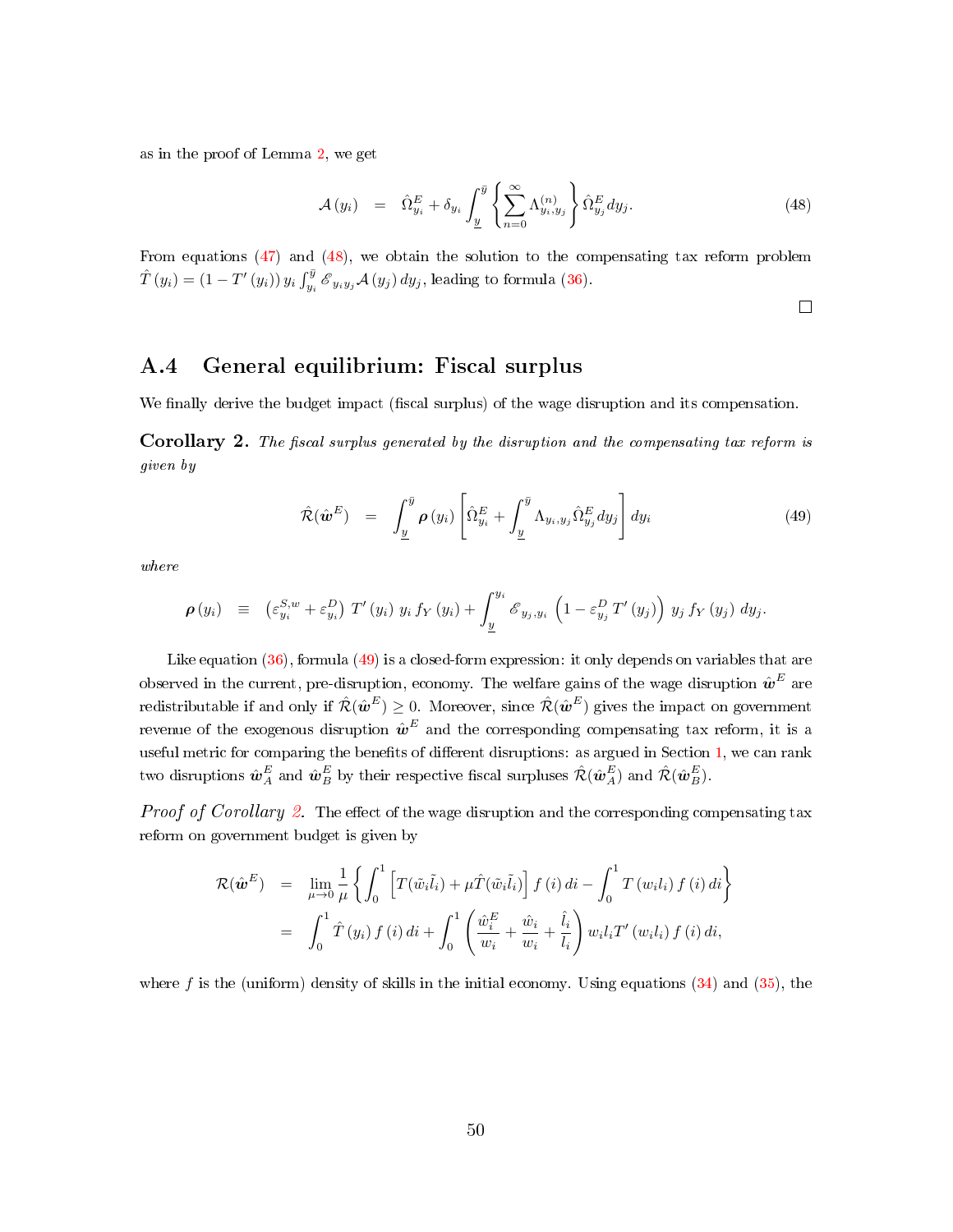as in the proof of Lemma 2, we get

$$\mathcal{A}(y_i) \quad = \quad \hat{\Omega}^E_{y_i} + \delta_{y_i} \int_{\underline{y}}^{\bar{y}} \left\{ \sum_{n=0}^{\infty} \Lambda^{(n)}_{y_i, y_j} \right\} \hat{\Omega}^E_{y_j} dy_j. \tag{48}$$

From equations (47) and (48), we obtain the solution to the compensating tax reform problem $\hat{T}(y_i) = (1 - T'(y_i)) \, y_i \int_{y_i}^{\bar{y}} \mathscr{E}_{y_i y_j} \mathcal{A}(y_j) \, dy_j$, leading to formula (36).

□

## A.4 General equilibrium: Fiscal surplus

We finally derive the budget impact (fiscal surplus) of the wage disruption and its compensation.

**Corollary 2.** *The fiscal surplus generated by the disruption and the compensating tax reform is given by*

$$\hat{\mathcal{R}}(\hat{\boldsymbol{w}}^E) \quad = \quad \int_{\underline{y}}^{\bar{y}} \boldsymbol{\rho}(y_i) \left[ \hat{\Omega}^E_{y_i} + \int_{\underline{y}}^{\bar{y}} \Lambda_{y_i, y_j} \hat{\Omega}^E_{y_j} dy_j \right] dy_i \tag{49}$$

*where*

$$\boldsymbol{\rho}(y_i) \quad \equiv \quad \left( \varepsilon^{S,w}_{y_i} + \varepsilon^{D}_{y_i} \right) \, T'(y_i) \; y_i \, f_Y(y_i) + \int_{\underline{y}}^{y_i} \mathscr{E}_{y_j, y_i} \left( 1 - \varepsilon^D_{y_j} T'(y_j) \right) \, y_j \, f_Y(y_j) \; dy_j.$$

Like equation (36), formula (49) is a closed-form expression: it only depends on variables that are observed in the current, pre-disruption, economy. The welfare gains of the wage disruption $\hat{\boldsymbol{w}}^E$ are redistributable if and only if $\hat{\mathcal{R}}(\hat{\boldsymbol{w}}^E) \geq 0$. Moreover, since $\hat{\mathcal{R}}(\hat{\boldsymbol{w}}^E)$ gives the impact on government revenue of the exogenous disruption $\hat{\boldsymbol{w}}^E$ and the corresponding compensating tax reform, it is a useful metric for comparing the benefits of different disruptions: as argued in Section 1, we can rank two disruptions $\hat{\boldsymbol{w}}^E_A$ and $\hat{\boldsymbol{w}}^E_B$ by their respective fiscal surpluses $\hat{\mathcal{R}}(\hat{\boldsymbol{w}}^E_A)$ and $\hat{\mathcal{R}}(\hat{\boldsymbol{w}}^E_B)$.

*Proof of Corollary 2.* The effect of the wage disruption and the corresponding compensating tax reform on government budget is given by

$$\begin{aligned}
\mathcal{R}(\hat{\boldsymbol{w}}^E) \quad &= \quad \lim_{\mu \to 0} \frac{1}{\mu} \left\{ \int_0^1 \left[ T(\tilde{w}_i \tilde{l}_i) + \mu \hat{T}(\tilde{w}_i \tilde{l}_i) \right] f(i) \, di - \int_0^1 T(w_i l_i) \, f(i) \, di \right\} \\
&= \quad \int_0^1 \hat{T}(y_i) \, f(i) \, di + \int_0^1 \left( \frac{\hat{w}^E_i}{w_i} + \frac{\hat{w}_i}{w_i} + \frac{\hat{l}_i}{l_i} \right) w_i l_i T'(w_i l_i) \, f(i) \, di,
\end{aligned}$$

where $f$ is the (uniform) density of skills in the initial economy. Using equations (34) and (35), the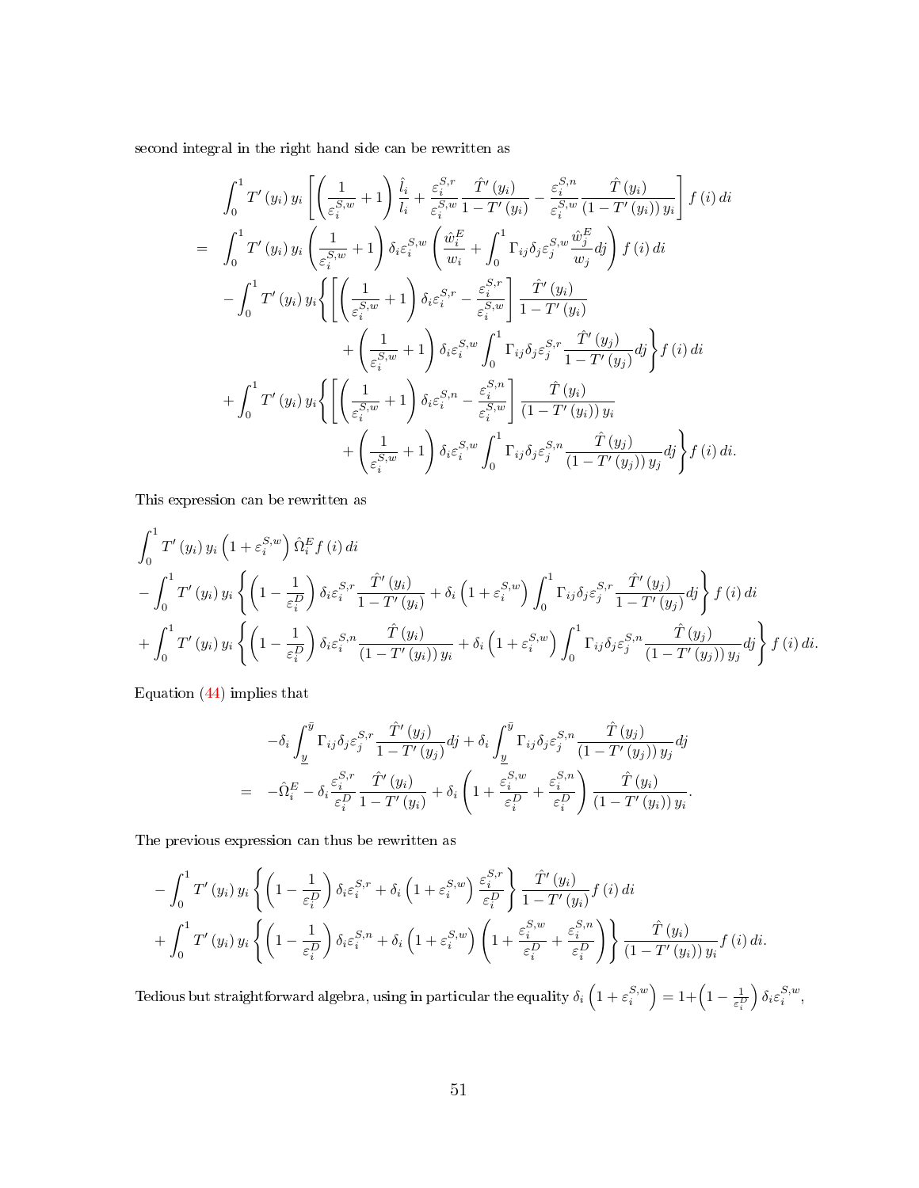second integral in the right hand side can be rewritten as

$$
\begin{aligned}
&\int_0^1 T'(y_i)\, y_i \left[ \left( \frac{1}{\varepsilon_i^{S,w}} + 1 \right) \frac{\hat{l}_i}{l_i} + \frac{\varepsilon_i^{S,r}}{\varepsilon_i^{S,w}} \frac{\hat{T}'(y_i)}{1 - T'(y_i)} - \frac{\varepsilon_i^{S,n}}{\varepsilon_i^{S,w}} \frac{\hat{T}(y_i)}{(1 - T'(y_i))\, y_i} \right] f(i)\, di \\
= \; & \int_0^1 T'(y_i)\, y_i \left( \frac{1}{\varepsilon_i^{S,w}} + 1 \right) \delta_i \varepsilon_i^{S,w} \left( \frac{\hat{w}_i^E}{w_i} + \int_0^1 \Gamma_{ij} \delta_j \varepsilon_j^{S,w} \frac{\hat{w}_j^E}{w_j} dj \right) f(i)\, di \\
& - \int_0^1 T'(y_i)\, y_i \Bigg\{ \left[ \left( \frac{1}{\varepsilon_i^{S,w}} + 1 \right) \delta_i \varepsilon_i^{S,r} - \frac{\varepsilon_i^{S,r}}{\varepsilon_i^{S,w}} \right] \frac{\hat{T}'(y_i)}{1 - T'(y_i)} \\
& \qquad\qquad + \left( \frac{1}{\varepsilon_i^{S,w}} + 1 \right) \delta_i \varepsilon_i^{S,w} \int_0^1 \Gamma_{ij} \delta_j \varepsilon_j^{S,r} \frac{\hat{T}'(y_j)}{1 - T'(y_j)} dj \Bigg\} f(i)\, di \\
& + \int_0^1 T'(y_i)\, y_i \Bigg\{ \left[ \left( \frac{1}{\varepsilon_i^{S,w}} + 1 \right) \delta_i \varepsilon_i^{S,n} - \frac{\varepsilon_i^{S,n}}{\varepsilon_i^{S,w}} \right] \frac{\hat{T}(y_i)}{(1 - T'(y_i))\, y_i} \\
& \qquad\qquad + \left( \frac{1}{\varepsilon_i^{S,w}} + 1 \right) \delta_i \varepsilon_i^{S,w} \int_0^1 \Gamma_{ij} \delta_j \varepsilon_j^{S,n} \frac{\hat{T}(y_j)}{(1 - T'(y_j))\, y_j} dj \Bigg\} f(i)\, di.
\end{aligned}
$$

This expression can be rewritten as

$$
\begin{aligned}
&\int_0^1 T'(y_i)\, y_i \left( 1 + \varepsilon_i^{S,w} \right) \hat{\Omega}_i^E f(i)\, di \\
& - \int_0^1 T'(y_i)\, y_i \left\{ \left( 1 - \frac{1}{\varepsilon_i^D} \right) \delta_i \varepsilon_i^{S,r} \frac{\hat{T}'(y_i)}{1 - T'(y_i)} + \delta_i \left( 1 + \varepsilon_i^{S,w} \right) \int_0^1 \Gamma_{ij} \delta_j \varepsilon_j^{S,r} \frac{\hat{T}'(y_j)}{1 - T'(y_j)} dj \right\} f(i)\, di \\
& + \int_0^1 T'(y_i)\, y_i \left\{ \left( 1 - \frac{1}{\varepsilon_i^D} \right) \delta_i \varepsilon_i^{S,n} \frac{\hat{T}(y_i)}{(1 - T'(y_i))\, y_i} + \delta_i \left( 1 + \varepsilon_i^{S,w} \right) \int_0^1 \Gamma_{ij} \delta_j \varepsilon_j^{S,n} \frac{\hat{T}(y_j)}{(1 - T'(y_j))\, y_j} dj \right\} f(i)\, di.
\end{aligned}
$$

Equation (44) implies that

$$
\begin{aligned}
& -\delta_i \int_{\underline{y}}^{\bar{y}} \Gamma_{ij} \delta_j \varepsilon_j^{S,r} \frac{\hat{T}'(y_j)}{1 - T'(y_j)} dj + \delta_i \int_{\underline{y}}^{\bar{y}} \Gamma_{ij} \delta_j \varepsilon_j^{S,n} \frac{\hat{T}(y_j)}{(1 - T'(y_j))\, y_j} dj \\
= \; & -\hat{\Omega}_i^E - \delta_i \frac{\varepsilon_i^{S,r}}{\varepsilon_i^D} \frac{\hat{T}'(y_i)}{1 - T'(y_i)} + \delta_i \left( 1 + \frac{\varepsilon_i^{S,w}}{\varepsilon_i^D} + \frac{\varepsilon_i^{S,n}}{\varepsilon_i^D} \right) \frac{\hat{T}(y_i)}{(1 - T'(y_i))\, y_i}.
\end{aligned}
$$

The previous expression can thus be rewritten as

$$
\begin{aligned}
& - \int_0^1 T'(y_i)\, y_i \left\{ \left( 1 - \frac{1}{\varepsilon_i^D} \right) \delta_i \varepsilon_i^{S,r} + \delta_i \left( 1 + \varepsilon_i^{S,w} \right) \frac{\varepsilon_i^{S,r}}{\varepsilon_i^D} \right\} \frac{\hat{T}'(y_i)}{1 - T'(y_i)} f(i)\, di \\
& + \int_0^1 T'(y_i)\, y_i \left\{ \left( 1 - \frac{1}{\varepsilon_i^D} \right) \delta_i \varepsilon_i^{S,n} + \delta_i \left( 1 + \varepsilon_i^{S,w} \right) \left( 1 + \frac{\varepsilon_i^{S,w}}{\varepsilon_i^D} + \frac{\varepsilon_i^{S,n}}{\varepsilon_i^D} \right) \right\} \frac{\hat{T}(y_i)}{(1 - T'(y_i))\, y_i} f(i)\, di.
\end{aligned}
$$

Tedious but straightforward algebra, using in particular the equality $\delta_i \left( 1 + \varepsilon_i^{S,w} \right) = 1 + \left( 1 - \frac{1}{\varepsilon_i^D} \right) \delta_i \varepsilon_i^{S,w}$,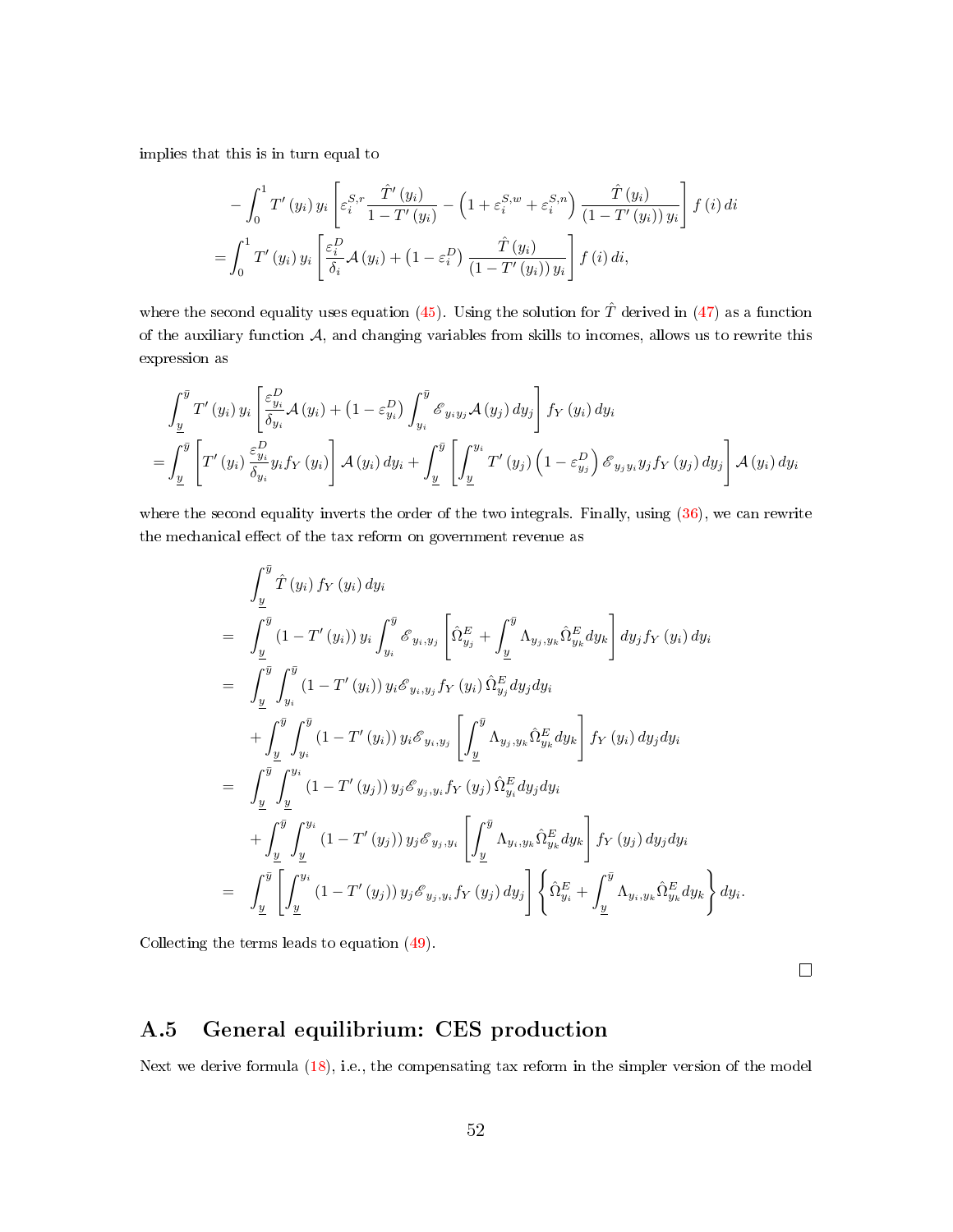implies that this is in turn equal to

$$
\begin{aligned}
&-\int_0^1 T'(y_i)\, y_i \left[\varepsilon_i^{S,r} \frac{\hat{T}'(y_i)}{1-T'(y_i)} - \left(1+\varepsilon_i^{S,w}+\varepsilon_i^{S,n}\right) \frac{\hat{T}(y_i)}{(1-T'(y_i))\, y_i}\right] f(i)\, di \\
&= \int_0^1 T'(y_i)\, y_i \left[\frac{\varepsilon_i^D}{\delta_i} \mathcal{A}(y_i) + \left(1-\varepsilon_i^D\right) \frac{\hat{T}(y_i)}{(1-T'(y_i))\, y_i}\right] f(i)\, di,
\end{aligned}
$$

where the second equality uses equation (45). Using the solution for $\hat{T}$ derived in (47) as a function of the auxiliary function $\mathcal{A}$, and changing variables from skills to incomes, allows us to rewrite this expression as

$$
\begin{aligned}
&\int_{\underline{y}}^{\bar{y}} T'(y_i)\, y_i \left[\frac{\varepsilon_{y_i}^D}{\delta_{y_i}} \mathcal{A}(y_i) + \left(1-\varepsilon_{y_i}^D\right) \int_{y_i}^{\bar{y}} \mathscr{E}_{y_i y_j} \mathcal{A}(y_j)\, dy_j\right] f_Y(y_i)\, dy_i \\
&= \int_{\underline{y}}^{\bar{y}} \left[T'(y_i) \frac{\varepsilon_{y_i}^D}{\delta_{y_i}} y_i f_Y(y_i)\right] \mathcal{A}(y_i)\, dy_i + \int_{\underline{y}}^{\bar{y}} \left[\int_{\underline{y}}^{y_i} T'(y_j) \left(1-\varepsilon_{y_j}^D\right) \mathscr{E}_{y_j y_i} y_j f_Y(y_j)\, dy_j\right] \mathcal{A}(y_i)\, dy_i
\end{aligned}
$$

where the second equality inverts the order of the two integrals. Finally, using (36), we can rewrite the mechanical effect of the tax reform on government revenue as

$$
\begin{aligned}
& \int_{\underline{y}}^{\bar{y}} \hat{T}(y_i)\, f_Y(y_i)\, dy_i \\
= \quad & \int_{\underline{y}}^{\bar{y}} (1-T'(y_i))\, y_i \int_{y_i}^{\bar{y}} \mathscr{E}_{y_i,y_j} \left[\hat{\Omega}_{y_j}^E + \int_{\underline{y}}^{\bar{y}} \Lambda_{y_j,y_k} \hat{\Omega}_{y_k}^E\, dy_k\right] dy_j f_Y(y_i)\, dy_i \\
= \quad & \int_{\underline{y}}^{\bar{y}} \int_{y_i}^{\bar{y}} (1-T'(y_i))\, y_i \mathscr{E}_{y_i,y_j} f_Y(y_i)\, \hat{\Omega}_{y_j}^E\, dy_j dy_i \\
& + \int_{\underline{y}}^{\bar{y}} \int_{y_i}^{\bar{y}} (1-T'(y_i))\, y_i \mathscr{E}_{y_i,y_j} \left[\int_{\underline{y}}^{\bar{y}} \Lambda_{y_j,y_k} \hat{\Omega}_{y_k}^E\, dy_k\right] f_Y(y_i)\, dy_j dy_i \\
= \quad & \int_{\underline{y}}^{\bar{y}} \int_{\underline{y}}^{y_i} (1-T'(y_j))\, y_j \mathscr{E}_{y_j,y_i} f_Y(y_j)\, \hat{\Omega}_{y_i}^E\, dy_j dy_i \\
& + \int_{\underline{y}}^{\bar{y}} \int_{\underline{y}}^{y_i} (1-T'(y_j))\, y_j \mathscr{E}_{y_j,y_i} \left[\int_{\underline{y}}^{\bar{y}} \Lambda_{y_i,y_k} \hat{\Omega}_{y_k}^E\, dy_k\right] f_Y(y_j)\, dy_j dy_i \\
= \quad & \int_{\underline{y}}^{\bar{y}} \left[\int_{\underline{y}}^{y_i} (1-T'(y_j))\, y_j \mathscr{E}_{y_j,y_i} f_Y(y_j)\, dy_j\right] \left\{\hat{\Omega}_{y_i}^E + \int_{\underline{y}}^{\bar{y}} \Lambda_{y_i,y_k} \hat{\Omega}_{y_k}^E\, dy_k\right\} dy_i.
\end{aligned}
$$

Collecting the terms leads to equation (49).

□

## A.5 General equilibrium: CES production

Next we derive formula (18), i.e., the compensating tax reform in the simpler version of the model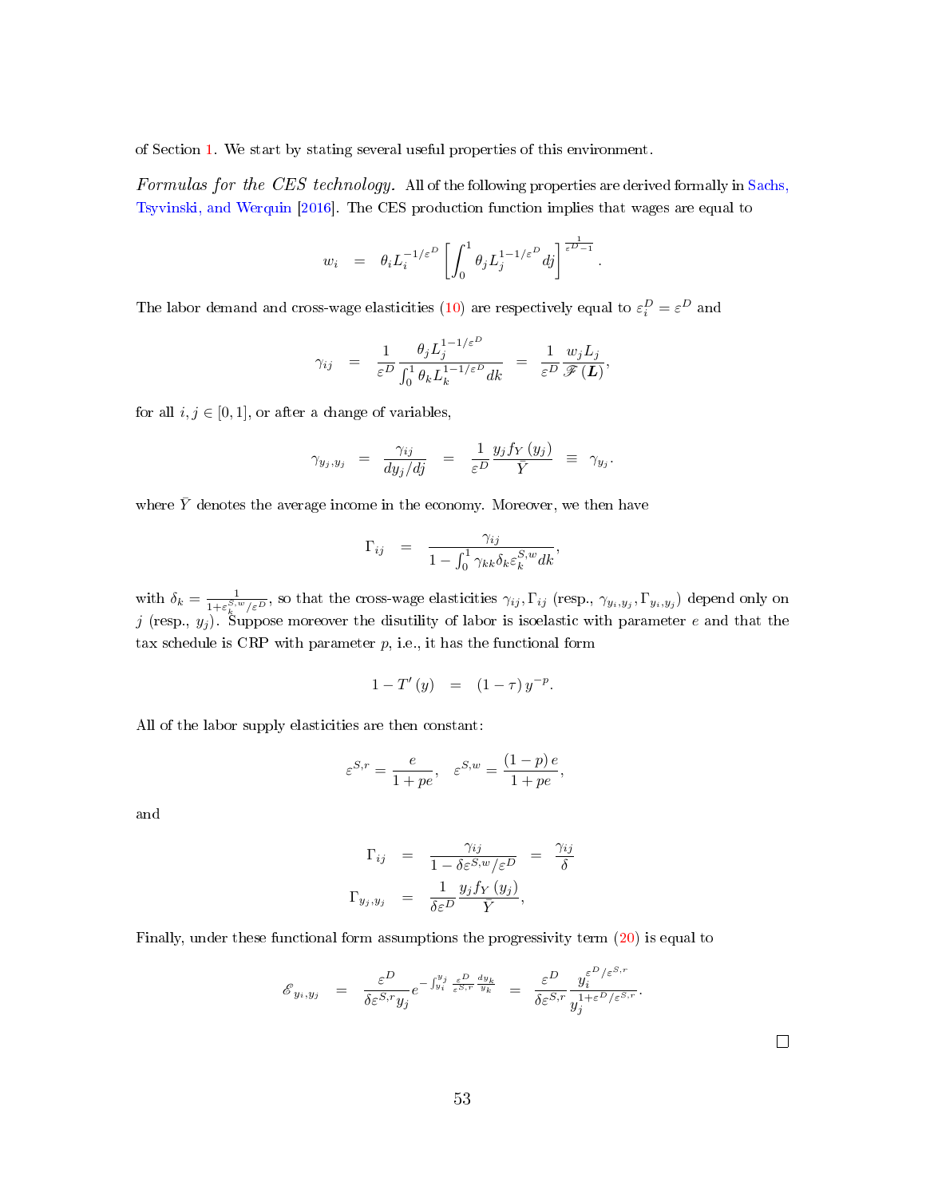of Section 1. We start by stating several useful properties of this environment.

*Formulas for the CES technology.* All of the following properties are derived formally in Sachs, Tsyvinski, and Werquin [2016]. The CES production function implies that wages are equal to

$$w_i = \theta_i L_i^{-1/\varepsilon^D} \left[ \int_0^1 \theta_j L_j^{1-1/\varepsilon^D} dj \right]^{\frac{1}{\varepsilon^D - 1}}.$$

The labor demand and cross-wage elasticities (10) are respectively equal to $\varepsilon_i^D = \varepsilon^D$ and

$$\gamma_{ij} = \frac{1}{\varepsilon^D} \frac{\theta_j L_j^{1-1/\varepsilon^D}}{\int_0^1 \theta_k L_k^{1-1/\varepsilon^D} dk} = \frac{1}{\varepsilon^D} \frac{w_j L_j}{\mathscr{F}(\boldsymbol{L})},$$

for all $i, j \in [0,1]$, or after a change of variables,

$$\gamma_{y_j, y_j} = \frac{\gamma_{ij}}{dy_j/dj} = \frac{1}{\varepsilon^D} \frac{y_j f_Y(y_j)}{\bar{Y}} \equiv \gamma_{y_j}.$$

where $\bar{Y}$ denotes the average income in the economy. Moreover, we then have

$$\Gamma_{ij} = \frac{\gamma_{ij}}{1 - \int_0^1 \gamma_{kk} \delta_k \varepsilon_k^{S,w} dk},$$

with $\delta_k = \frac{1}{1+\varepsilon_k^{S,w}/\varepsilon^D}$, so that the cross-wage elasticities $\gamma_{ij}, \Gamma_{ij}$ (resp., $\gamma_{y_i,y_j}, \Gamma_{y_i,y_j}$) depend only on $j$ (resp., $y_j$). Suppose moreover the disutility of labor is isoelastic with parameter $e$ and that the tax schedule is CRP with parameter $p$, i.e., it has the functional form

$$1 - T'(y) = (1-\tau) y^{-p}.$$

All of the labor supply elasticities are then constant:

$$\varepsilon^{S,r} = \frac{e}{1+pe}, \quad \varepsilon^{S,w} = \frac{(1-p)e}{1+pe},$$

and

$$\Gamma_{ij} = \frac{\gamma_{ij}}{1 - \delta \varepsilon^{S,w}/\varepsilon^D} = \frac{\gamma_{ij}}{\delta}$$

$$\Gamma_{y_j, y_j} = \frac{1}{\delta \varepsilon^D} \frac{y_j f_Y(y_j)}{\bar{Y}},$$

Finally, under these functional form assumptions the progressivity term (20) is equal to

$$\mathscr{E}_{y_i, y_j} = \frac{\varepsilon^D}{\delta \varepsilon^{S,r} y_j} e^{-\int_{y_i}^{y_j} \frac{\varepsilon^D}{\varepsilon^{S,r}} \frac{dy_k}{y_k}} = \frac{\varepsilon^D}{\delta \varepsilon^{S,r}} \frac{y_i^{\varepsilon^D/\varepsilon^{S,r}}}{y_j^{1+\varepsilon^D/\varepsilon^{S,r}}}.$$

$\square$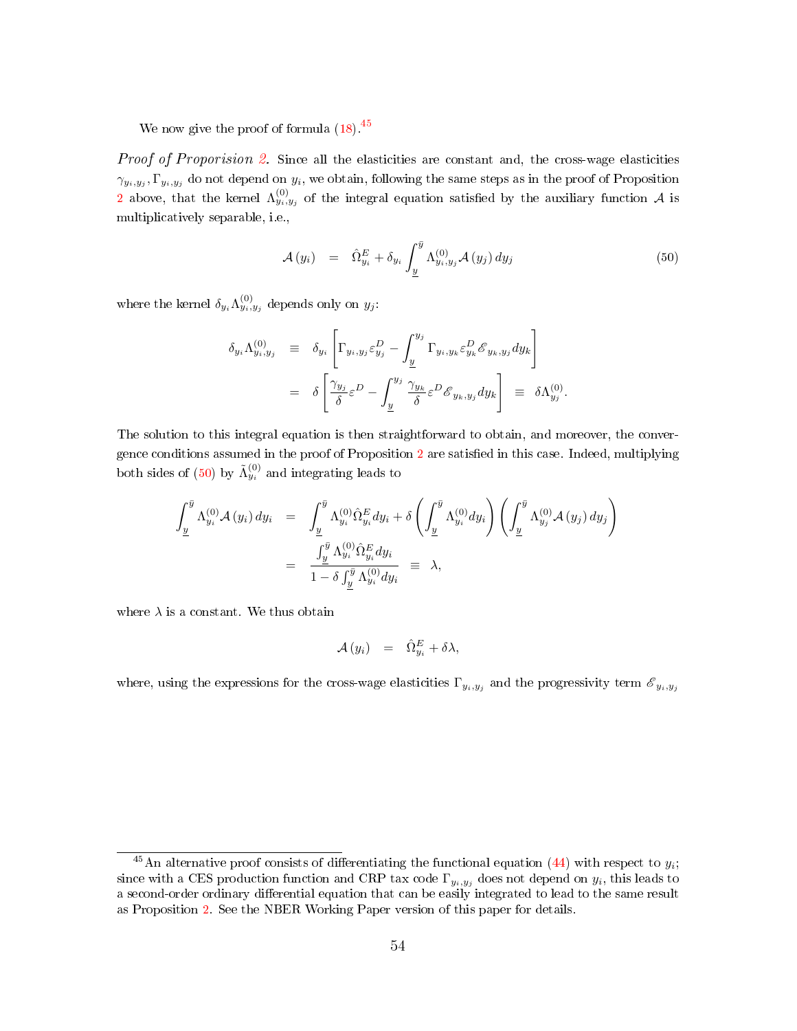We now give the proof of formula (18).[45]

*Proof of Proporision 2.* Since all the elasticities are constant and, the cross-wage elasticities $\gamma_{y_i,y_j}, \Gamma_{y_i,y_j}$ do not depend on $y_i$, we obtain, following the same steps as in the proof of Proposition 2 above, that the kernel $\Lambda^{(0)}_{y_i,y_j}$ of the integral equation satisfied by the auxiliary function $\mathcal{A}$ is multiplicatively separable, i.e.,

$$\mathcal{A}(y_i) = \hat{\Omega}^E_{y_i} + \delta_{y_i} \int_{\underline{y}}^{\bar{y}} \Lambda^{(0)}_{y_i,y_j} \mathcal{A}(y_j)\, dy_j \tag{50}$$

where the kernel $\delta_{y_i} \Lambda^{(0)}_{y_i,y_j}$ depends only on $y_j$:

$$\begin{aligned}
\delta_{y_i} \Lambda^{(0)}_{y_i,y_j} &\equiv \delta_{y_i} \left[ \Gamma_{y_i,y_j} \varepsilon^D_{y_j} - \int_{\underline{y}}^{y_j} \Gamma_{y_i,y_k} \varepsilon^D_{y_k} \mathscr{E}_{y_k,y_j} dy_k \right] \\
&= \delta \left[ \frac{\gamma_{y_j}}{\delta} \varepsilon^D - \int_{\underline{y}}^{y_j} \frac{\gamma_{y_k}}{\delta} \varepsilon^D \mathscr{E}_{y_k,y_j} dy_k \right] \equiv \delta \Lambda^{(0)}_{y_j}.
\end{aligned}$$

The solution to this integral equation is then straightforward to obtain, and moreover, the convergence conditions assumed in the proof of Proposition 2 are satisfied in this case. Indeed, multiplying both sides of (50) by $\tilde{\Lambda}^{(0)}_{y_i}$ and integrating leads to

$$\begin{aligned}
\int_{\underline{y}}^{\bar{y}} \Lambda^{(0)}_{y_i} \mathcal{A}(y_i)\, dy_i &= \int_{\underline{y}}^{\bar{y}} \Lambda^{(0)}_{y_i} \hat{\Omega}^E_{y_i} dy_i + \delta \left( \int_{\underline{y}}^{\bar{y}} \Lambda^{(0)}_{y_i} dy_i \right) \left( \int_{\underline{y}}^{\bar{y}} \Lambda^{(0)}_{y_j} \mathcal{A}(y_j)\, dy_j \right) \\
&= \frac{\int_{\underline{y}}^{\bar{y}} \Lambda^{(0)}_{y_i} \hat{\Omega}^E_{y_i} dy_i}{1 - \delta \int_{\underline{y}}^{\bar{y}} \Lambda^{(0)}_{y_i} dy_i} \equiv \lambda,
\end{aligned}$$

where $\lambda$ is a constant. We thus obtain

$$\mathcal{A}(y_i) = \hat{\Omega}^E_{y_i} + \delta \lambda,$$

where, using the expressions for the cross-wage elasticities $\Gamma_{y_i,y_j}$ and the progressivity term $\mathscr{E}_{y_i,y_j}$

[45] An alternative proof consists of differentiating the functional equation (44) with respect to $y_i$; since with a CES production function and CRP tax code $\Gamma_{y_i,y_j}$ does not depend on $y_i$, this leads to a second-order ordinary differential equation that can be easily integrated to lead to the same result as Proposition 2. See the NBER Working Paper version of this paper for details.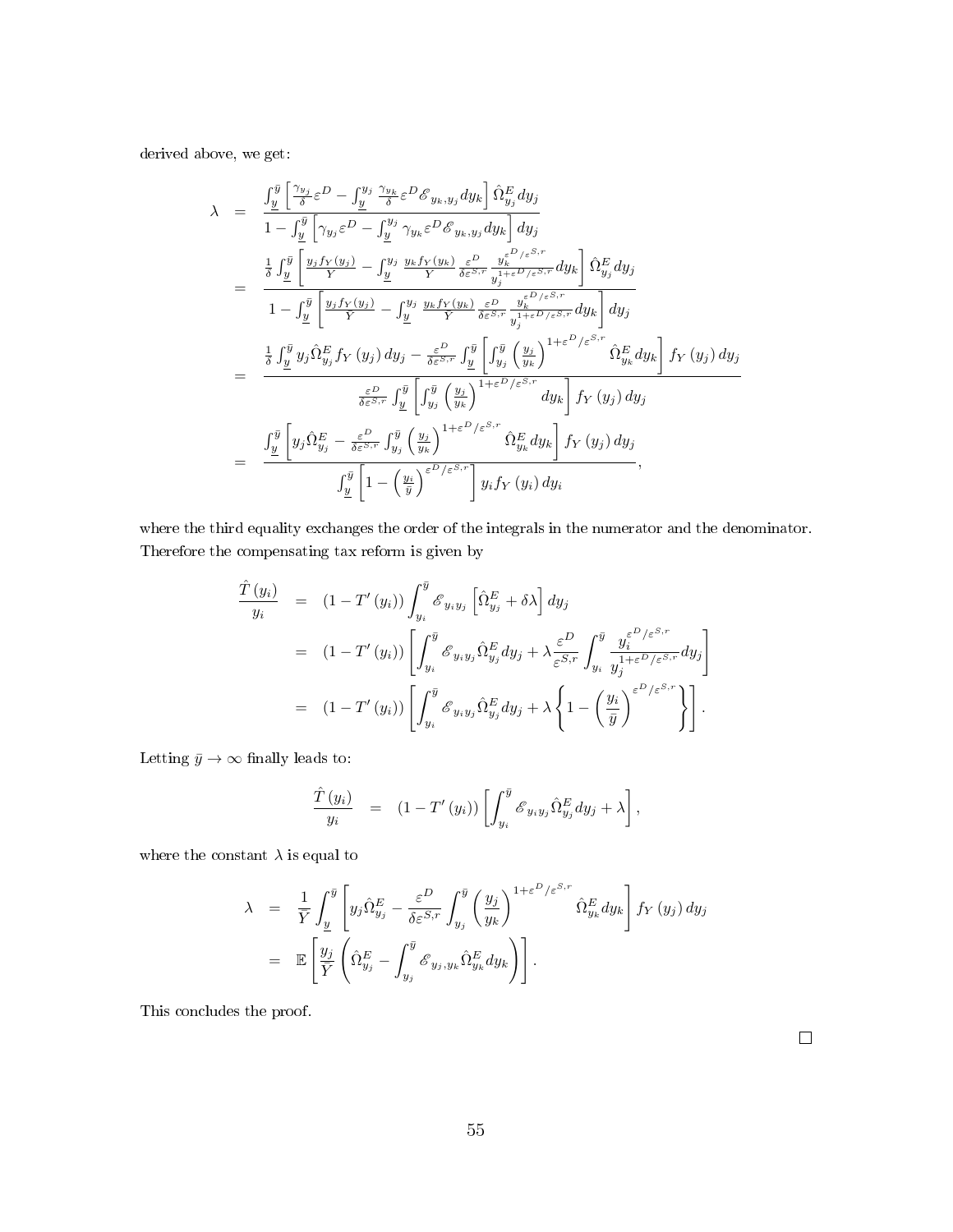derived above, we get:

$$
\begin{aligned}
\lambda &= \frac{\int_{\underline{y}}^{\bar{y}} \left[\frac{\gamma_{y_j}}{\delta}\varepsilon^D - \int_{\underline{y}}^{y_j} \frac{\gamma_{y_k}}{\delta}\varepsilon^D \mathscr{E}_{y_k,y_j} dy_k\right] \hat{\Omega}^E_{y_j} dy_j}{1 - \int_{\underline{y}}^{\bar{y}} \left[\gamma_{y_j}\varepsilon^D - \int_{\underline{y}}^{y_j} \gamma_{y_k}\varepsilon^D \mathscr{E}_{y_k,y_j} dy_k\right] dy_j} \\
&= \frac{\frac{1}{\delta}\int_{\underline{y}}^{\bar{y}} \left[\frac{y_j f_Y(y_j)}{Y} - \int_{\underline{y}}^{y_j} \frac{y_k f_Y(y_k)}{Y} \frac{\varepsilon^D}{\delta\varepsilon^{S,r}} \frac{y_k^{\varepsilon^D/\varepsilon^{S,r}}}{y_j^{1+\varepsilon^D/\varepsilon^{S,r}}} dy_k\right] \hat{\Omega}^E_{y_j} dy_j}{1 - \int_{\underline{y}}^{\bar{y}} \left[\frac{y_j f_Y(y_j)}{Y} - \int_{\underline{y}}^{y_j} \frac{y_k f_Y(y_k)}{Y} \frac{\varepsilon^D}{\delta\varepsilon^{S,r}} \frac{y_k^{\varepsilon^D/\varepsilon^{S,r}}}{y_j^{1+\varepsilon^D/\varepsilon^{S,r}}} dy_k\right] dy_j} \\
&= \frac{\frac{1}{\delta}\int_{\underline{y}}^{\bar{y}} y_j \hat{\Omega}^E_{y_j} f_Y(y_j)\, dy_j - \frac{\varepsilon^D}{\delta\varepsilon^{S,r}} \int_{\underline{y}}^{\bar{y}} \left[\int_{y_j}^{\bar{y}} \left(\frac{y_j}{y_k}\right)^{1+\varepsilon^D/\varepsilon^{S,r}} \hat{\Omega}^E_{y_k} dy_k\right] f_Y(y_j)\, dy_j}{\frac{\varepsilon^D}{\delta\varepsilon^{S,r}} \int_{\underline{y}}^{\bar{y}} \left[\int_{y_j}^{\bar{y}} \left(\frac{y_j}{y_k}\right)^{1+\varepsilon^D/\varepsilon^{S,r}} dy_k\right] f_Y(y_j)\, dy_j} \\
&= \frac{\int_{\underline{y}}^{\bar{y}} \left[y_j \hat{\Omega}^E_{y_j} - \frac{\varepsilon^D}{\delta\varepsilon^{S,r}} \int_{y_j}^{\bar{y}} \left(\frac{y_j}{y_k}\right)^{1+\varepsilon^D/\varepsilon^{S,r}} \hat{\Omega}^E_{y_k} dy_k\right] f_Y(y_j)\, dy_j}{\int_{\underline{y}}^{\bar{y}} \left[1 - \left(\frac{y_i}{\bar{y}}\right)^{\varepsilon^D/\varepsilon^{S,r}}\right] y_i f_Y(y_i)\, dy_i},
\end{aligned}
$$

where the third equality exchanges the order of the integrals in the numerator and the denominator. Therefore the compensating tax reform is given by

$$
\begin{aligned}
\frac{\hat{T}(y_i)}{y_i} &= (1 - T'(y_i)) \int_{y_i}^{\bar{y}} \mathscr{E}_{y_i y_j} \left[\hat{\Omega}^E_{y_j} + \delta\lambda\right] dy_j \\
&= (1 - T'(y_i)) \left[\int_{y_i}^{\bar{y}} \mathscr{E}_{y_i y_j} \hat{\Omega}^E_{y_j} dy_j + \lambda \frac{\varepsilon^D}{\varepsilon^{S,r}} \int_{y_i}^{\bar{y}} \frac{y_i^{\varepsilon^D/\varepsilon^{S,r}}}{y_j^{1+\varepsilon^D/\varepsilon^{S,r}}} dy_j\right] \\
&= (1 - T'(y_i)) \left[\int_{y_i}^{\bar{y}} \mathscr{E}_{y_i y_j} \hat{\Omega}^E_{y_j} dy_j + \lambda \left\{1 - \left(\frac{y_i}{\bar{y}}\right)^{\varepsilon^D/\varepsilon^{S,r}}\right\}\right].
\end{aligned}
$$

Letting $\bar{y} \to \infty$ finally leads to:

$$
\frac{\hat{T}(y_i)}{y_i} = (1 - T'(y_i)) \left[\int_{y_i}^{\bar{y}} \mathscr{E}_{y_i y_j} \hat{\Omega}^E_{y_j} dy_j + \lambda\right],
$$

where the constant $\lambda$ is equal to

$$
\begin{aligned}
\lambda &= \frac{1}{Y} \int_{\underline{y}}^{\bar{y}} \left[y_j \hat{\Omega}^E_{y_j} - \frac{\varepsilon^D}{\delta\varepsilon^{S,r}} \int_{y_j}^{\bar{y}} \left(\frac{y_j}{y_k}\right)^{1+\varepsilon^D/\varepsilon^{S,r}} \hat{\Omega}^E_{y_k} dy_k\right] f_Y(y_j)\, dy_j \\
&= \mathbb{E}\left[\frac{y_j}{Y}\left(\hat{\Omega}^E_{y_j} - \int_{y_j}^{\bar{y}} \mathscr{E}_{y_j,y_k} \hat{\Omega}^E_{y_k} dy_k\right)\right].
\end{aligned}
$$

This concludes the proof.

□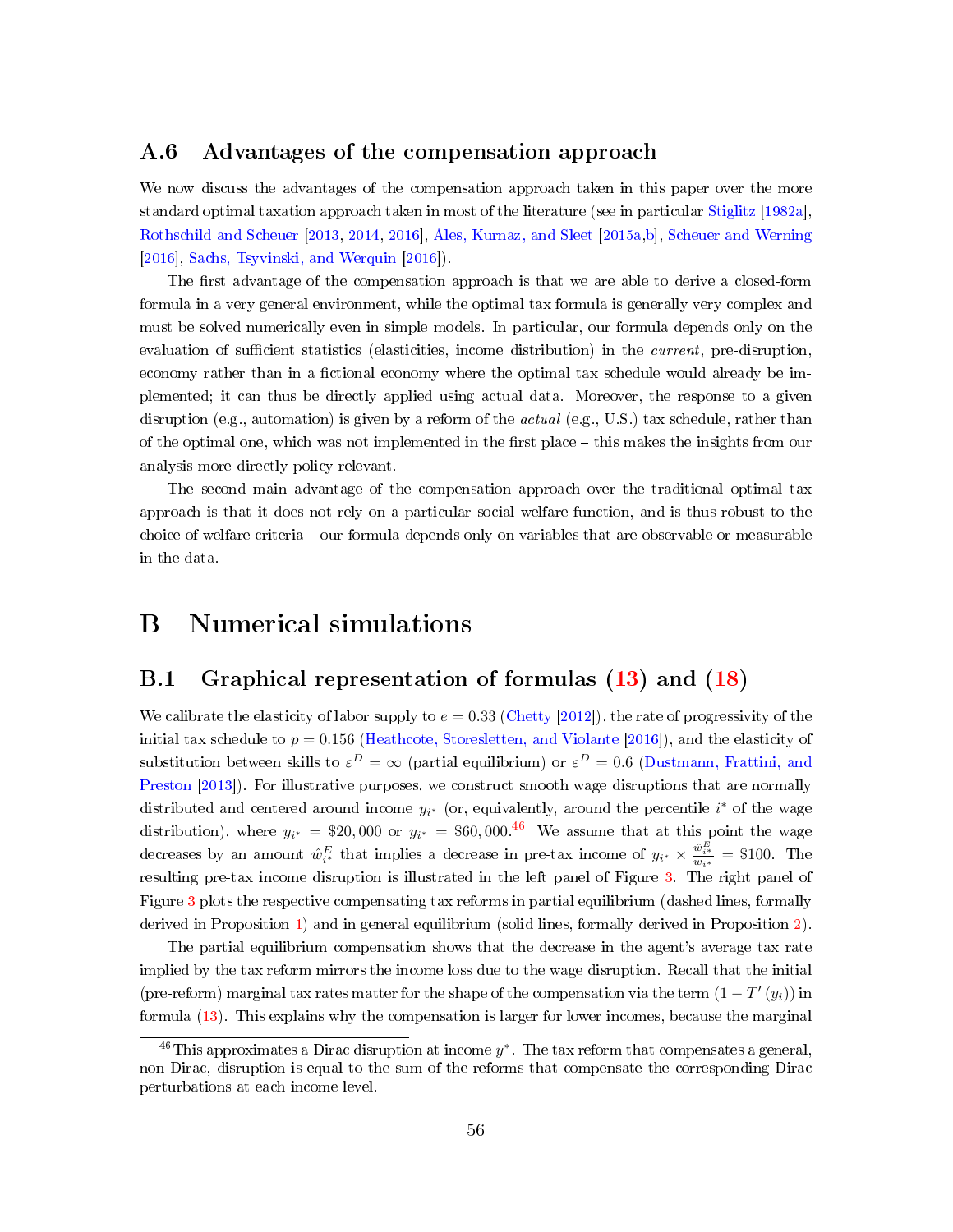## A.6 Advantages of the compensation approach

We now discuss the advantages of the compensation approach taken in this paper over the more standard optimal taxation approach taken in most of the literature (see in particular Stiglitz [1982a], Rothschild and Scheuer [2013, 2014, 2016], Ales, Kurnaz, and Sleet [2015a,b], Scheuer and Werning [2016], Sachs, Tsyvinski, and Werquin [2016]).

The first advantage of the compensation approach is that we are able to derive a closed-form formula in a very general environment, while the optimal tax formula is generally very complex and must be solved numerically even in simple models. In particular, our formula depends only on the evaluation of sufficient statistics (elasticities, income distribution) in the *current*, pre-disruption, economy rather than in a fictional economy where the optimal tax schedule would already be implemented; it can thus be directly applied using actual data. Moreover, the response to a given disruption (e.g., automation) is given by a reform of the *actual* (e.g., U.S.) tax schedule, rather than of the optimal one, which was not implemented in the first place – this makes the insights from our analysis more directly policy-relevant.

The second main advantage of the compensation approach over the traditional optimal tax approach is that it does not rely on a particular social welfare function, and is thus robust to the choice of welfare criteria – our formula depends only on variables that are observable or measurable in the data.

# B Numerical simulations

## B.1 Graphical representation of formulas (13) and (18)

We calibrate the elasticity of labor supply to $e = 0.33$ (Chetty [2012]), the rate of progressivity of the initial tax schedule to $p = 0.156$ (Heathcote, Storesletten, and Violante [2016]), and the elasticity of substitution between skills to $\varepsilon^D = \infty$ (partial equilibrium) or $\varepsilon^D = 0.6$ (Dustmann, Frattini, and Preston [2013]). For illustrative purposes, we construct smooth wage disruptions that are normally distributed and centered around income $y_{i^*}$ (or, equivalently, around the percentile $i^*$ of the wage distribution), where $y_{i^*} = \$20,000$ or $y_{i^*} = \$60,000$.[46] We assume that at this point the wage decreases by an amount $\hat{w}^E_{i^*}$ that implies a decrease in pre-tax income of $y_{i^*} \times \frac{\hat{w}^E_{i^*}}{w_{i^*}} = \$100$. The resulting pre-tax income disruption is illustrated in the left panel of Figure 3. The right panel of Figure 3 plots the respective compensating tax reforms in partial equilibrium (dashed lines, formally derived in Proposition 1) and in general equilibrium (solid lines, formally derived in Proposition 2).

The partial equilibrium compensation shows that the decrease in the agent's average tax rate implied by the tax reform mirrors the income loss due to the wage disruption. Recall that the initial (pre-reform) marginal tax rates matter for the shape of the compensation via the term $(1 - T'(y_i))$ in formula (13). This explains why the compensation is larger for lower incomes, because the marginal

[46] This approximates a Dirac disruption at income $y^*$. The tax reform that compensates a general, non-Dirac, disruption is equal to the sum of the reforms that compensate the corresponding Dirac perturbations at each income level.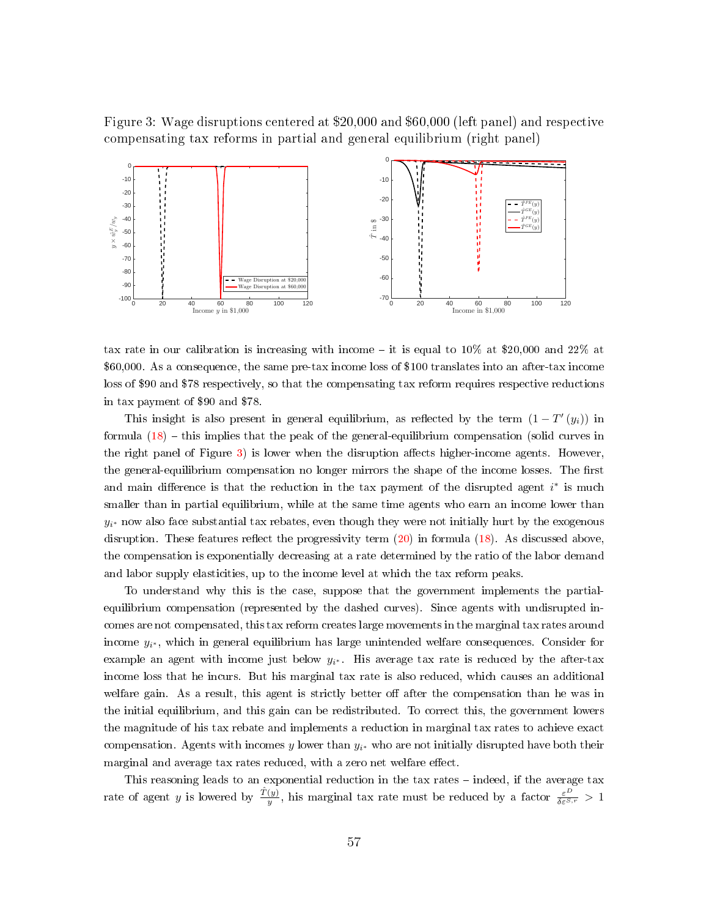Figure 3: Wage disruptions centered at \$20,000 and \$60,000 (left panel) and respective compensating tax reforms in partial and general equilibrium (right panel)

tax rate in our calibration is increasing with income – it is equal to 10% at \$20,000 and 22% at \$60,000. As a consequence, the same pre-tax income loss of \$100 translates into an after-tax income loss of \$90 and \$78 respectively, so that the compensating tax reform requires respective reductions in tax payment of \$90 and \$78.

This insight is also present in general equilibrium, as reflected by the term $(1 - T'(y_i))$ in formula (18) – this implies that the peak of the general-equilibrium compensation (solid curves in the right panel of Figure 3) is lower when the disruption affects higher-income agents. However, the general-equilibrium compensation no longer mirrors the shape of the income losses. The first and main difference is that the reduction in the tax payment of the disrupted agent $i^*$ is much smaller than in partial equilibrium, while at the same time agents who earn an income lower than $y_{i^*}$ now also face substantial tax rebates, even though they were not initially hurt by the exogenous disruption. These features reflect the progressivity term (20) in formula (18). As discussed above, the compensation is exponentially decreasing at a rate determined by the ratio of the labor demand and labor supply elasticities, up to the income level at which the tax reform peaks.

To understand why this is the case, suppose that the government implements the partial-equilibrium compensation (represented by the dashed curves). Since agents with undisrupted incomes are not compensated, this tax reform creates large movements in the marginal tax rates around income $y_{i^*}$, which in general equilibrium has large unintended welfare consequences. Consider for example an agent with income just below $y_{i^*}$. His average tax rate is reduced by the after-tax income loss that he incurs. But his marginal tax rate is also reduced, which causes an additional welfare gain. As a result, this agent is strictly better off after the compensation than he was in the initial equilibrium, and this gain can be redistributed. To correct this, the government lowers the magnitude of his tax rebate and implements a reduction in marginal tax rates to achieve exact compensation. Agents with incomes $y$ lower than $y_{i^*}$ who are not initially disrupted have both their marginal and average tax rates reduced, with a zero net welfare effect.

This reasoning leads to an exponential reduction in the tax rates – indeed, if the average tax rate of agent $y$ is lowered by $\frac{\hat{T}(y)}{y}$, his marginal tax rate must be reduced by a factor $\frac{\varepsilon^D}{\delta \varepsilon^{S,r}} > 1$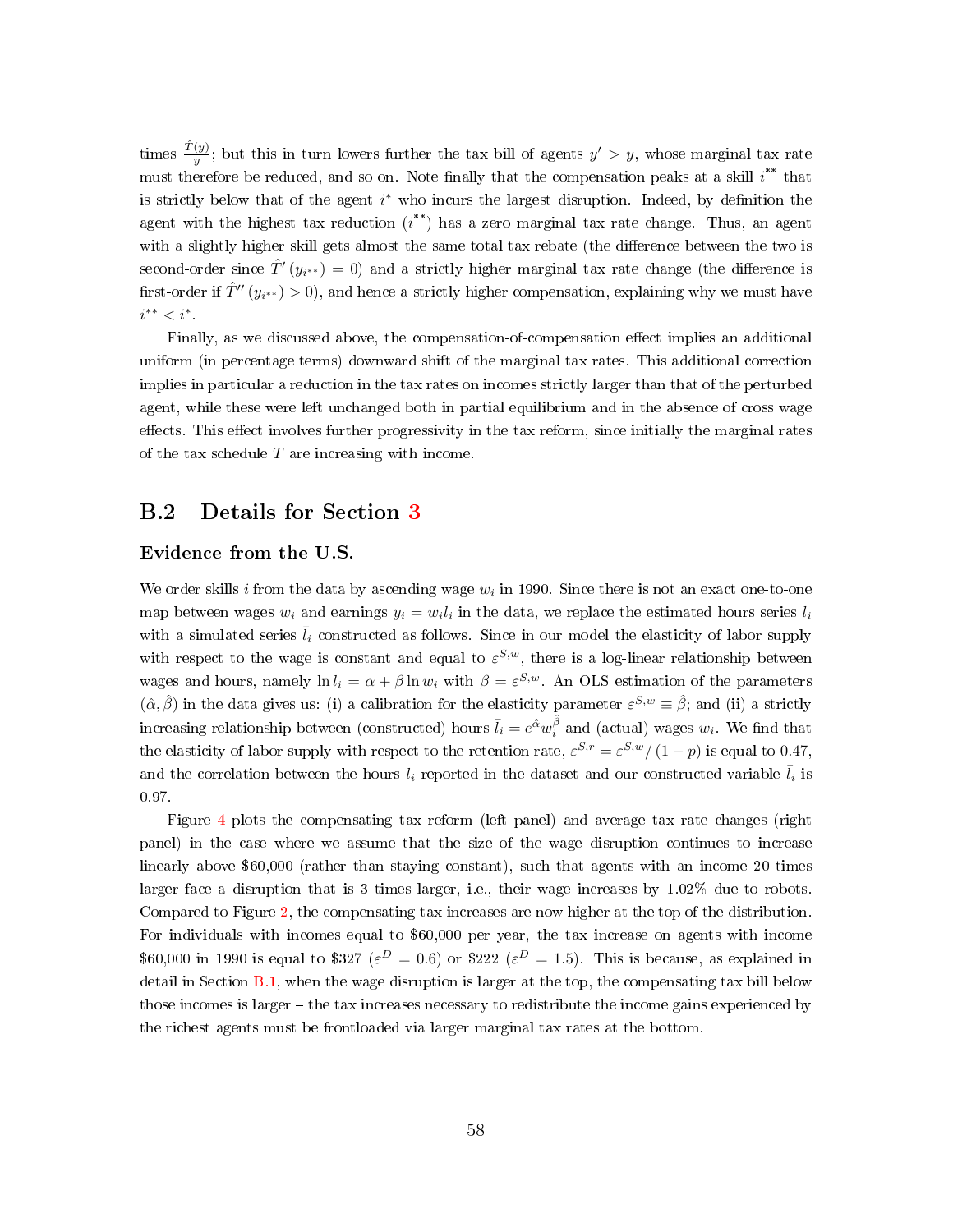times $\frac{\hat{T}(y)}{y}$; but this in turn lowers further the tax bill of agents $y' > y$, whose marginal tax rate must therefore be reduced, and so on. Note finally that the compensation peaks at a skill $i^{**}$ that is strictly below that of the agent $i^*$ who incurs the largest disruption. Indeed, by definition the agent with the highest tax reduction ($i^{**}$) has a zero marginal tax rate change. Thus, an agent with a slightly higher skill gets almost the same total tax rebate (the difference between the two is second-order since $\hat{T}'(y_{i^{**}}) = 0$) and a strictly higher marginal tax rate change (the difference is first-order if $\hat{T}''(y_{i^{**}}) > 0$), and hence a strictly higher compensation, explaining why we must have $i^{**} < i^*$.

Finally, as we discussed above, the compensation-of-compensation effect implies an additional uniform (in percentage terms) downward shift of the marginal tax rates. This additional correction implies in particular a reduction in the tax rates on incomes strictly larger than that of the perturbed agent, while these were left unchanged both in partial equilibrium and in the absence of cross wage effects. This effect involves further progressivity in the tax reform, since initially the marginal rates of the tax schedule $T$ are increasing with income.

## B.2 Details for Section 3

### Evidence from the U.S.

We order skills $i$ from the data by ascending wage $w_i$ in 1990. Since there is not an exact one-to-one map between wages $w_i$ and earnings $y_i = w_i l_i$ in the data, we replace the estimated hours series $l_i$ with a simulated series $\bar{l}_i$ constructed as follows. Since in our model the elasticity of labor supply with respect to the wage is constant and equal to $\varepsilon^{S,w}$, there is a log-linear relationship between wages and hours, namely $\ln l_i = \alpha + \beta \ln w_i$ with $\beta = \varepsilon^{S,w}$. An OLS estimation of the parameters $(\hat{\alpha}, \hat{\beta})$ in the data gives us: (i) a calibration for the elasticity parameter $\varepsilon^{S,w} \equiv \hat{\beta}$; and (ii) a strictly increasing relationship between (constructed) hours $\bar{l}_i = e^{\hat{\alpha}} w_i^{\hat{\beta}}$ and (actual) wages $w_i$. We find that the elasticity of labor supply with respect to the retention rate, $\varepsilon^{S,r} = \varepsilon^{S,w} / (1-p)$ is equal to 0.47, and the correlation between the hours $l_i$ reported in the dataset and our constructed variable $\bar{l}_i$ is 0.97.

Figure 4 plots the compensating tax reform (left panel) and average tax rate changes (right panel) in the case where we assume that the size of the wage disruption continues to increase linearly above \$60,000 (rather than staying constant), such that agents with an income 20 times larger face a disruption that is 3 times larger, i.e., their wage increases by 1.02% due to robots. Compared to Figure 2, the compensating tax increases are now higher at the top of the distribution. For individuals with incomes equal to \$60,000 per year, the tax increase on agents with income \$60,000 in 1990 is equal to \$327 ($\varepsilon^D = 0.6$) or \$222 ($\varepsilon^D = 1.5$). This is because, as explained in detail in Section B.1, when the wage disruption is larger at the top, the compensating tax bill below those incomes is larger – the tax increases necessary to redistribute the income gains experienced by the richest agents must be frontloaded via larger marginal tax rates at the bottom.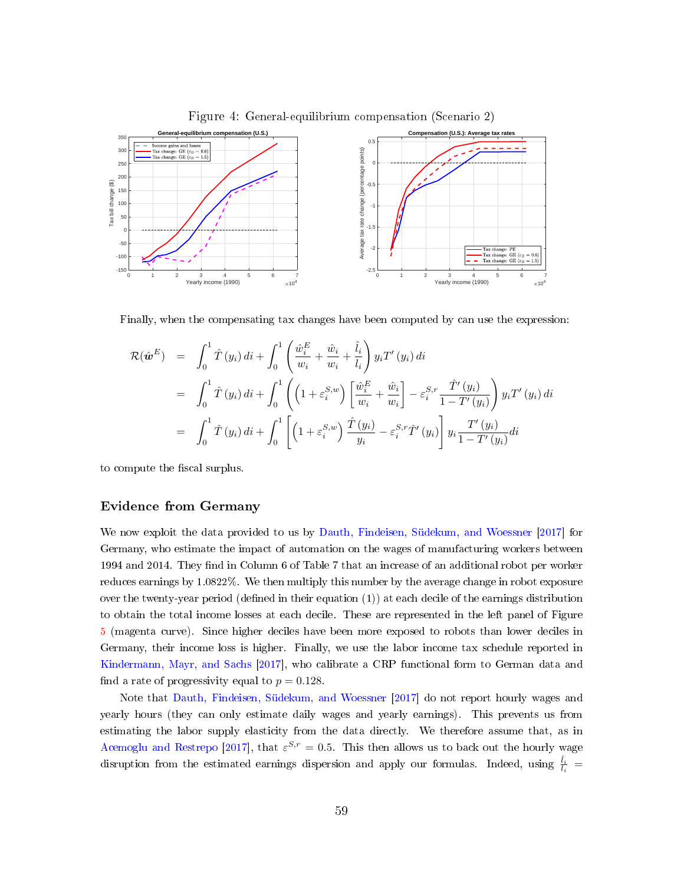Figure 4: General-equilibrium compensation (Scenario 2)

Finally, when the compensating tax changes have been computed by can use the expression:

$$
\begin{aligned}
\mathcal{R}(\hat{\boldsymbol{w}}^E) &= \int_0^1 \hat{T}(y_i)\, di + \int_0^1 \left( \frac{\hat{w}_i^E}{w_i} + \frac{\hat{w}_i}{w_i} + \frac{\hat{l}_i}{l_i} \right) y_i T'(y_i)\, di \\
&= \int_0^1 \hat{T}(y_i)\, di + \int_0^1 \left( \left(1 + \varepsilon_i^{S,w}\right) \left[ \frac{\hat{w}_i^E}{w_i} + \frac{\hat{w}_i}{w_i} \right] - \varepsilon_i^{S,r} \frac{\hat{T}'(y_i)}{1 - T'(y_i)} \right) y_i T'(y_i)\, di \\
&= \int_0^1 \hat{T}(y_i)\, di + \int_0^1 \left[ \left(1 + \varepsilon_i^{S,w}\right) \frac{\hat{T}(y_i)}{y_i} - \varepsilon_i^{S,r} \hat{T}'(y_i) \right] y_i \frac{T'(y_i)}{1 - T'(y_i)} di
\end{aligned}
$$

to compute the fiscal surplus.

## Evidence from Germany

We now exploit the data provided to us by Dauth, Findeisen, Südekum, and Woessner [2017] for Germany, who estimate the impact of automation on the wages of manufacturing workers between 1994 and 2014. They find in Column 6 of Table 7 that an increase of an additional robot per worker reduces earnings by 1.0822%. We then multiply this number by the average change in robot exposure over the twenty-year period (defined in their equation (1)) at each decile of the earnings distribution to obtain the total income losses at each decile. These are represented in the left panel of Figure 5 (magenta curve). Since higher deciles have been more exposed to robots than lower deciles in Germany, their income loss is higher. Finally, we use the labor income tax schedule reported in Kindermann, Mayr, and Sachs [2017], who calibrate a CRP functional form to German data and find a rate of progressivity equal to $p = 0.128$.

Note that Dauth, Findeisen, Südekum, and Woessner [2017] do not report hourly wages and yearly hours (they can only estimate daily wages and yearly earnings). This prevents us from estimating the labor supply elasticity from the data directly. We therefore assume that, as in Acemoglu and Restrepo [2017], that $\varepsilon^{S,r} = 0.5$. This then allows us to back out the hourly wage disruption from the estimated earnings dispersion and apply our formulas. Indeed, using $\frac{\hat{l}_i}{l_i} =$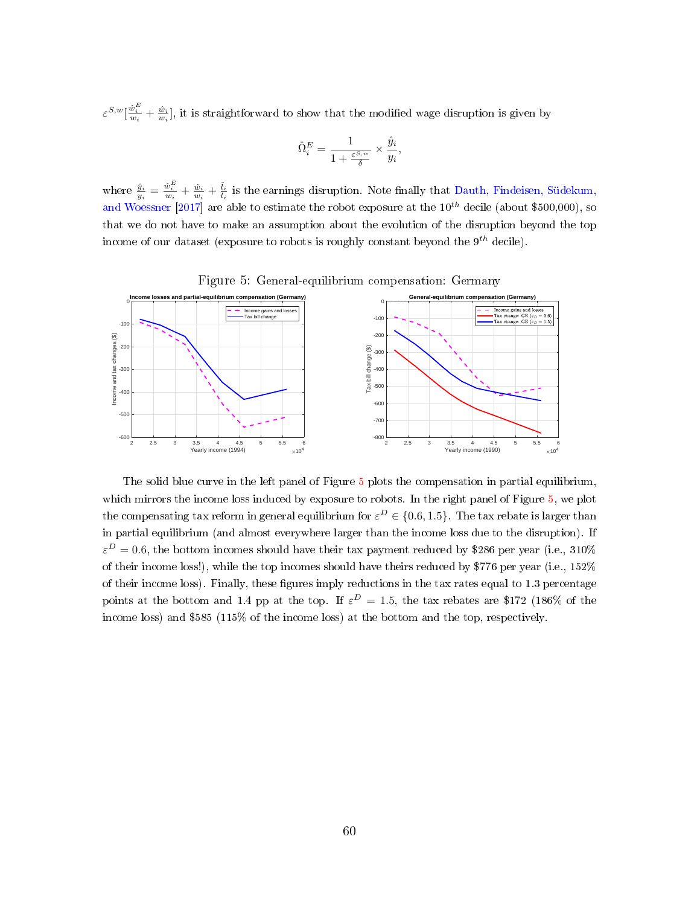$\varepsilon^{S,w}[\frac{\hat{w}_i^E}{w_i} + \frac{\hat{w}_i}{w_i}]$, it is straightforward to show that the modified wage disruption is given by

$$\hat{\Omega}_i^E = \frac{1}{1 + \frac{\varepsilon^{S,w}}{\delta}} \times \frac{\hat{y}_i}{y_i},$$

where $\frac{\hat{y}_i}{y_i} = \frac{\hat{w}_i^E}{w_i} + \frac{\hat{w}_i}{w_i} + \frac{\hat{l}_i}{l_i}$ is the earnings disruption. Note finally that Dauth, Findeisen, Südekum, and Woessner [2017] are able to estimate the robot exposure at the $10^{th}$ decile (about \$500,000), so that we do not have to make an assumption about the evolution of the disruption beyond the top income of our dataset (exposure to robots is roughly constant beyond the $9^{th}$ decile).

Figure 5: General-equilibrium compensation: Germany

Income losses and partial-equilibrium compensation (Germany)

Income gains and losses
Tax bill change

Income and tax changes ($)

0
-100
-200
-300
-400
-500
-600

2
2.5
3
3.5
4
4.5
5
5.5
6
$\times 10^4$

Yearly income (1994)

General-equilibrium compensation (Germany)

Income gains and losses
Tax change: GE ($\varepsilon_D = 0.6$)
Tax change: GE ($\varepsilon_D = 1.5$)

Tax bill change ($)

0
-100
-200
-300
-400
-500
-600
-700
-800

2
2.5
3
3.5
4
4.5
5
5.5
6
$\times 10^4$

Yearly income (1990)

The solid blue curve in the left panel of Figure 5 plots the compensation in partial equilibrium, which mirrors the income loss induced by exposure to robots. In the right panel of Figure 5, we plot the compensating tax reform in general equilibrium for $\varepsilon^D \in \{0.6, 1.5\}$. The tax rebate is larger than in partial equilibrium (and almost everywhere larger than the income loss due to the disruption). If $\varepsilon^D = 0.6$, the bottom incomes should have their tax payment reduced by \$286 per year (i.e., 310% of their income loss!), while the top incomes should have theirs reduced by \$776 per year (i.e., 152% of their income loss). Finally, these figures imply reductions in the tax rates equal to 1.3 percentage points at the bottom and 1.4 pp at the top. If $\varepsilon^D = 1.5$, the tax rebates are \$172 (186% of the income loss) and \$585 (115% of the income loss) at the bottom and the top, respectively.